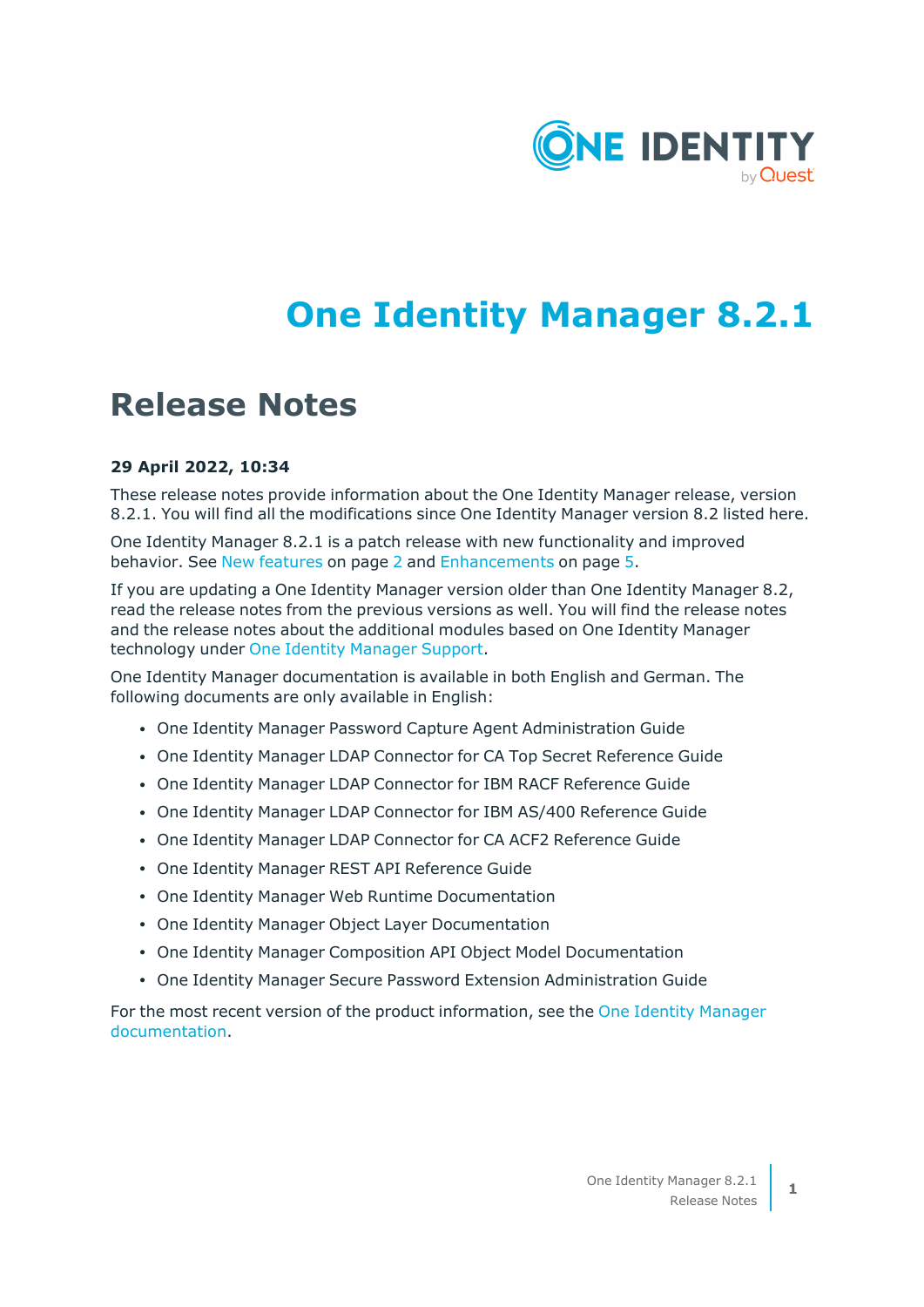# One Identity Manager 8.2.1

## Release Notes

**29 April 2022, 10:34**

These release notes provide information about the One Identity Manager release, version 8.2.1. You will find all the modifications since One Identity Manager version 8.2 listed here.

One Identity Manager 8.2.1 is a patch release with new functionality and improved behavior. See New features on page 2 and Enhancements on page 5.

If you are updating a One Identity Manager version older than One Identity Manager 8.2, read the release notes from the previous versions as well. You will find the release notes and the release notes about the additional modules based on One Identity Manager technology under One Identity Manager Support.

One Identity Manager documentation is available in both English and German. The following documents are only available in English:

- One Identity Manager Password Capture Agent Administration Guide
- One Identity Manager LDAP Connector for CA Top Secret Reference Guide
- One Identity Manager LDAP Connector for IBM RACF Reference Guide
- One Identity Manager LDAP Connector for IBM AS/400 Reference Guide
- One Identity Manager LDAP Connector for CA ACF2 Reference Guide
- One Identity Manager REST API Reference Guide
- One Identity Manager Web Runtime Documentation
- One Identity Manager Object Layer Documentation
- One Identity Manager Composition API Object Model Documentation
- One Identity Manager Secure Password Extension Administration Guide

For the most recent version of the product information, see the One Identity Manager documentation.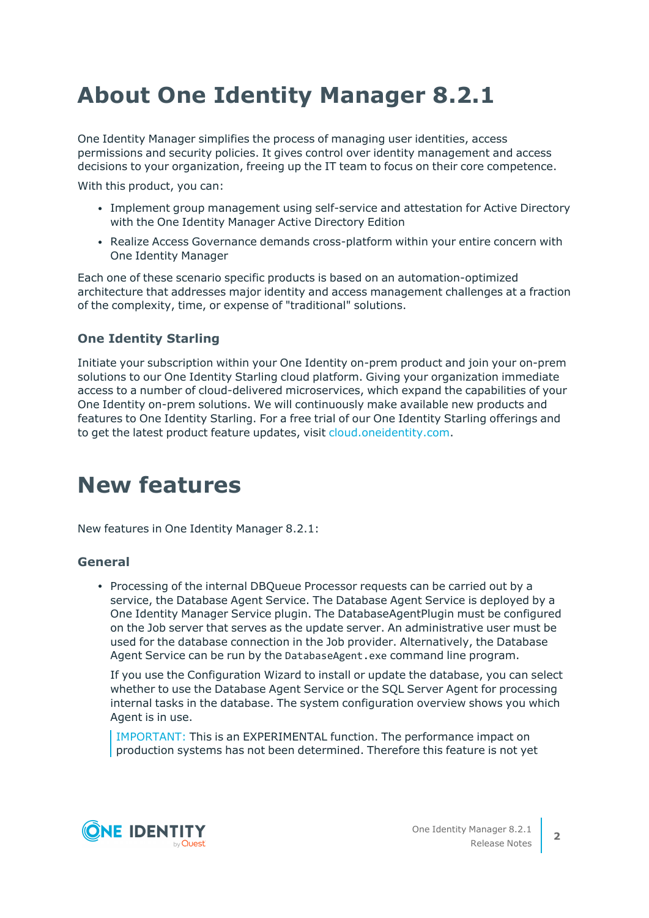# About One Identity Manager 8.2.1

One Identity Manager simplifies the process of managing user identities, access permissions and security policies. It gives control over identity management and access decisions to your organization, freeing up the IT team to focus on their core competence.

With this product, you can:

- Implement group management using self-service and attestation for Active Directory with the One Identity Manager Active Directory Edition
- Realize Access Governance demands cross-platform within your entire concern with One Identity Manager

Each one of these scenario specific products is based on an automation-optimized architecture that addresses major identity and access management challenges at a fraction of the complexity, time, or expense of "traditional" solutions.

### One Identity Starling

Initiate your subscription within your One Identity on-prem product and join your on-prem solutions to our One Identity Starling cloud platform. Giving your organization immediate access to a number of cloud-delivered microservices, which expand the capabilities of your One Identity on-prem solutions. We will continuously make available new products and features to One Identity Starling. For a free trial of our One Identity Starling offerings and to get the latest product feature updates, visit cloud.oneidentity.com.

# New features

New features in One Identity Manager 8.2.1:

### General

- Processing of the internal DBQueue Processor requests can be carried out by a service, the Database Agent Service. The Database Agent Service is deployed by a One Identity Manager Service plugin. The DatabaseAgentPlugin must be configured on the Job server that serves as the update server. An administrative user must be used for the database connection in the Job provider. Alternatively, the Database Agent Service can be run by the `DatabaseAgent.exe` command line program.

  If you use the Configuration Wizard to install or update the database, you can select whether to use the Database Agent Service or the SQL Server Agent for processing internal tasks in the database. The system configuration overview shows you which Agent is in use.

  > IMPORTANT: This is an EXPERIMENTAL function. The performance impact on production systems has not been determined. Therefore this feature is not yet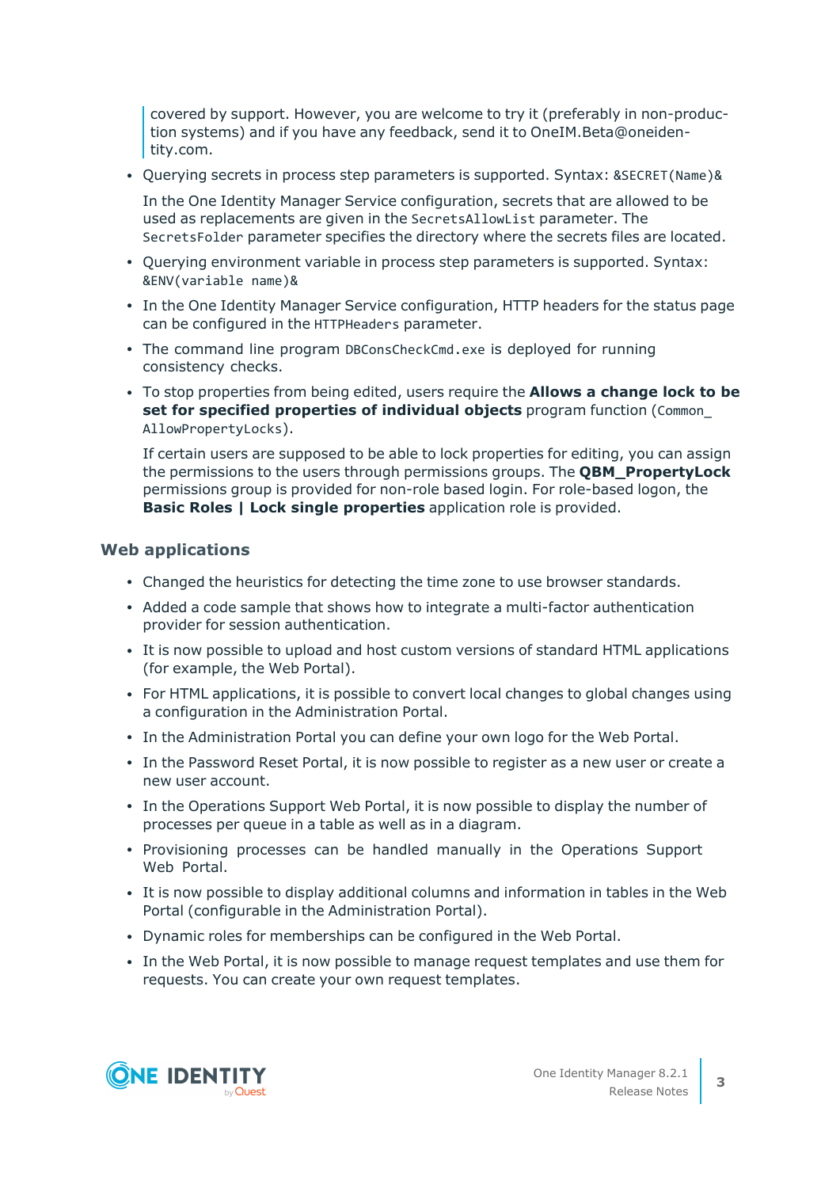> covered by support. However, you are welcome to try it (preferably in non-production systems) and if you have any feedback, send it to OneIM.Beta@oneidentity.com.

- Querying secrets in process step parameters is supported. Syntax: `&SECRET(Name)&`

  In the One Identity Manager Service configuration, secrets that are allowed to be used as replacements are given in the `SecretsAllowList` parameter. The `SecretsFolder` parameter specifies the directory where the secrets files are located.

- Querying environment variable in process step parameters is supported. Syntax: `&ENV(variable name)&`
- In the One Identity Manager Service configuration, HTTP headers for the status page can be configured in the `HTTPHeaders` parameter.
- The command line program `DBConsCheckCmd.exe` is deployed for running consistency checks.
- To stop properties from being edited, users require the **Allows a change lock to be set for specified properties of individual objects** program function (`Common_AllowPropertyLocks`).

  If certain users are supposed to be able to lock properties for editing, you can assign the permissions to the users through permissions groups. The **QBM_PropertyLock** permissions group is provided for non-role based login. For role-based logon, the **Basic Roles | Lock single properties** application role is provided.

### Web applications

- Changed the heuristics for detecting the time zone to use browser standards.
- Added a code sample that shows how to integrate a multi-factor authentication provider for session authentication.
- It is now possible to upload and host custom versions of standard HTML applications (for example, the Web Portal).
- For HTML applications, it is possible to convert local changes to global changes using a configuration in the Administration Portal.
- In the Administration Portal you can define your own logo for the Web Portal.
- In the Password Reset Portal, it is now possible to register as a new user or create a new user account.
- In the Operations Support Web Portal, it is now possible to display the number of processes per queue in a table as well as in a diagram.
- Provisioning processes can be handled manually in the Operations Support Web Portal.
- It is now possible to display additional columns and information in tables in the Web Portal (configurable in the Administration Portal).
- Dynamic roles for memberships can be configured in the Web Portal.
- In the Web Portal, it is now possible to manage request templates and use them for requests. You can create your own request templates.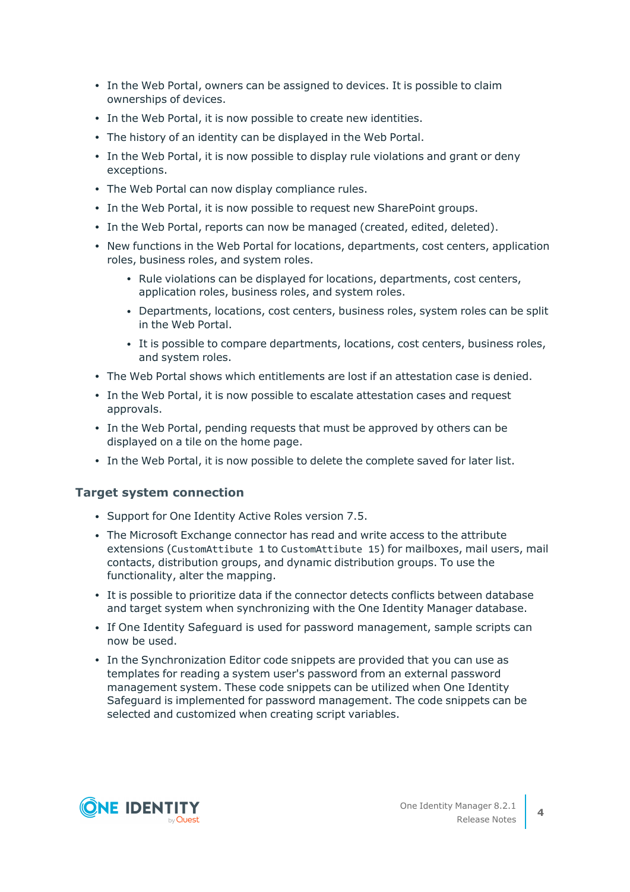- In the Web Portal, owners can be assigned to devices. It is possible to claim ownerships of devices.
- In the Web Portal, it is now possible to create new identities.
- The history of an identity can be displayed in the Web Portal.
- In the Web Portal, it is now possible to display rule violations and grant or deny exceptions.
- The Web Portal can now display compliance rules.
- In the Web Portal, it is now possible to request new SharePoint groups.
- In the Web Portal, reports can now be managed (created, edited, deleted).
- New functions in the Web Portal for locations, departments, cost centers, application roles, business roles, and system roles.
    - Rule violations can be displayed for locations, departments, cost centers, application roles, business roles, and system roles.
    - Departments, locations, cost centers, business roles, system roles can be split in the Web Portal.
    - It is possible to compare departments, locations, cost centers, business roles, and system roles.
- The Web Portal shows which entitlements are lost if an attestation case is denied.
- In the Web Portal, it is now possible to escalate attestation cases and request approvals.
- In the Web Portal, pending requests that must be approved by others can be displayed on a tile on the home page.
- In the Web Portal, it is now possible to delete the complete saved for later list.

### Target system connection

- Support for One Identity Active Roles version 7.5.
- The Microsoft Exchange connector has read and write access to the attribute extensions (`CustomAttibute 1` to `CustomAttibute 15`) for mailboxes, mail users, mail contacts, distribution groups, and dynamic distribution groups. To use the functionality, alter the mapping.
- It is possible to prioritize data if the connector detects conflicts between database and target system when synchronizing with the One Identity Manager database.
- If One Identity Safeguard is used for password management, sample scripts can now be used.
- In the Synchronization Editor code snippets are provided that you can use as templates for reading a system user's password from an external password management system. These code snippets can be utilized when One Identity Safeguard is implemented for password management. The code snippets can be selected and customized when creating script variables.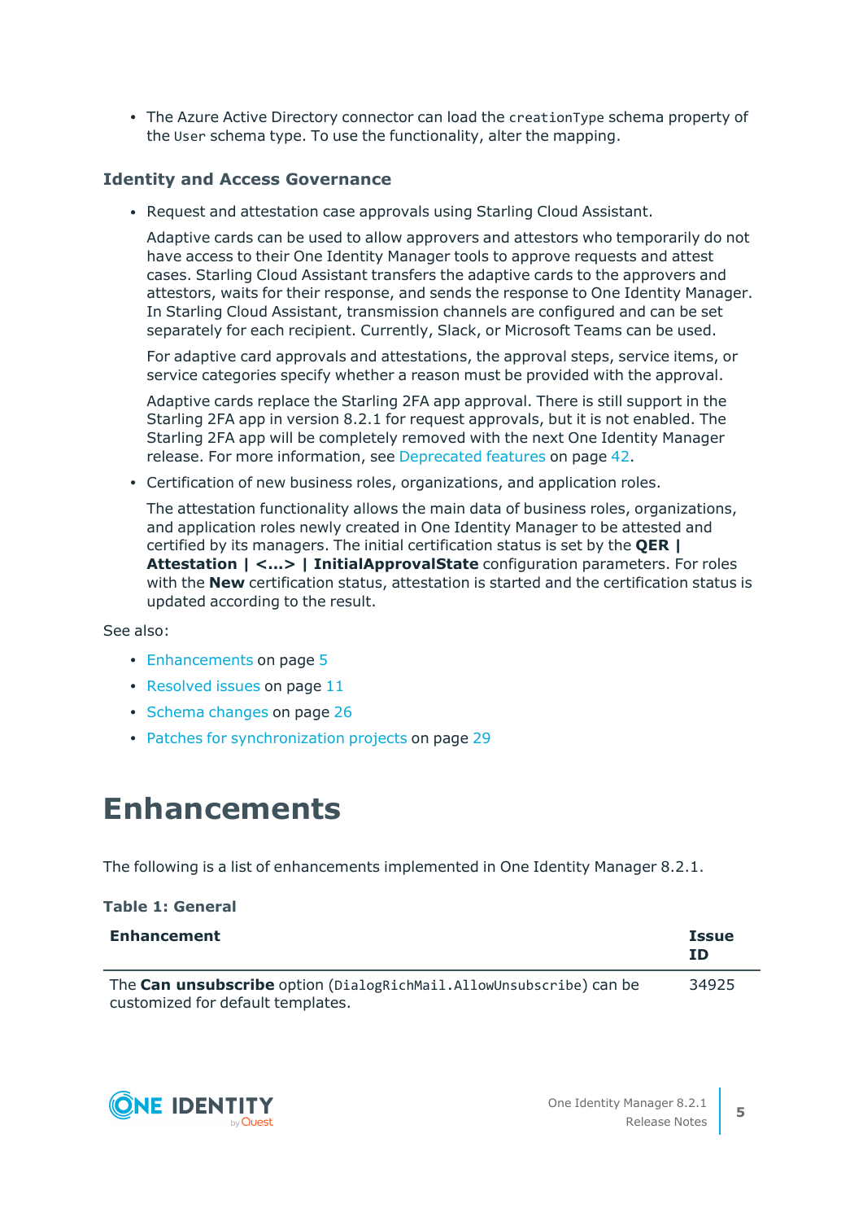- The Azure Active Directory connector can load the `creationType` schema property of the `User` schema type. To use the functionality, alter the mapping.

### Identity and Access Governance

- Request and attestation case approvals using Starling Cloud Assistant.

  Adaptive cards can be used to allow approvers and attestors who temporarily do not have access to their One Identity Manager tools to approve requests and attest cases. Starling Cloud Assistant transfers the adaptive cards to the approvers and attestors, waits for their response, and sends the response to One Identity Manager. In Starling Cloud Assistant, transmission channels are configured and can be set separately for each recipient. Currently, Slack, or Microsoft Teams can be used.

  For adaptive card approvals and attestations, the approval steps, service items, or service categories specify whether a reason must be provided with the approval.

  Adaptive cards replace the Starling 2FA app approval. There is still support in the Starling 2FA app in version 8.2.1 for request approvals, but it is not enabled. The Starling 2FA app will be completely removed with the next One Identity Manager release. For more information, see Deprecated features on page 42.

- Certification of new business roles, organizations, and application roles.

  The attestation functionality allows the main data of business roles, organizations, and application roles newly created in One Identity Manager to be attested and certified by its managers. The initial certification status is set by the **QER | Attestation | <...> | InitialApprovalState** configuration parameters. For roles with the **New** certification status, attestation is started and the certification status is updated according to the result.

See also:

- Enhancements on page 5
- Resolved issues on page 11
- Schema changes on page 26
- Patches for synchronization projects on page 29

# Enhancements

The following is a list of enhancements implemented in One Identity Manager 8.2.1.

**Table 1: General**

| Enhancement | Issue ID |
|---|---|
| The **Can unsubscribe** option (`DialogRichMail.AllowUnsubscribe`) can be customized for default templates. | 34925 |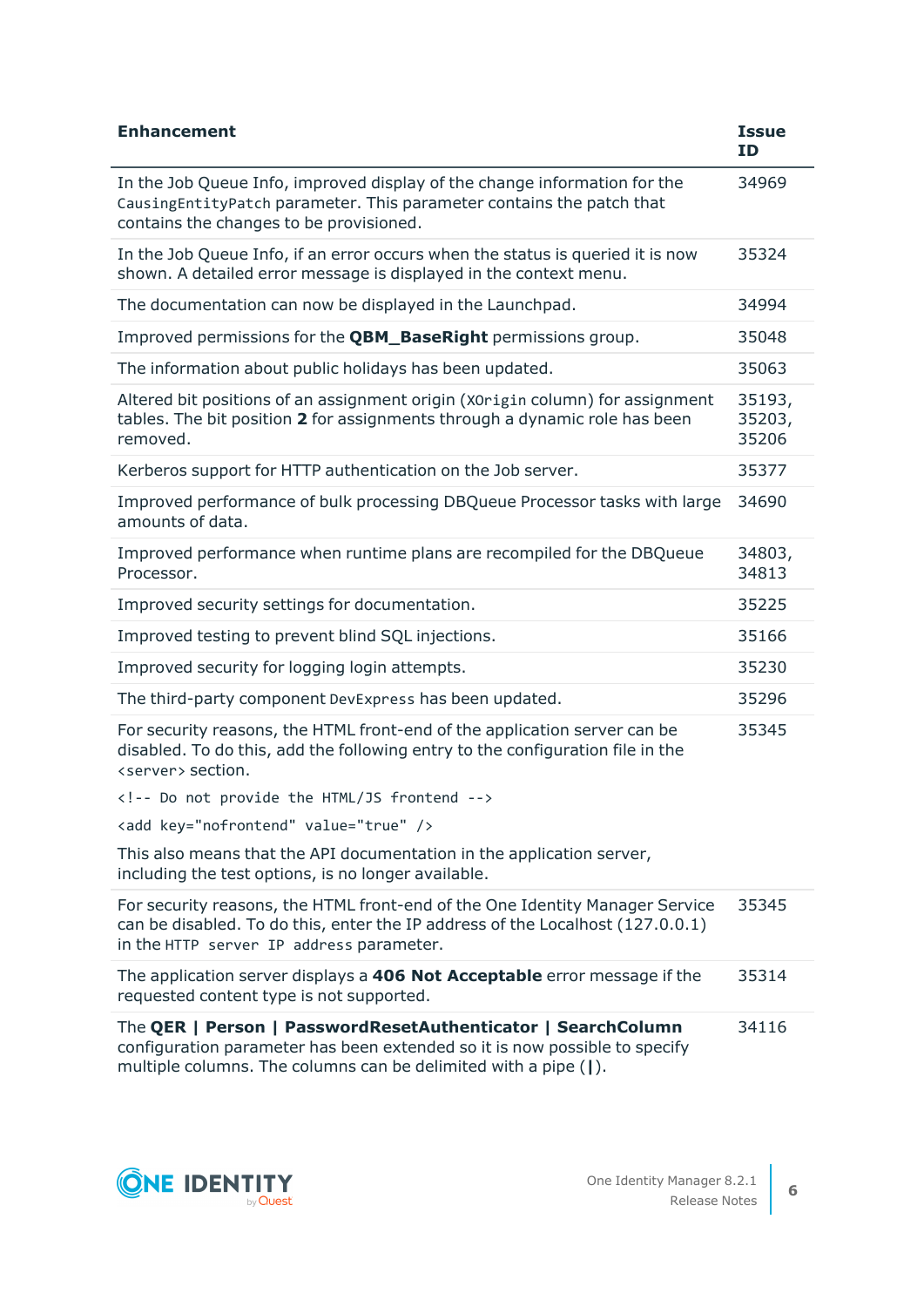| Enhancement | Issue ID |
|---|---|
| In the Job Queue Info, improved display of the change information for the `CausingEntityPatch` parameter. This parameter contains the patch that contains the changes to be provisioned. | 34969 |
| In the Job Queue Info, if an error occurs when the status is queried it is now shown. A detailed error message is displayed in the context menu. | 35324 |
| The documentation can now be displayed in the Launchpad. | 34994 |
| Improved permissions for the **QBM_BaseRight** permissions group. | 35048 |
| The information about public holidays has been updated. | 35063 |
| Altered bit positions of an assignment origin (`XOrigin` column) for assignment tables. The bit position **2** for assignments through a dynamic role has been removed. | 35193, 35203, 35206 |
| Kerberos support for HTTP authentication on the Job server. | 35377 |
| Improved performance of bulk processing DBQueue Processor tasks with large amounts of data. | 34690 |
| Improved performance when runtime plans are recompiled for the DBQueue Processor. | 34803, 34813 |
| Improved security settings for documentation. | 35225 |
| Improved testing to prevent blind SQL injections. | 35166 |
| Improved security for logging login attempts. | 35230 |
| The third-party component `DevExpress` has been updated. | 35296 |
| For security reasons, the HTML front-end of the application server can be disabled. To do this, add the following entry to the configuration file in the `<server>` section.<br>`<!-- Do not provide the HTML/JS frontend -->`<br>`<add key="nofrontend" value="true" />`<br>This also means that the API documentation in the application server, including the test options, is no longer available. | 35345 |
| For security reasons, the HTML front-end of the One Identity Manager Service can be disabled. To do this, enter the IP address of the Localhost (127.0.0.1) in the `HTTP server IP address` parameter. | 35345 |
| The application server displays a **406 Not Acceptable** error message if the requested content type is not supported. | 35314 |
| The **QER \| Person \| PasswordResetAuthenticator \| SearchColumn** configuration parameter has been extended so it is now possible to specify multiple columns. The columns can be delimited with a pipe (**\|**). | 34116 |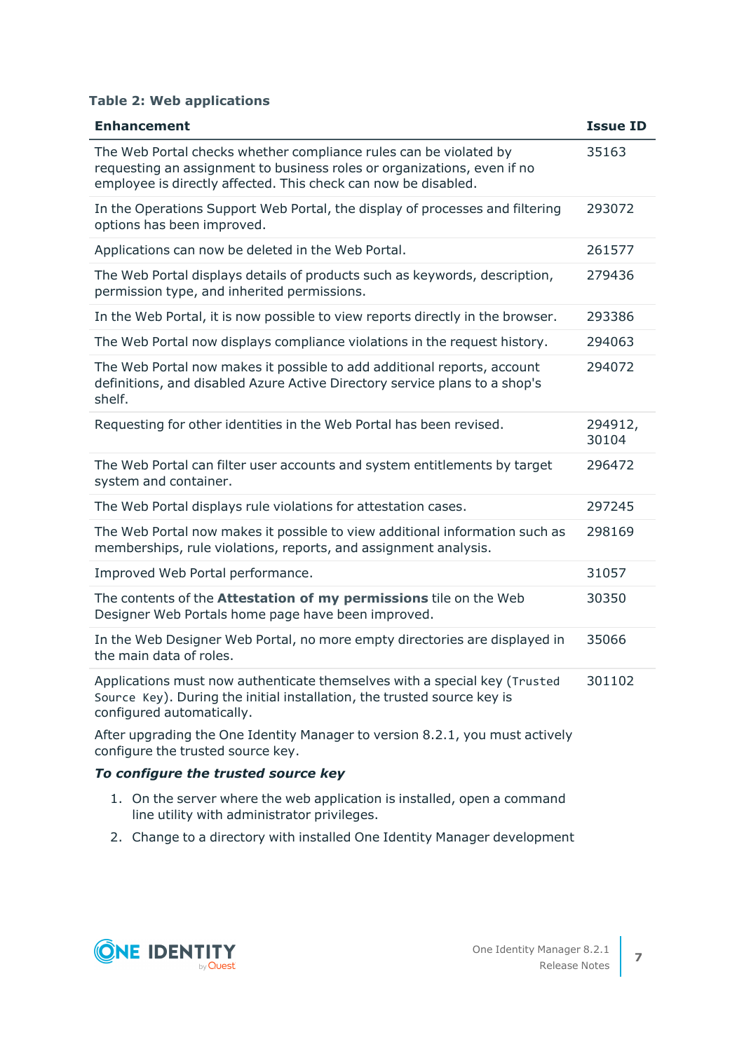**Table 2: Web applications**

| Enhancement | Issue ID |
|---|---|
| The Web Portal checks whether compliance rules can be violated by requesting an assignment to business roles or organizations, even if no employee is directly affected. This check can now be disabled. | 35163 |
| In the Operations Support Web Portal, the display of processes and filtering options has been improved. | 293072 |
| Applications can now be deleted in the Web Portal. | 261577 |
| The Web Portal displays details of products such as keywords, description, permission type, and inherited permissions. | 279436 |
| In the Web Portal, it is now possible to view reports directly in the browser. | 293386 |
| The Web Portal now displays compliance violations in the request history. | 294063 |
| The Web Portal now makes it possible to add additional reports, account definitions, and disabled Azure Active Directory service plans to a shop's shelf. | 294072 |
| Requesting for other identities in the Web Portal has been revised. | 294912, 30104 |
| The Web Portal can filter user accounts and system entitlements by target system and container. | 296472 |
| The Web Portal displays rule violations for attestation cases. | 297245 |
| The Web Portal now makes it possible to view additional information such as memberships, rule violations, reports, and assignment analysis. | 298169 |
| Improved Web Portal performance. | 31057 |
| The contents of the **Attestation of my permissions** tile on the Web Designer Web Portals home page have been improved. | 30350 |
| In the Web Designer Web Portal, no more empty directories are displayed in the main data of roles. | 35066 |
| Applications must now authenticate themselves with a special key (`Trusted Source Key`). During the initial installation, the trusted source key is configured automatically.<br><br>After upgrading the One Identity Manager to version 8.2.1, you must actively configure the trusted source key.<br><br>***To configure the trusted source key***<br><br>1. On the server where the web application is installed, open a command line utility with administrator privileges.<br>2. Change to a directory with installed One Identity Manager development | 301102 |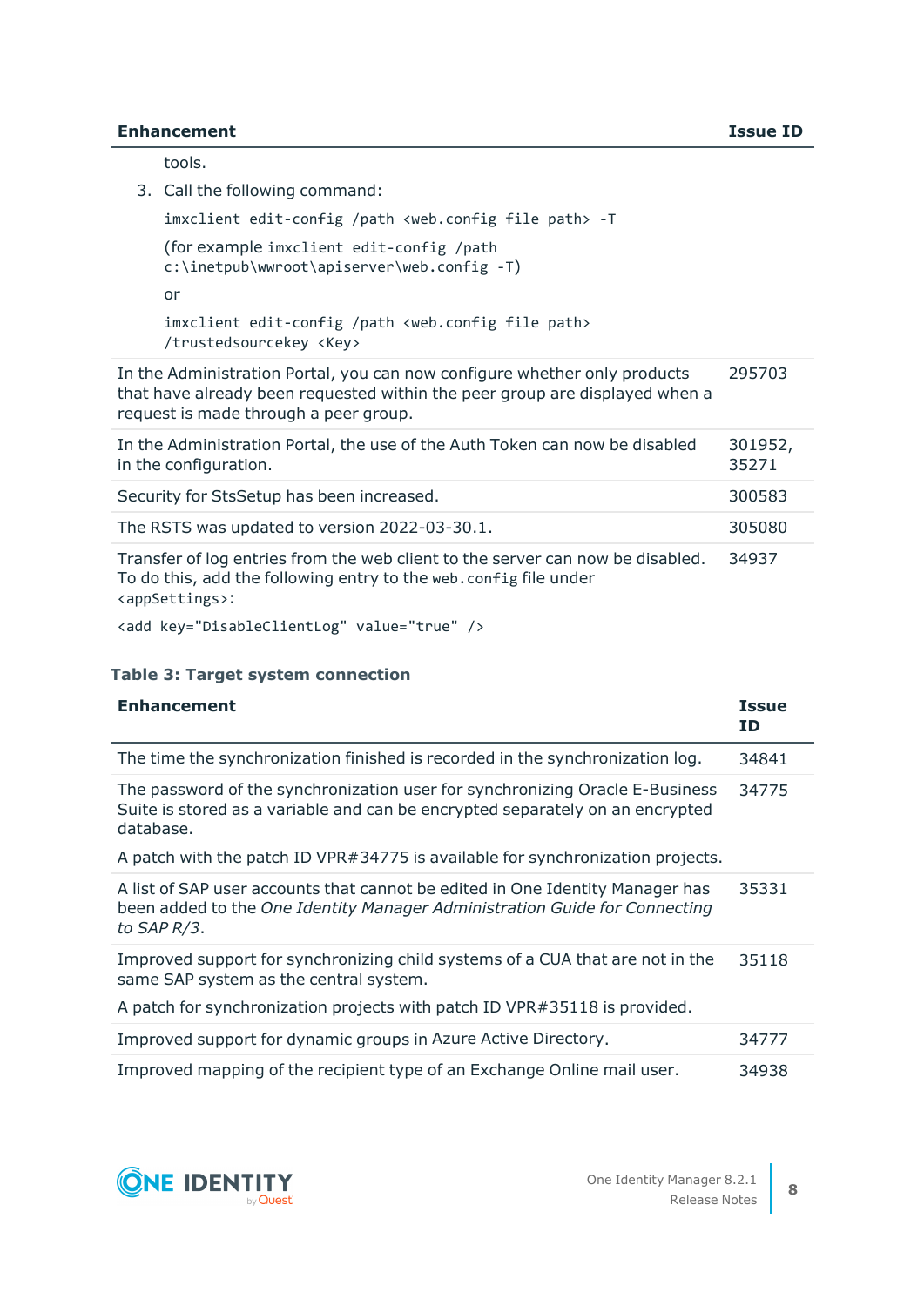| Enhancement | Issue ID |
|---|---|
| tools.<br>3. Call the following command:<br>`imxclient edit-config /path <web.config file path> -T`<br>(for example `imxclient edit-config /path c:\inetpub\wwroot\apiserver\web.config -T`)<br>or<br>`imxclient edit-config /path <web.config file path> /trustedsourcekey <Key>` | |
| In the Administration Portal, you can now configure whether only products that have already been requested within the peer group are displayed when a request is made through a peer group. | 295703 |
| In the Administration Portal, the use of the Auth Token can now be disabled in the configuration. | 301952, 35271 |
| Security for StsSetup has been increased. | 300583 |
| The RSTS was updated to version 2022-03-30.1. | 305080 |
| Transfer of log entries from the web client to the server can now be disabled. To do this, add the following entry to the `web.config` file under `<appSettings>`:<br>`<add key="DisableClientLog" value="true" />` | 34937 |

**Table 3: Target system connection**

| Enhancement | Issue ID |
|---|---|
| The time the synchronization finished is recorded in the synchronization log. | 34841 |
| The password of the synchronization user for synchronizing Oracle E-Business Suite is stored as a variable and can be encrypted separately on an encrypted database.<br>A patch with the patch ID VPR#34775 is available for synchronization projects. | 34775 |
| A list of SAP user accounts that cannot be edited in One Identity Manager has been added to the *One Identity Manager Administration Guide for Connecting to SAP R/3*. | 35331 |
| Improved support for synchronizing child systems of a CUA that are not in the same SAP system as the central system.<br>A patch for synchronization projects with patch ID VPR#35118 is provided. | 35118 |
| Improved support for dynamic groups in Azure Active Directory. | 34777 |
| Improved mapping of the recipient type of an Exchange Online mail user. | 34938 |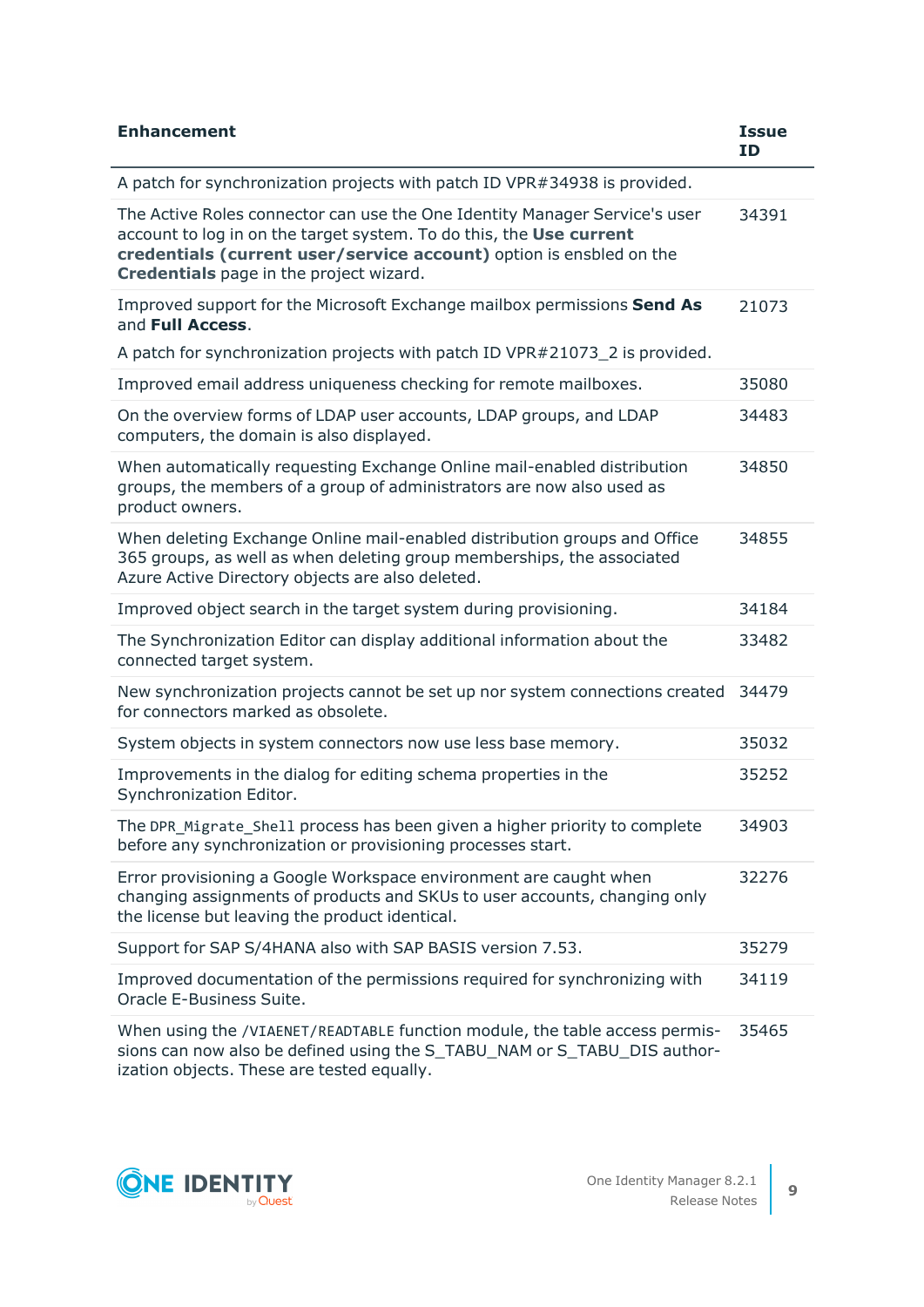| Enhancement | Issue ID |
| --- | --- |
| A patch for synchronization projects with patch ID VPR#34938 is provided. | |
| The Active Roles connector can use the One Identity Manager Service's user account to log in on the target system. To do this, the **Use current credentials (current user/service account)** option is ensbled on the **Credentials** page in the project wizard. | 34391 |
| Improved support for the Microsoft Exchange mailbox permissions **Send As** and **Full Access**.<br><br>A patch for synchronization projects with patch ID VPR#21073_2 is provided. | 21073 |
| Improved email address uniqueness checking for remote mailboxes. | 35080 |
| On the overview forms of LDAP user accounts, LDAP groups, and LDAP computers, the domain is also displayed. | 34483 |
| When automatically requesting Exchange Online mail-enabled distribution groups, the members of a group of administrators are now also used as product owners. | 34850 |
| When deleting Exchange Online mail-enabled distribution groups and Office 365 groups, as well as when deleting group memberships, the associated Azure Active Directory objects are also deleted. | 34855 |
| Improved object search in the target system during provisioning. | 34184 |
| The Synchronization Editor can display additional information about the connected target system. | 33482 |
| New synchronization projects cannot be set up nor system connections created for connectors marked as obsolete. | 34479 |
| System objects in system connectors now use less base memory. | 35032 |
| Improvements in the dialog for editing schema properties in the Synchronization Editor. | 35252 |
| The `DPR_Migrate_Shell` process has been given a higher priority to complete before any synchronization or provisioning processes start. | 34903 |
| Error provisioning a Google Workspace environment are caught when changing assignments of products and SKUs to user accounts, changing only the license but leaving the product identical. | 32276 |
| Support for SAP S/4HANA also with SAP BASIS version 7.53. | 35279 |
| Improved documentation of the permissions required for synchronizing with Oracle E-Business Suite. | 34119 |
| When using the `/VIAENET/READTABLE` function module, the table access permissions can now also be defined using the S_TABU_NAM or S_TABU_DIS authorization objects. These are tested equally. | 35465 |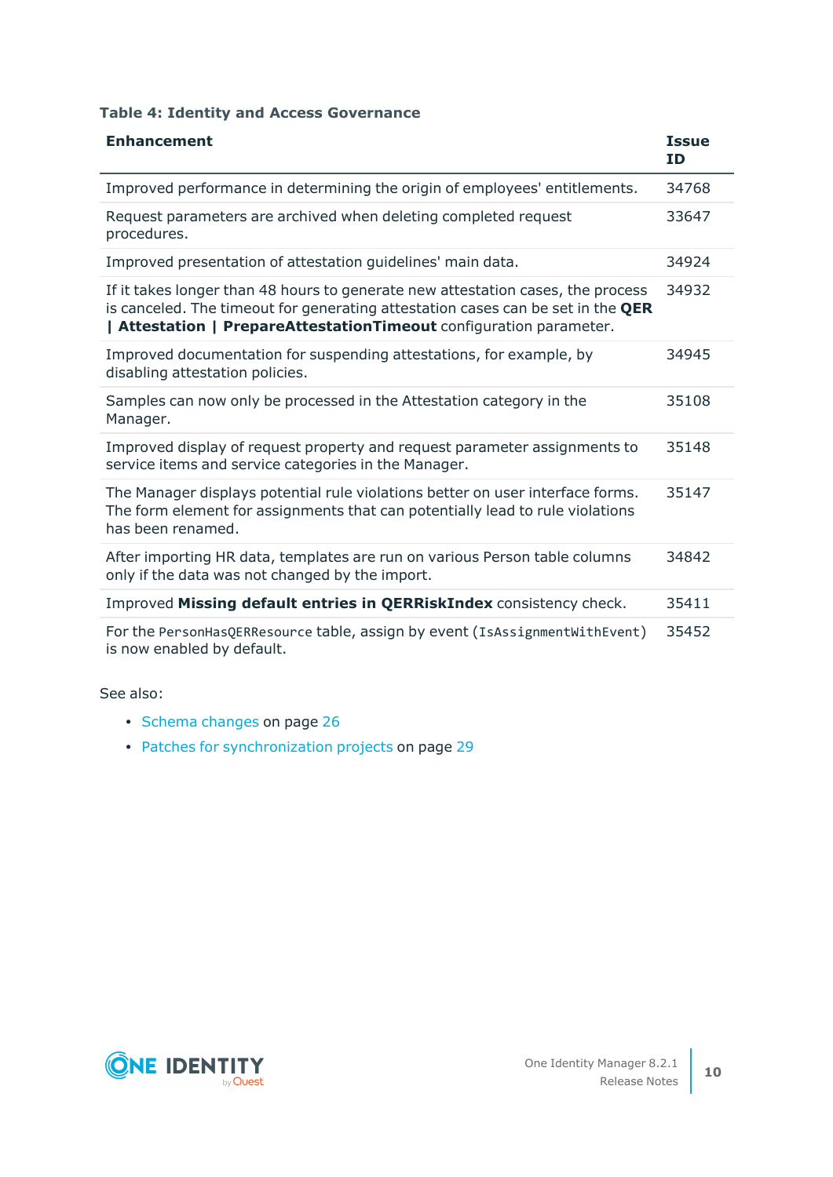**Table 4: Identity and Access Governance**

| Enhancement | Issue ID |
|---|---|
| Improved performance in determining the origin of employees' entitlements. | 34768 |
| Request parameters are archived when deleting completed request procedures. | 33647 |
| Improved presentation of attestation guidelines' main data. | 34924 |
| If it takes longer than 48 hours to generate new attestation cases, the process is canceled. The timeout for generating attestation cases can be set in the **QER \| Attestation \| PrepareAttestationTimeout** configuration parameter. | 34932 |
| Improved documentation for suspending attestations, for example, by disabling attestation policies. | 34945 |
| Samples can now only be processed in the Attestation category in the Manager. | 35108 |
| Improved display of request property and request parameter assignments to service items and service categories in the Manager. | 35148 |
| The Manager displays potential rule violations better on user interface forms. The form element for assignments that can potentially lead to rule violations has been renamed. | 35147 |
| After importing HR data, templates are run on various Person table columns only if the data was not changed by the import. | 34842 |
| Improved **Missing default entries in QERRiskIndex** consistency check. | 35411 |
| For the `PersonHasQERResource` table, assign by event (`IsAssignmentWithEvent`) is now enabled by default. | 35452 |

See also:

- Schema changes on page 26
- Patches for synchronization projects on page 29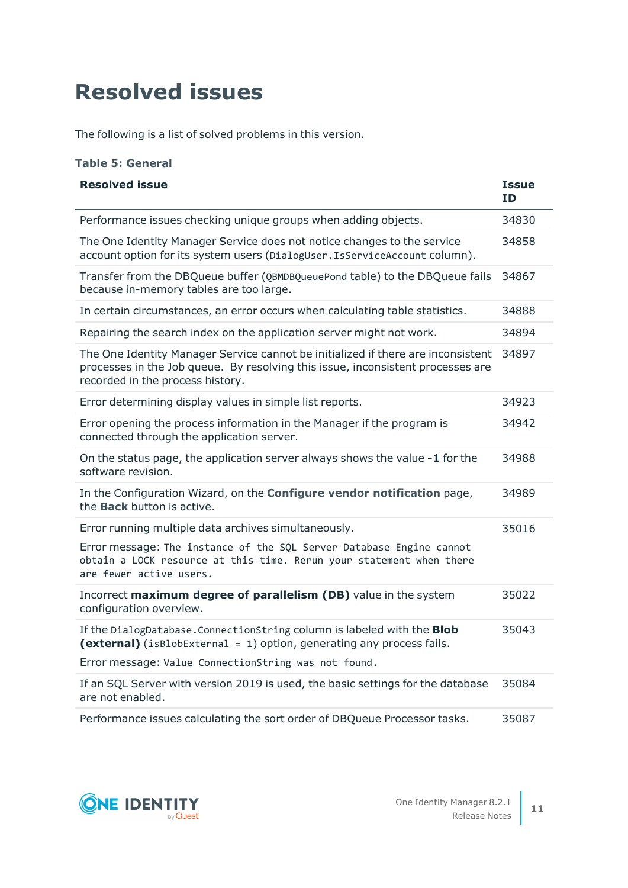# Resolved issues

The following is a list of solved problems in this version.

**Table 5: General**

| Resolved issue | Issue ID |
|---|---|
| Performance issues checking unique groups when adding objects. | 34830 |
| The One Identity Manager Service does not notice changes to the service account option for its system users (`DialogUser.IsServiceAccount` column). | 34858 |
| Transfer from the DBQueue buffer (`QBMDBQueuePond` table) to the DBQueue fails because in-memory tables are too large. | 34867 |
| In certain circumstances, an error occurs when calculating table statistics. | 34888 |
| Repairing the search index on the application server might not work. | 34894 |
| The One Identity Manager Service cannot be initialized if there are inconsistent processes in the Job queue. By resolving this issue, inconsistent processes are recorded in the process history. | 34897 |
| Error determining display values in simple list reports. | 34923 |
| Error opening the process information in the Manager if the program is connected through the application server. | 34942 |
| On the status page, the application server always shows the value **-1** for the software revision. | 34988 |
| In the Configuration Wizard, on the **Configure vendor notification** page, the **Back** button is active. | 34989 |
| Error running multiple data archives simultaneously.<br><br>Error message: `The instance of the SQL Server Database Engine cannot obtain a LOCK resource at this time. Rerun your statement when there are fewer active users.` | 35016 |
| Incorrect **maximum degree of parallelism (DB)** value in the system configuration overview. | 35022 |
| If the `DialogDatabase.ConnectionString` column is labeled with the **Blob (external)** (`isBlobExternal = 1`) option, generating any process fails.<br><br>Error message: `Value ConnectionString was not found.` | 35043 |
| If an SQL Server with version 2019 is used, the basic settings for the database are not enabled. | 35084 |
| Performance issues calculating the sort order of DBQueue Processor tasks. | 35087 |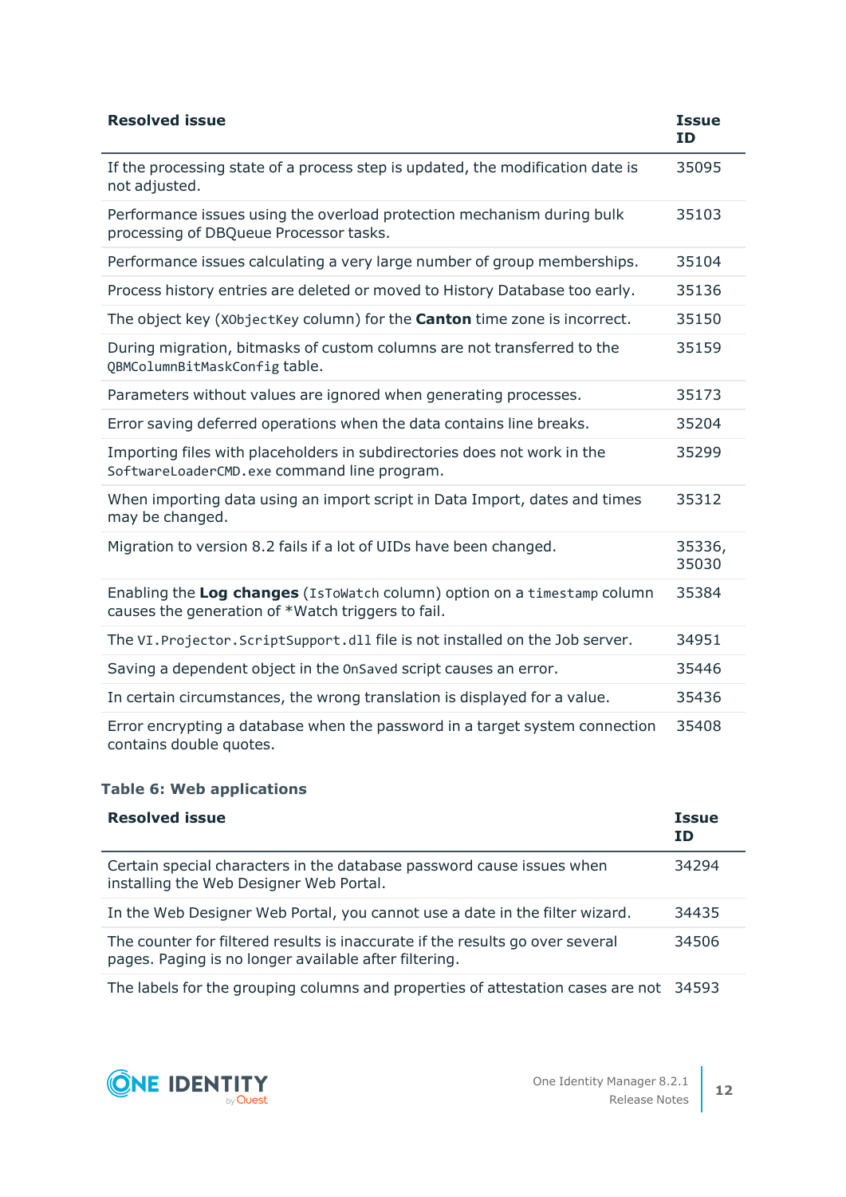| Resolved issue | Issue ID |
|---|---|
| If the processing state of a process step is updated, the modification date is not adjusted. | 35095 |
| Performance issues using the overload protection mechanism during bulk processing of DBQueue Processor tasks. | 35103 |
| Performance issues calculating a very large number of group memberships. | 35104 |
| Process history entries are deleted or moved to History Database too early. | 35136 |
| The object key (`XObjectKey` column) for the **Canton** time zone is incorrect. | 35150 |
| During migration, bitmasks of custom columns are not transferred to the `QBMColumnBitMaskConfig` table. | 35159 |
| Parameters without values are ignored when generating processes. | 35173 |
| Error saving deferred operations when the data contains line breaks. | 35204 |
| Importing files with placeholders in subdirectories does not work in the `SoftwareLoaderCMD.exe` command line program. | 35299 |
| When importing data using an import script in Data Import, dates and times may be changed. | 35312 |
| Migration to version 8.2 fails if a lot of UIDs have been changed. | 35336, 35030 |
| Enabling the **Log changes** (`IsToWatch` column) option on a `timestamp` column causes the generation of *Watch triggers to fail. | 35384 |
| The `VI.Projector.ScriptSupport.dll` file is not installed on the Job server. | 34951 |
| Saving a dependent object in the `OnSaved` script causes an error. | 35446 |
| In certain circumstances, the wrong translation is displayed for a value. | 35436 |
| Error encrypting a database when the password in a target system connection contains double quotes. | 35408 |

**Table 6: Web applications**

| Resolved issue | Issue ID |
|---|---|
| Certain special characters in the database password cause issues when installing the Web Designer Web Portal. | 34294 |
| In the Web Designer Web Portal, you cannot use a date in the filter wizard. | 34435 |
| The counter for filtered results is inaccurate if the results go over several pages. Paging is no longer available after filtering. | 34506 |
| The labels for the grouping columns and properties of attestation cases are not | 34593 |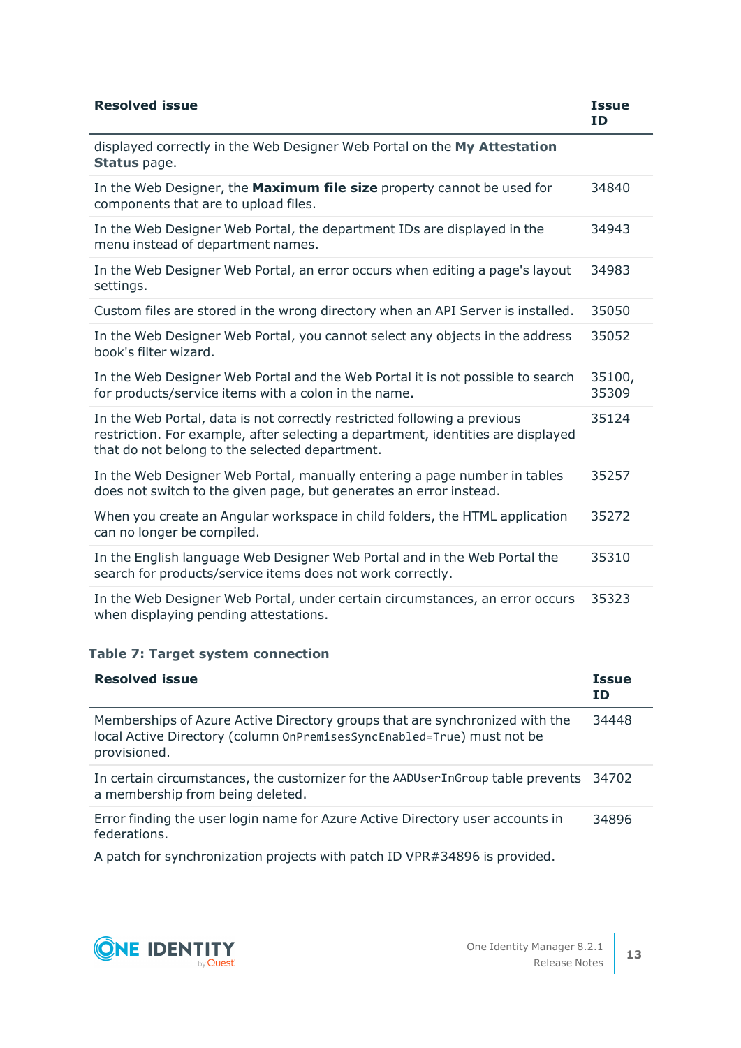| Resolved issue | Issue ID |
|---|---|
| displayed correctly in the Web Designer Web Portal on the **My Attestation Status** page. | |
| In the Web Designer, the **Maximum file size** property cannot be used for components that are to upload files. | 34840 |
| In the Web Designer Web Portal, the department IDs are displayed in the menu instead of department names. | 34943 |
| In the Web Designer Web Portal, an error occurs when editing a page's layout settings. | 34983 |
| Custom files are stored in the wrong directory when an API Server is installed. | 35050 |
| In the Web Designer Web Portal, you cannot select any objects in the address book's filter wizard. | 35052 |
| In the Web Designer Web Portal and the Web Portal it is not possible to search for products/service items with a colon in the name. | 35100, 35309 |
| In the Web Portal, data is not correctly restricted following a previous restriction. For example, after selecting a department, identities are displayed that do not belong to the selected department. | 35124 |
| In the Web Designer Web Portal, manually entering a page number in tables does not switch to the given page, but generates an error instead. | 35257 |
| When you create an Angular workspace in child folders, the HTML application can no longer be compiled. | 35272 |
| In the English language Web Designer Web Portal and in the Web Portal the search for products/service items does not work correctly. | 35310 |
| In the Web Designer Web Portal, under certain circumstances, an error occurs when displaying pending attestations. | 35323 |

**Table 7: Target system connection**

| Resolved issue | Issue ID |
|---|---|
| Memberships of Azure Active Directory groups that are synchronized with the local Active Directory (column `OnPremisesSyncEnabled=True`) must not be provisioned. | 34448 |
| In certain circumstances, the customizer for the `AADUserInGroup` table prevents a membership from being deleted. | 34702 |
| Error finding the user login name for Azure Active Directory user accounts in federations.<br><br>A patch for synchronization projects with patch ID VPR#34896 is provided. | 34896 |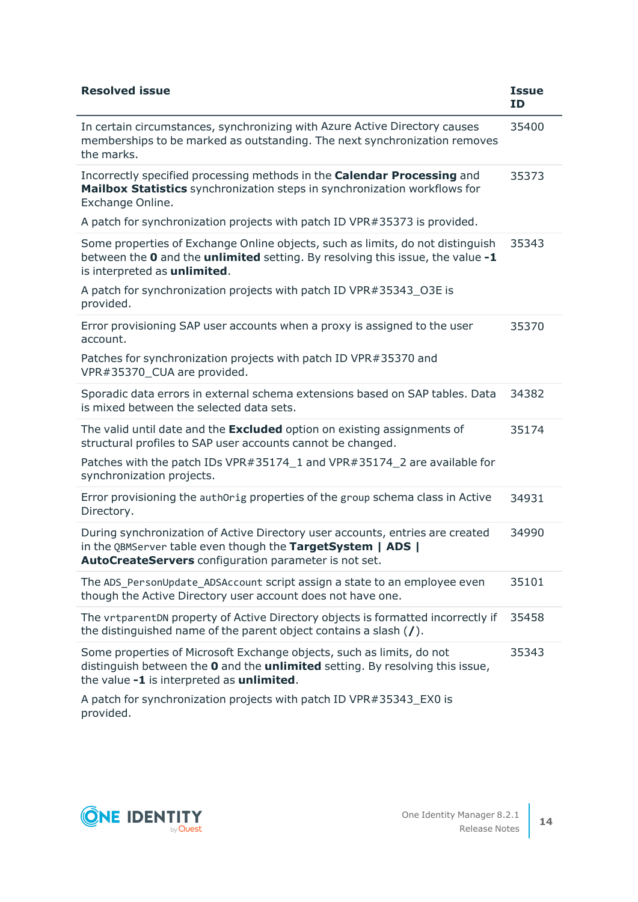| Resolved issue | Issue ID |
| --- | --- |
| In certain circumstances, synchronizing with Azure Active Directory causes memberships to be marked as outstanding. The next synchronization removes the marks. | 35400 |
| Incorrectly specified processing methods in the **Calendar Processing** and **Mailbox Statistics** synchronization steps in synchronization workflows for Exchange Online.<br><br>A patch for synchronization projects with patch ID VPR#35373 is provided. | 35373 |
| Some properties of Exchange Online objects, such as limits, do not distinguish between the **0** and the **unlimited** setting. By resolving this issue, the value **-1** is interpreted as **unlimited**.<br><br>A patch for synchronization projects with patch ID VPR#35343_O3E is provided. | 35343 |
| Error provisioning SAP user accounts when a proxy is assigned to the user account.<br><br>Patches for synchronization projects with patch ID VPR#35370 and VPR#35370_CUA are provided. | 35370 |
| Sporadic data errors in external schema extensions based on SAP tables. Data is mixed between the selected data sets. | 34382 |
| The valid until date and the **Excluded** option on existing assignments of structural profiles to SAP user accounts cannot be changed.<br><br>Patches with the patch IDs VPR#35174_1 and VPR#35174_2 are available for synchronization projects. | 35174 |
| Error provisioning the `authOrig` properties of the `group` schema class in Active Directory. | 34931 |
| During synchronization of Active Directory user accounts, entries are created in the `QBMServer` table even though the **TargetSystem \| ADS \| AutoCreateServers** configuration parameter is not set. | 34990 |
| The `ADS_PersonUpdate_ADSAccount` script assign a state to an employee even though the Active Directory user account does not have one. | 35101 |
| The `vrtparentDN` property of Active Directory objects is formatted incorrectly if the distinguished name of the parent object contains a slash (**/**). | 35458 |
| Some properties of Microsoft Exchange objects, such as limits, do not distinguish between the **0** and the **unlimited** setting. By resolving this issue, the value **-1** is interpreted as **unlimited**.<br><br>A patch for synchronization projects with patch ID VPR#35343_EX0 is provided. | 35343 |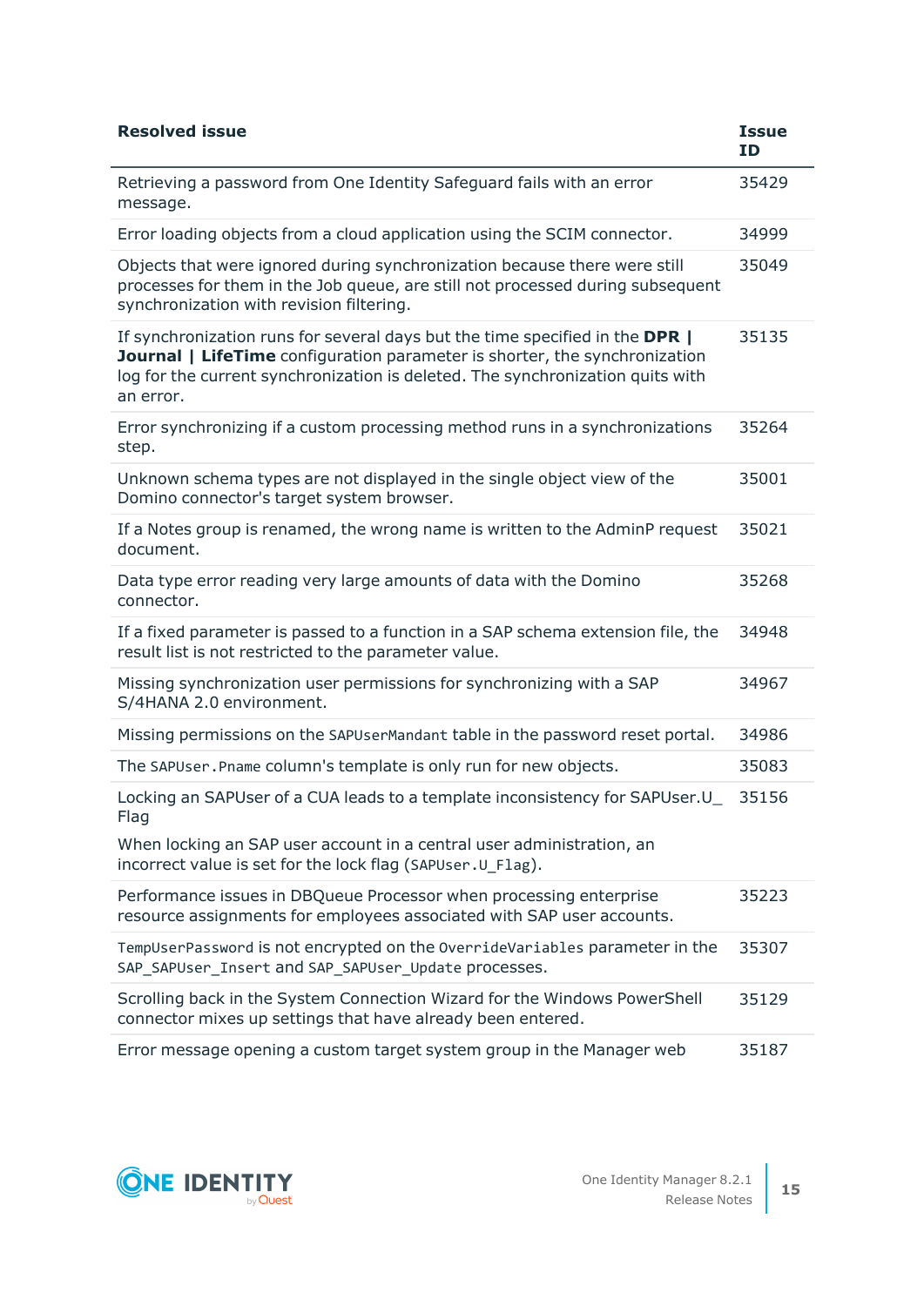| Resolved issue | Issue ID |
|---|---|
| Retrieving a password from One Identity Safeguard fails with an error message. | 35429 |
| Error loading objects from a cloud application using the SCIM connector. | 34999 |
| Objects that were ignored during synchronization because there were still processes for them in the Job queue, are still not processed during subsequent synchronization with revision filtering. | 35049 |
| If synchronization runs for several days but the time specified in the **DPR \| Journal \| LifeTime** configuration parameter is shorter, the synchronization log for the current synchronization is deleted. The synchronization quits with an error. | 35135 |
| Error synchronizing if a custom processing method runs in a synchronizations step. | 35264 |
| Unknown schema types are not displayed in the single object view of the Domino connector's target system browser. | 35001 |
| If a Notes group is renamed, the wrong name is written to the AdminP request document. | 35021 |
| Data type error reading very large amounts of data with the Domino connector. | 35268 |
| If a fixed parameter is passed to a function in a SAP schema extension file, the result list is not restricted to the parameter value. | 34948 |
| Missing synchronization user permissions for synchronizing with a SAP S/4HANA 2.0 environment. | 34967 |
| Missing permissions on the `SAPUserMandant` table in the password reset portal. | 34986 |
| The `SAPUser.Pname` column's template is only run for new objects. | 35083 |
| Locking an SAPUser of a CUA leads to a template inconsistency for SAPUser.U_Flag<br><br>When locking an SAP user account in a central user administration, an incorrect value is set for the lock flag (`SAPUser.U_Flag`). | 35156 |
| Performance issues in DBQueue Processor when processing enterprise resource assignments for employees associated with SAP user accounts. | 35223 |
| `TempUserPassword` is not encrypted on the `OverrideVariables` parameter in the `SAP_SAPUser_Insert` and `SAP_SAPUser_Update` processes. | 35307 |
| Scrolling back in the System Connection Wizard for the Windows PowerShell connector mixes up settings that have already been entered. | 35129 |
| Error message opening a custom target system group in the Manager web | 35187 |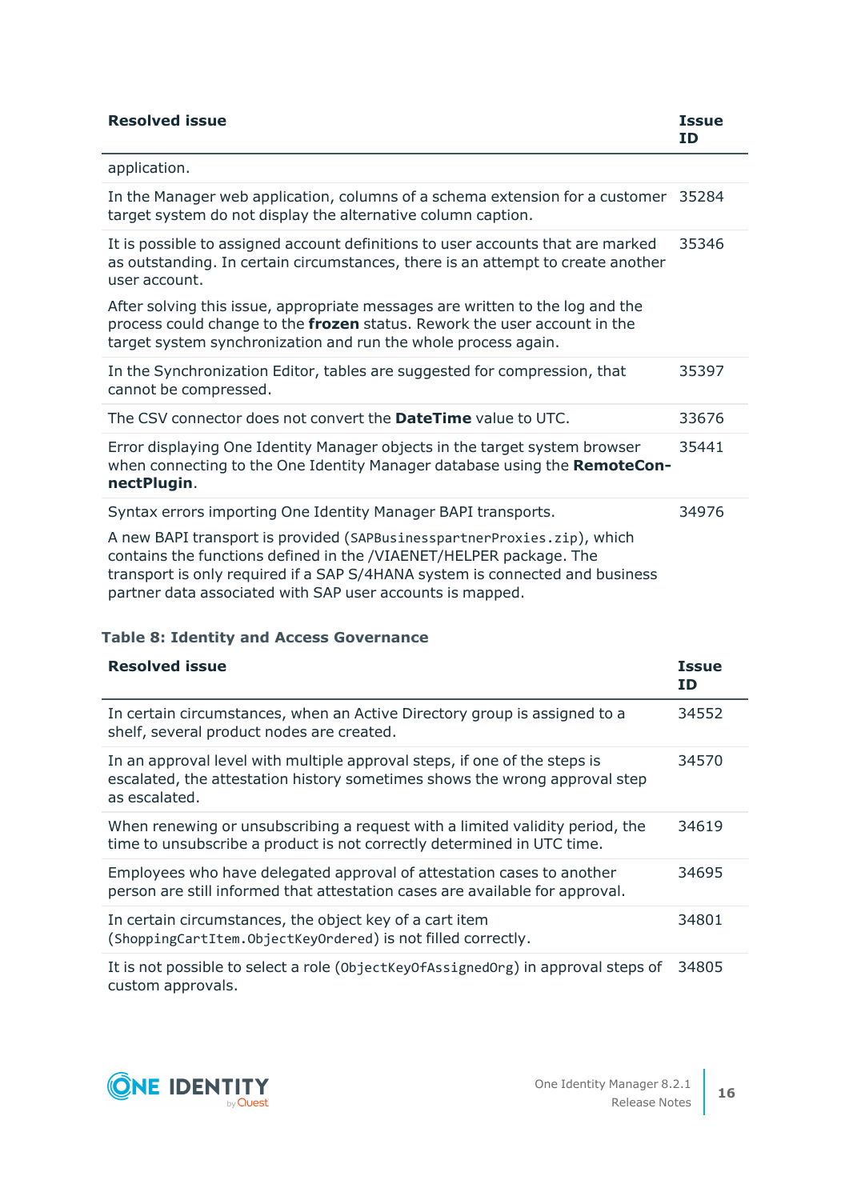| Resolved issue | Issue ID |
|---|---|
| application. | |
| In the Manager web application, columns of a schema extension for a customer target system do not display the alternative column caption. | 35284 |
| It is possible to assigned account definitions to user accounts that are marked as outstanding. In certain circumstances, there is an attempt to create another user account.<br><br>After solving this issue, appropriate messages are written to the log and the process could change to the **frozen** status. Rework the user account in the target system synchronization and run the whole process again. | 35346 |
| In the Synchronization Editor, tables are suggested for compression, that cannot be compressed. | 35397 |
| The CSV connector does not convert the **DateTime** value to UTC. | 33676 |
| Error displaying One Identity Manager objects in the target system browser when connecting to the One Identity Manager database using the **RemoteConnectPlugin**. | 35441 |
| Syntax errors importing One Identity Manager BAPI transports.<br><br>A new BAPI transport is provided (`SAPBusinesspartnerProxies.zip`), which contains the functions defined in the /VIAENET/HELPER package. The transport is only required if a SAP S/4HANA system is connected and business partner data associated with SAP user accounts is mapped. | 34976 |

**Table 8: Identity and Access Governance**

| Resolved issue | Issue ID |
|---|---|
| In certain circumstances, when an Active Directory group is assigned to a shelf, several product nodes are created. | 34552 |
| In an approval level with multiple approval steps, if one of the steps is escalated, the attestation history sometimes shows the wrong approval step as escalated. | 34570 |
| When renewing or unsubscribing a request with a limited validity period, the time to unsubscribe a product is not correctly determined in UTC time. | 34619 |
| Employees who have delegated approval of attestation cases to another person are still informed that attestation cases are available for approval. | 34695 |
| In certain circumstances, the object key of a cart item (`ShoppingCartItem.ObjectKeyOrdered`) is not filled correctly. | 34801 |
| It is not possible to select a role (`ObjectKeyOfAssignedOrg`) in approval steps of custom approvals. | 34805 |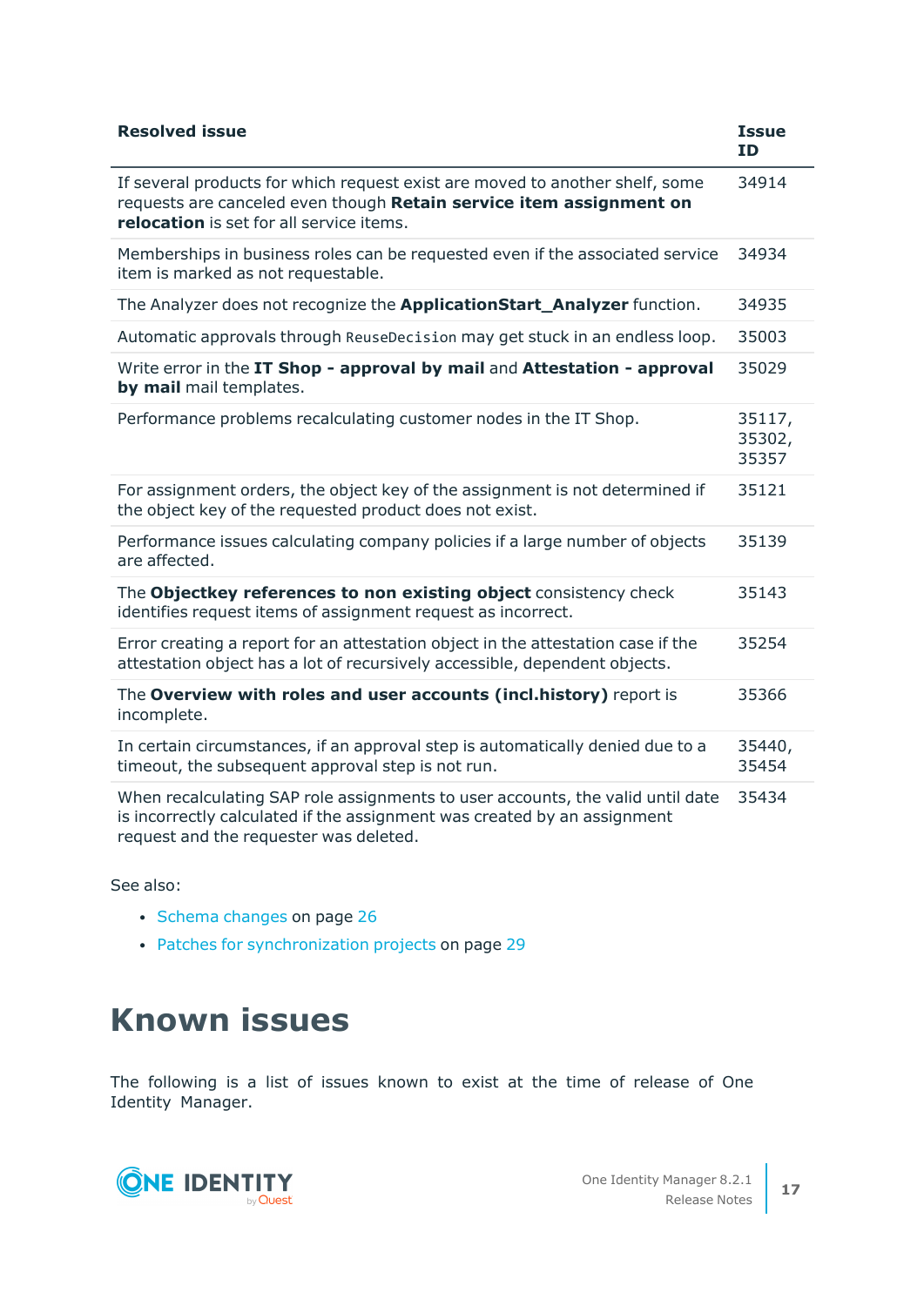| Resolved issue | Issue ID |
|---|---|
| If several products for which request exist are moved to another shelf, some requests are canceled even though **Retain service item assignment on relocation** is set for all service items. | 34914 |
| Memberships in business roles can be requested even if the associated service item is marked as not requestable. | 34934 |
| The Analyzer does not recognize the **ApplicationStart_Analyzer** function. | 34935 |
| Automatic approvals through `ReuseDecision` may get stuck in an endless loop. | 35003 |
| Write error in the **IT Shop - approval by mail** and **Attestation - approval by mail** mail templates. | 35029 |
| Performance problems recalculating customer nodes in the IT Shop. | 35117, 35302, 35357 |
| For assignment orders, the object key of the assignment is not determined if the object key of the requested product does not exist. | 35121 |
| Performance issues calculating company policies if a large number of objects are affected. | 35139 |
| The **Objectkey references to non existing object** consistency check identifies request items of assignment request as incorrect. | 35143 |
| Error creating a report for an attestation object in the attestation case if the attestation object has a lot of recursively accessible, dependent objects. | 35254 |
| The **Overview with roles and user accounts (incl.history)** report is incomplete. | 35366 |
| In certain circumstances, if an approval step is automatically denied due to a timeout, the subsequent approval step is not run. | 35440, 35454 |
| When recalculating SAP role assignments to user accounts, the valid until date is incorrectly calculated if the assignment was created by an assignment request and the requester was deleted. | 35434 |

See also:

- Schema changes on page 26
- Patches for synchronization projects on page 29

# Known issues

The following is a list of issues known to exist at the time of release of One Identity Manager.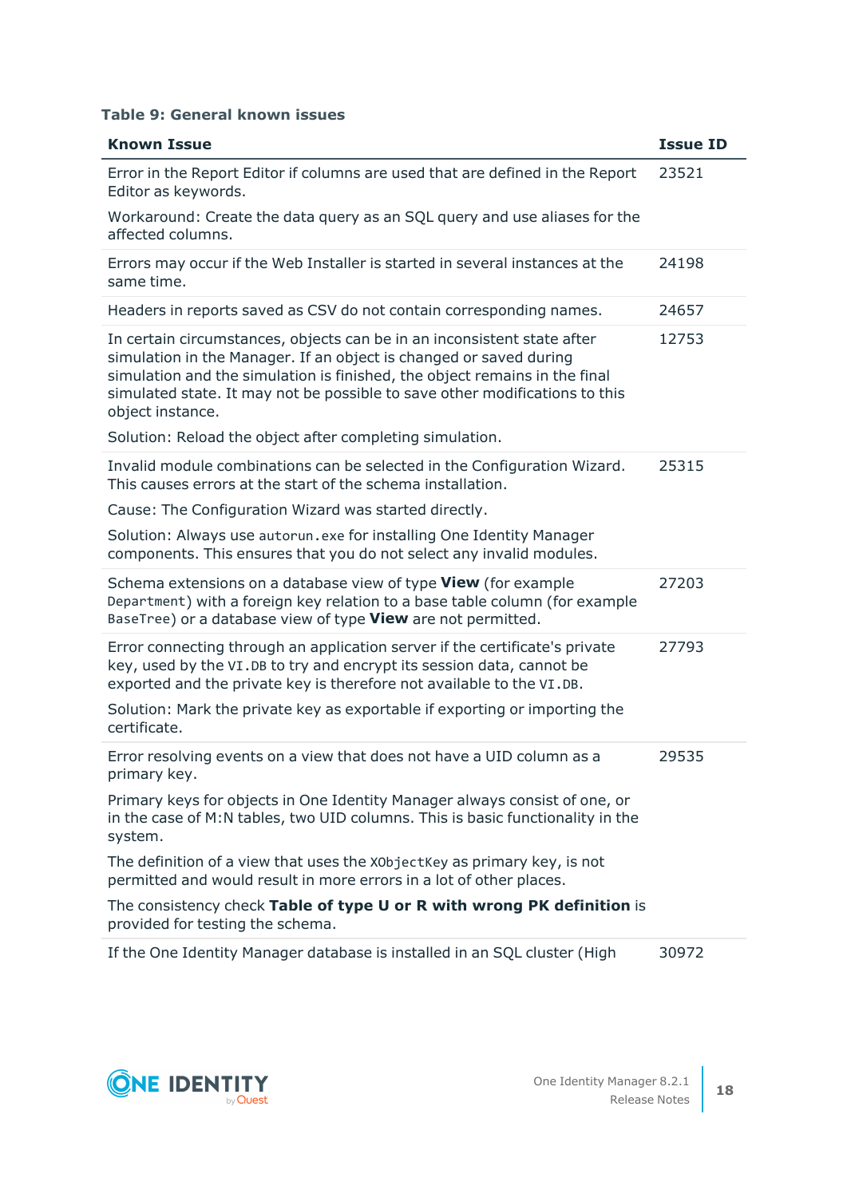**Table 9: General known issues**

| Known Issue | Issue ID |
| --- | --- |
| Error in the Report Editor if columns are used that are defined in the Report Editor as keywords.<br><br>Workaround: Create the data query as an SQL query and use aliases for the affected columns. | 23521 |
| Errors may occur if the Web Installer is started in several instances at the same time. | 24198 |
| Headers in reports saved as CSV do not contain corresponding names. | 24657 |
| In certain circumstances, objects can be in an inconsistent state after simulation in the Manager. If an object is changed or saved during simulation and the simulation is finished, the object remains in the final simulated state. It may not be possible to save other modifications to this object instance.<br><br>Solution: Reload the object after completing simulation. | 12753 |
| Invalid module combinations can be selected in the Configuration Wizard. This causes errors at the start of the schema installation.<br><br>Cause: The Configuration Wizard was started directly.<br><br>Solution: Always use `autorun.exe` for installing One Identity Manager components. This ensures that you do not select any invalid modules. | 25315 |
| Schema extensions on a database view of type **View** (for example `Department`) with a foreign key relation to a base table column (for example `BaseTree`) or a database view of type **View** are not permitted. | 27203 |
| Error connecting through an application server if the certificate's private key, used by the `VI.DB` to try and encrypt its session data, cannot be exported and the private key is therefore not available to the `VI.DB`.<br><br>Solution: Mark the private key as exportable if exporting or importing the certificate. | 27793 |
| Error resolving events on a view that does not have a UID column as a primary key.<br><br>Primary keys for objects in One Identity Manager always consist of one, or in the case of M:N tables, two UID columns. This is basic functionality in the system.<br><br>The definition of a view that uses the `XObjectKey` as primary key, is not permitted and would result in more errors in a lot of other places.<br><br>The consistency check **Table of type U or R with wrong PK definition** is provided for testing the schema. | 29535 |
| If the One Identity Manager database is installed in an SQL cluster (High | 30972 |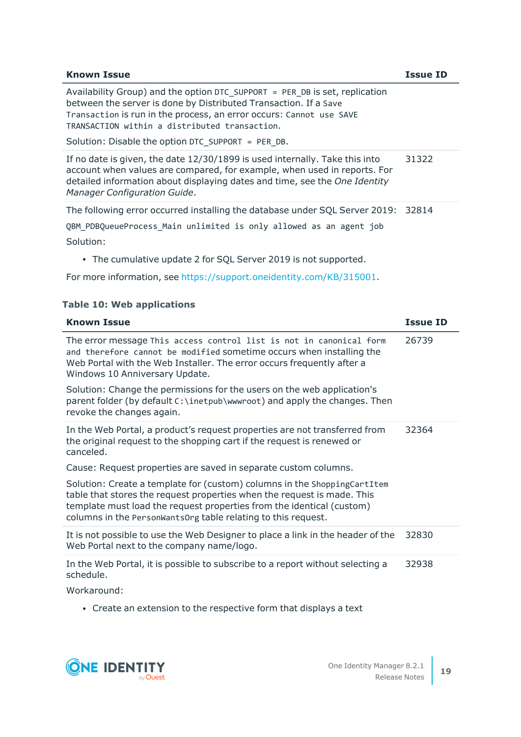| Known Issue | Issue ID |
| --- | --- |
| Availability Group) and the option `DTC_SUPPORT = PER_DB` is set, replication between the server is done by Distributed Transaction. If a `Save Transaction` is run in the process, an error occurs: `Cannot use SAVE TRANSACTION within a distributed transaction.`<br><br>Solution: Disable the option `DTC_SUPPORT = PER_DB`. | |
| If no date is given, the date 12/30/1899 is used internally. Take this into account when values are compared, for example, when used in reports. For detailed information about displaying dates and time, see the *One Identity Manager Configuration Guide*. | 31322 |
| The following error occurred installing the database under SQL Server 2019:<br><br>`QBM_PDBQueueProcess_Main unlimited is only allowed as an agent job`<br><br>Solution:<br><br>• The cumulative update 2 for SQL Server 2019 is not supported.<br><br>For more information, see https://support.oneidentity.com/KB/315001. | 32814 |

**Table 10: Web applications**

| Known Issue | Issue ID |
| --- | --- |
| The error message `This access control list is not in canonical form and therefore cannot be modified` sometime occurs when installing the Web Portal with the Web Installer. The error occurs frequently after a Windows 10 Anniversary Update.<br><br>Solution: Change the permissions for the users on the web application's parent folder (by default `C:\inetpub\wwwroot`) and apply the changes. Then revoke the changes again. | 26739 |
| In the Web Portal, a product's request properties are not transferred from the original request to the shopping cart if the request is renewed or canceled.<br><br>Cause: Request properties are saved in separate custom columns.<br><br>Solution: Create a template for (custom) columns in the `ShoppingCartItem` table that stores the request properties when the request is made. This template must load the request properties from the identical (custom) columns in the `PersonWantsOrg` table relating to this request. | 32364 |
| It is not possible to use the Web Designer to place a link in the header of the Web Portal next to the company name/logo. | 32830 |
| In the Web Portal, it is possible to subscribe to a report without selecting a schedule.<br><br>Workaround:<br><br>• Create an extension to the respective form that displays a text | 32938 |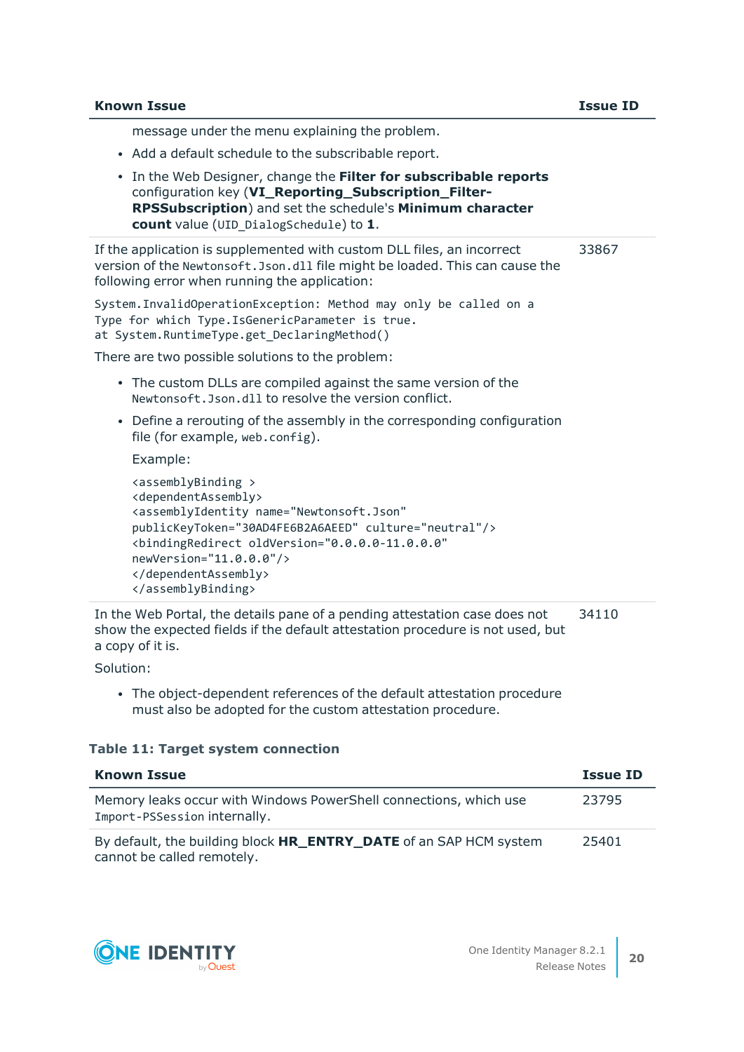| Known Issue | Issue ID |
|---|---|
| message under the menu explaining the problem.<br>• Add a default schedule to the subscribable report.<br>• In the Web Designer, change the **Filter for subscribable reports** configuration key (**VI_Reporting_Subscription_Filter-RPSSubscription**) and set the schedule's **Minimum character count** value (`UID_DialogSchedule`) to **1**. | |
| If the application is supplemented with custom DLL files, an incorrect version of the `Newtonsoft.Json.dll` file might be loaded. This can cause the following error when running the application:<br>`System.InvalidOperationException: Method may only be called on a Type for which Type.IsGenericParameter is true. at System.RuntimeType.get_DeclaringMethod()`<br>There are two possible solutions to the problem:<br>• The custom DLLs are compiled against the same version of the `Newtonsoft.Json.dll` to resolve the version conflict.<br>• Define a rerouting of the assembly in the corresponding configuration file (for example, `web.config`).<br>Example:<br>`<assemblyBinding >`<br>`<dependentAssembly>`<br>`<assemblyIdentity name="Newtonsoft.Json" publicKeyToken="30AD4FE6B2A6AEED" culture="neutral"/>`<br>`<bindingRedirect oldVersion="0.0.0.0-11.0.0.0" newVersion="11.0.0.0"/>`<br>`</dependentAssembly>`<br>`</assemblyBinding>` | 33867 |
| In the Web Portal, the details pane of a pending attestation case does not show the expected fields if the default attestation procedure is not used, but a copy of it is.<br>Solution:<br>• The object-dependent references of the default attestation procedure must also be adopted for the custom attestation procedure. | 34110 |

**Table 11: Target system connection**

| Known Issue | Issue ID |
|---|---|
| Memory leaks occur with Windows PowerShell connections, which use `Import-PSSession` internally. | 23795 |
| By default, the building block **HR_ENTRY_DATE** of an SAP HCM system cannot be called remotely. | 25401 |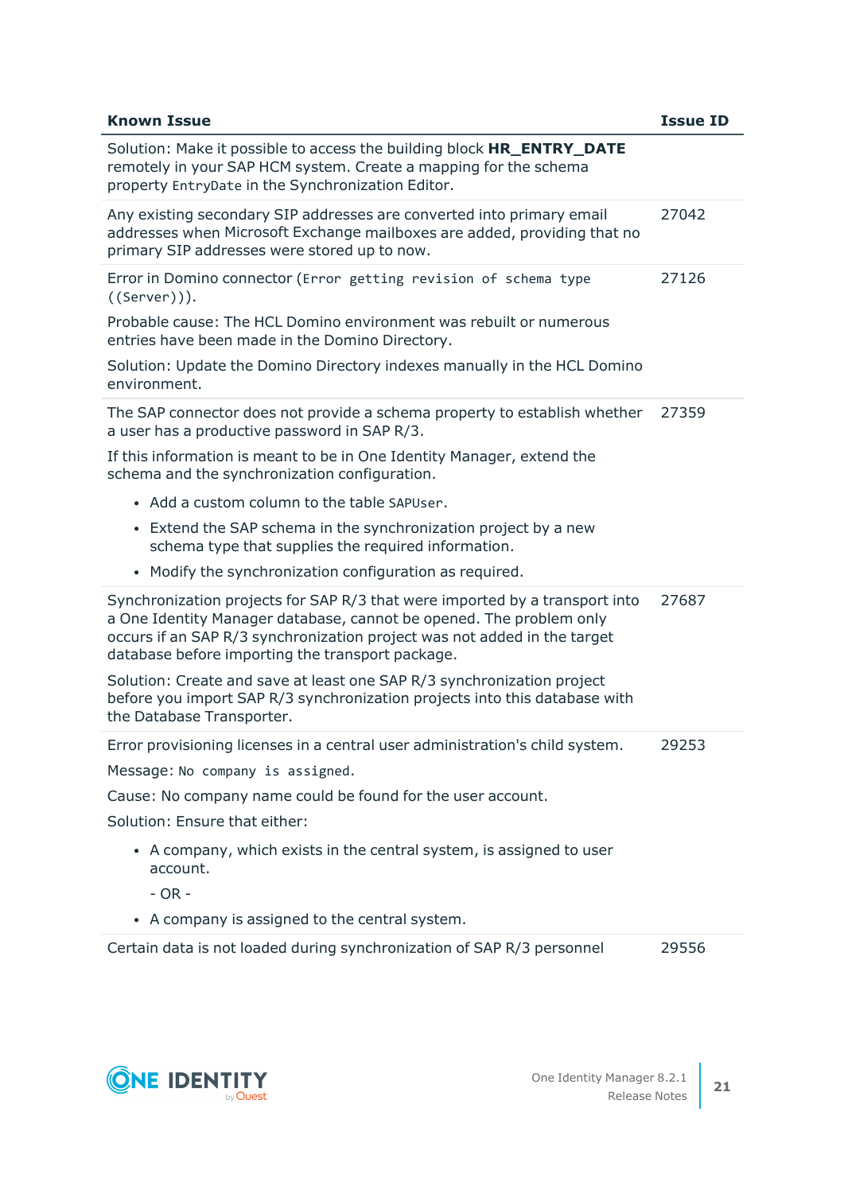| Known Issue | Issue ID |
|---|---|
| Solution: Make it possible to access the building block **HR_ENTRY_DATE** remotely in your SAP HCM system. Create a mapping for the schema property `EntryDate` in the Synchronization Editor. | |
| Any existing secondary SIP addresses are converted into primary email addresses when Microsoft Exchange mailboxes are added, providing that no primary SIP addresses were stored up to now. | 27042 |
| Error in Domino connector (`Error getting revision of schema type ((Server))`).<br><br>Probable cause: The HCL Domino environment was rebuilt or numerous entries have been made in the Domino Directory.<br><br>Solution: Update the Domino Directory indexes manually in the HCL Domino environment. | 27126 |
| The SAP connector does not provide a schema property to establish whether a user has a productive password in SAP R/3.<br><br>If this information is meant to be in One Identity Manager, extend the schema and the synchronization configuration.<br><br>• Add a custom column to the table `SAPUser`.<br>• Extend the SAP schema in the synchronization project by a new schema type that supplies the required information.<br>• Modify the synchronization configuration as required. | 27359 |
| Synchronization projects for SAP R/3 that were imported by a transport into a One Identity Manager database, cannot be opened. The problem only occurs if an SAP R/3 synchronization project was not added in the target database before importing the transport package.<br><br>Solution: Create and save at least one SAP R/3 synchronization project before you import SAP R/3 synchronization projects into this database with the Database Transporter. | 27687 |
| Error provisioning licenses in a central user administration's child system.<br><br>Message: `No company is assigned.`<br><br>Cause: No company name could be found for the user account.<br><br>Solution: Ensure that either:<br><br>• A company, which exists in the central system, is assigned to user account.<br>- OR -<br>• A company is assigned to the central system. | 29253 |
| Certain data is not loaded during synchronization of SAP R/3 personnel | 29556 |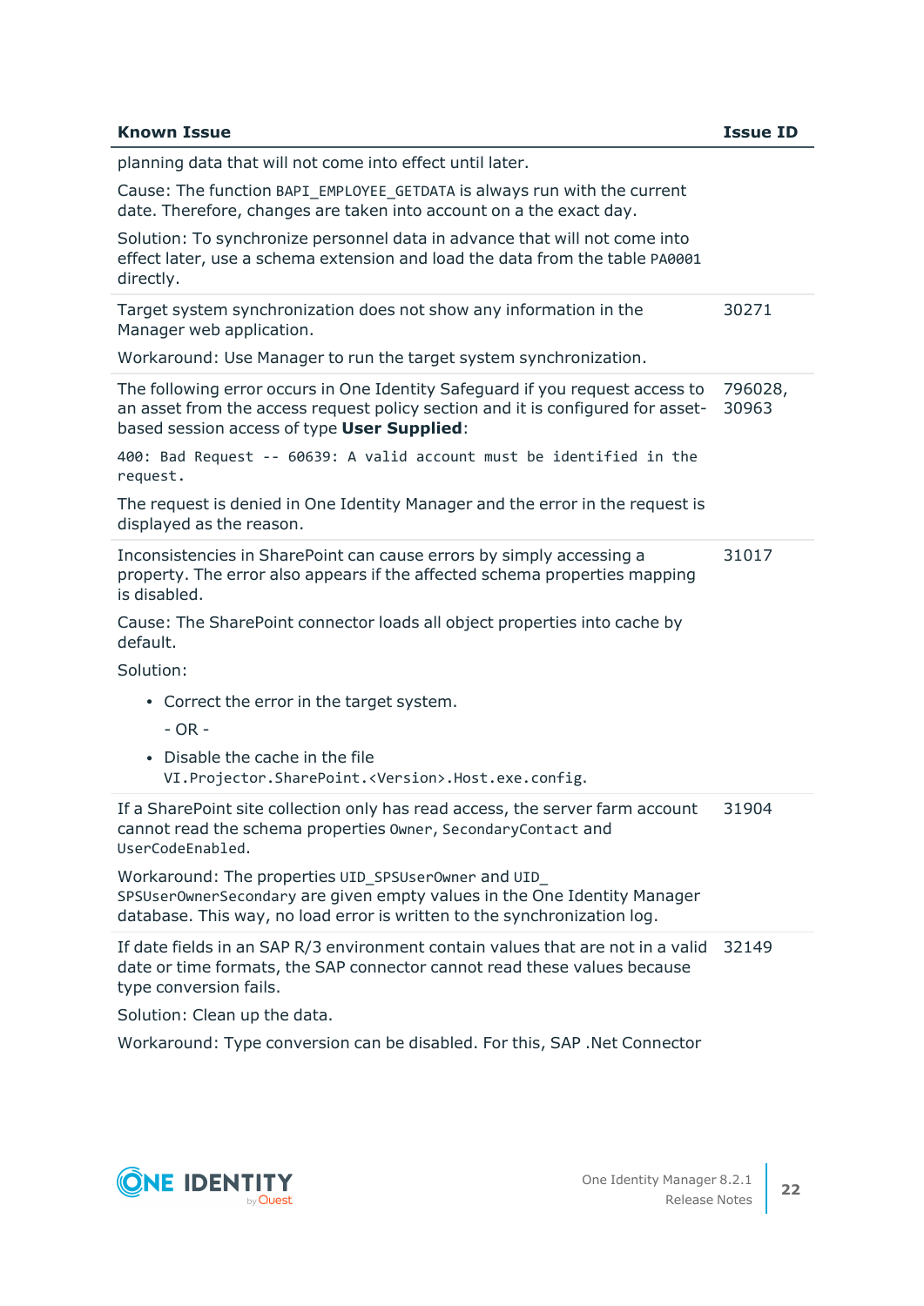| Known Issue | Issue ID |
|---|---|
| planning data that will not come into effect until later.<br><br>Cause: The function `BAPI_EMPLOYEE_GETDATA` is always run with the current date. Therefore, changes are taken into account on a the exact day.<br><br>Solution: To synchronize personnel data in advance that will not come into effect later, use a schema extension and load the data from the table `PA0001` directly. | |
| Target system synchronization does not show any information in the Manager web application.<br><br>Workaround: Use Manager to run the target system synchronization. | 30271 |
| The following error occurs in One Identity Safeguard if you request access to an asset from the access request policy section and it is configured for asset-based session access of type **User Supplied**:<br><br>`400: Bad Request -- 60639: A valid account must be identified in the request.`<br><br>The request is denied in One Identity Manager and the error in the request is displayed as the reason. | 796028, 30963 |
| Inconsistencies in SharePoint can cause errors by simply accessing a property. The error also appears if the affected schema properties mapping is disabled.<br><br>Cause: The SharePoint connector loads all object properties into cache by default.<br><br>Solution:<br><br>• Correct the error in the target system.<br>- OR -<br>• Disable the cache in the file `VI.Projector.SharePoint.<Version>.Host.exe.config`. | 31017 |
| If a SharePoint site collection only has read access, the server farm account cannot read the schema properties `Owner`, `SecondaryContact` and `UserCodeEnabled`.<br><br>Workaround: The properties `UID_SPSUserOwner` and `UID_SPSUserOwnerSecondary` are given empty values in the One Identity Manager database. This way, no load error is written to the synchronization log. | 31904 |
| If date fields in an SAP R/3 environment contain values that are not in a valid date or time formats, the SAP connector cannot read these values because type conversion fails.<br><br>Solution: Clean up the data.<br><br>Workaround: Type conversion can be disabled. For this, SAP .Net Connector | 32149 |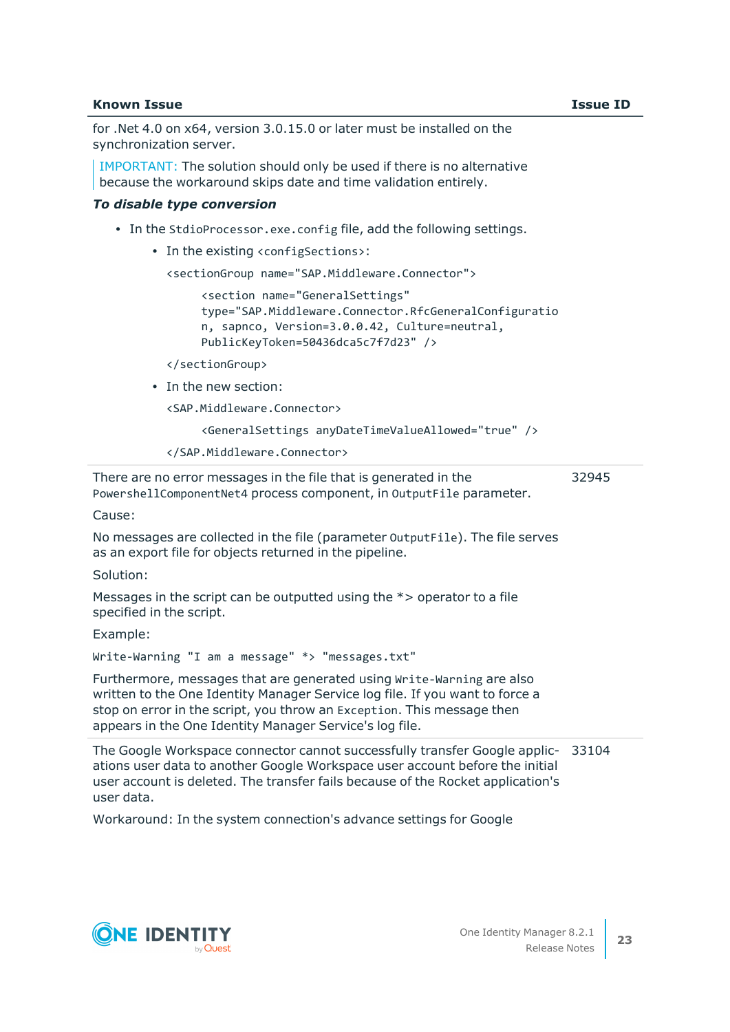| Known Issue | Issue ID |
|---|---|
| for .Net 4.0 on x64, version 3.0.15.0 or later must be installed on the synchronization server.<br><br>IMPORTANT: The solution should only be used if there is no alternative because the workaround skips date and time validation entirely.<br><br>***To disable type conversion***<br><br>• In the `StdioProcessor.exe.config` file, add the following settings.<br>&nbsp;&nbsp;&nbsp;&nbsp;• In the existing `<configSections>`:<br>`<sectionGroup name="SAP.Middleware.Connector">`<br>`<section name="GeneralSettings" type="SAP.Middleware.Connector.RfcGeneralConfiguration, sapnco, Version=3.0.0.42, Culture=neutral, PublicKeyToken=50436dca5c7f7d23" />`<br>`</sectionGroup>`<br>&nbsp;&nbsp;&nbsp;&nbsp;• In the new section:<br>`<SAP.Middleware.Connector>`<br>`<GeneralSettings anyDateTimeValueAllowed="true" />`<br>`</SAP.Middleware.Connector>` | |
| There are no error messages in the file that is generated in the `PowershellComponentNet4` process component, in `OutputFile` parameter.<br><br>Cause:<br><br>No messages are collected in the file (parameter `OutputFile`). The file serves as an export file for objects returned in the pipeline.<br><br>Solution:<br><br>Messages in the script can be outputted using the *> operator to a file specified in the script.<br><br>Example:<br><br>`Write-Warning "I am a message" *> "messages.txt"`<br><br>Furthermore, messages that are generated using `Write-Warning` are also written to the One Identity Manager Service log file. If you want to force a stop on error in the script, you throw an `Exception`. This message then appears in the One Identity Manager Service's log file. | 32945 |
| The Google Workspace connector cannot successfully transfer Google applications user data to another Google Workspace user account before the initial user account is deleted. The transfer fails because of the Rocket application's user data.<br><br>Workaround: In the system connection's advance settings for Google | 33104 |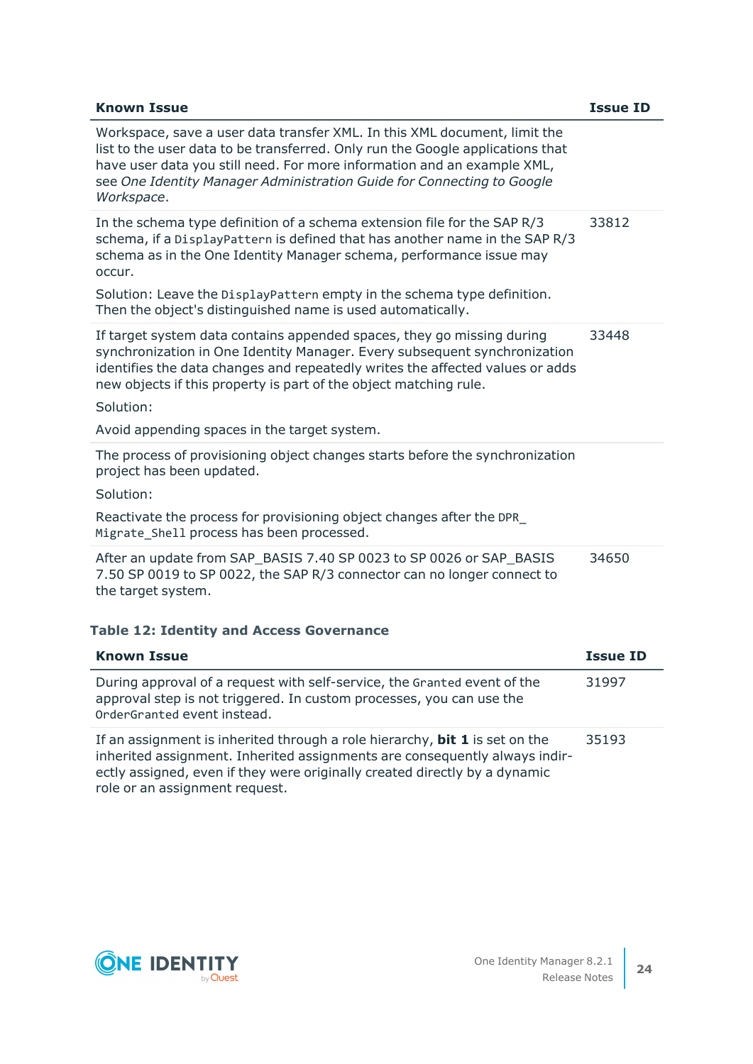| Known Issue | Issue ID |
|---|---|
| Workspace, save a user data transfer XML. In this XML document, limit the list to the user data to be transferred. Only run the Google applications that have user data you still need. For more information and an example XML, see *One Identity Manager Administration Guide for Connecting to Google Workspace*. | |
| In the schema type definition of a schema extension file for the SAP R/3 schema, if a `DisplayPattern` is defined that has another name in the SAP R/3 schema as in the One Identity Manager schema, performance issue may occur.<br><br>Solution: Leave the `DisplayPattern` empty in the schema type definition. Then the object's distinguished name is used automatically. | 33812 |
| If target system data contains appended spaces, they go missing during synchronization in One Identity Manager. Every subsequent synchronization identifies the data changes and repeatedly writes the affected values or adds new objects if this property is part of the object matching rule.<br><br>Solution:<br><br>Avoid appending spaces in the target system. | 33448 |
| The process of provisioning object changes starts before the synchronization project has been updated.<br><br>Solution:<br><br>Reactivate the process for provisioning object changes after the `DPR_Migrate_Shell` process has been processed. | |
| After an update from SAP_BASIS 7.40 SP 0023 to SP 0026 or SAP_BASIS 7.50 SP 0019 to SP 0022, the SAP R/3 connector can no longer connect to the target system. | 34650 |

**Table 12: Identity and Access Governance**

| Known Issue | Issue ID |
|---|---|
| During approval of a request with self-service, the `Granted` event of the approval step is not triggered. In custom processes, you can use the `OrderGranted` event instead. | 31997 |
| If an assignment is inherited through a role hierarchy, **bit 1** is set on the inherited assignment. Inherited assignments are consequently always indirectly assigned, even if they were originally created directly by a dynamic role or an assignment request. | 35193 |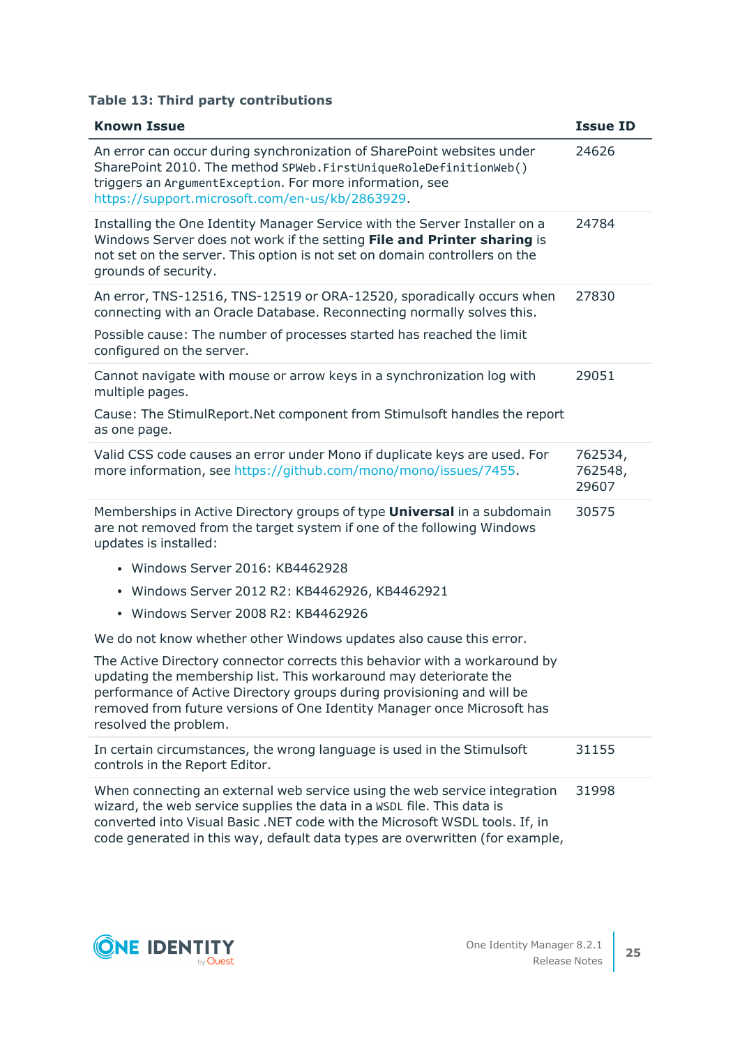**Table 13: Third party contributions**

| Known Issue | Issue ID |
|---|---|
| An error can occur during synchronization of SharePoint websites under SharePoint 2010. The method `SPWeb.FirstUniqueRoleDefinitionWeb()` triggers an `ArgumentException`. For more information, see https://support.microsoft.com/en-us/kb/2863929. | 24626 |
| Installing the One Identity Manager Service with the Server Installer on a Windows Server does not work if the setting **File and Printer sharing** is not set on the server. This option is not set on domain controllers on the grounds of security. | 24784 |
| An error, TNS-12516, TNS-12519 or ORA-12520, sporadically occurs when connecting with an Oracle Database. Reconnecting normally solves this.<br><br>Possible cause: The number of processes started has reached the limit configured on the server. | 27830 |
| Cannot navigate with mouse or arrow keys in a synchronization log with multiple pages.<br><br>Cause: The StimulReport.Net component from Stimulsoft handles the report as one page. | 29051 |
| Valid CSS code causes an error under Mono if duplicate keys are used. For more information, see https://github.com/mono/mono/issues/7455. | 762534, 762548, 29607 |
| Memberships in Active Directory groups of type **Universal** in a subdomain are not removed from the target system if one of the following Windows updates is installed:<br><br>• Windows Server 2016: KB4462928<br>• Windows Server 2012 R2: KB4462926, KB4462921<br>• Windows Server 2008 R2: KB4462926<br><br>We do not know whether other Windows updates also cause this error.<br><br>The Active Directory connector corrects this behavior with a workaround by updating the membership list. This workaround may deteriorate the performance of Active Directory groups during provisioning and will be removed from future versions of One Identity Manager once Microsoft has resolved the problem. | 30575 |
| In certain circumstances, the wrong language is used in the Stimulsoft controls in the Report Editor. | 31155 |
| When connecting an external web service using the web service integration wizard, the web service supplies the data in a `WSDL` file. This data is converted into Visual Basic .NET code with the Microsoft WSDL tools. If, in code generated in this way, default data types are overwritten (for example, | 31998 |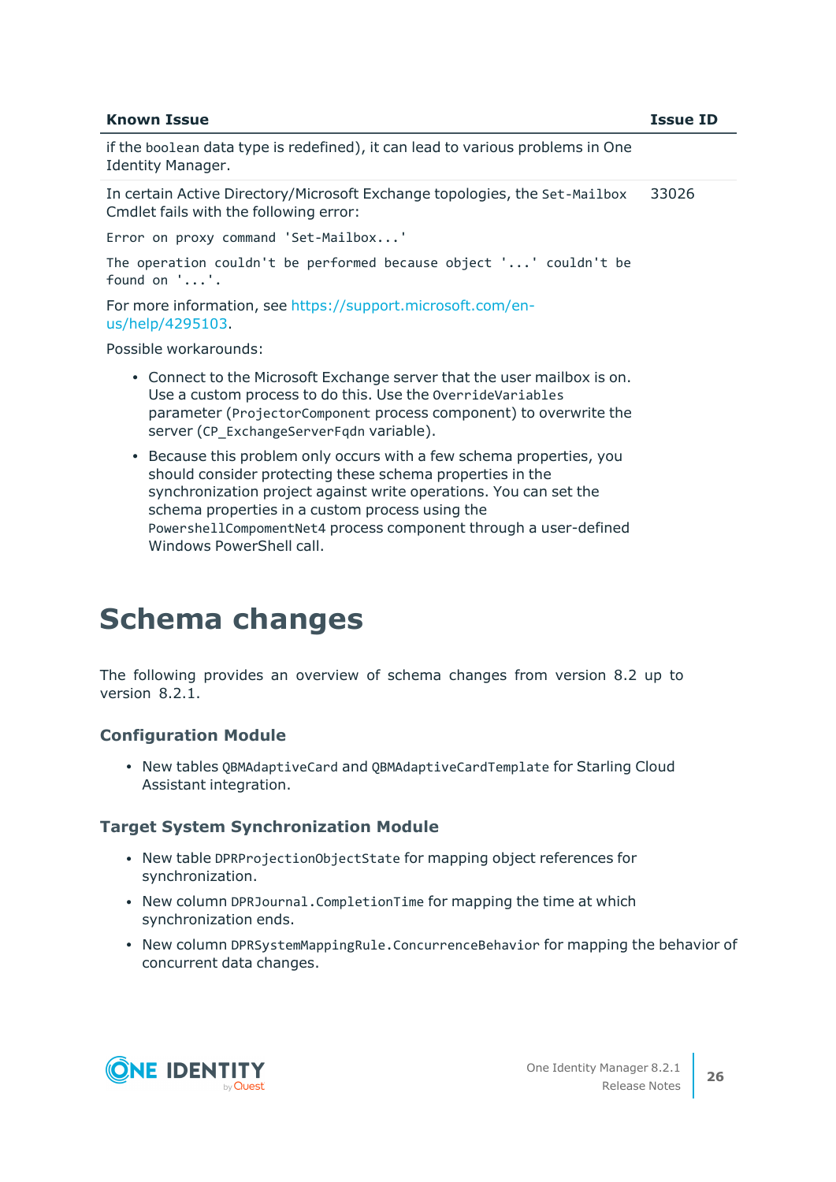| Known Issue | Issue ID |
|---|---|
| if the `boolean` data type is redefined), it can lead to various problems in One Identity Manager. | |
| In certain Active Directory/Microsoft Exchange topologies, the `Set-Mailbox` Cmdlet fails with the following error:<br><br>`Error on proxy command 'Set-Mailbox...'`<br><br>`The operation couldn't be performed because object '...' couldn't be found on '...'.`<br><br>For more information, see https://support.microsoft.com/en-us/help/4295103.<br><br>Possible workarounds:<br><br>• Connect to the Microsoft Exchange server that the user mailbox is on. Use a custom process to do this. Use the `OverrideVariables` parameter (`ProjectorComponent` process component) to overwrite the server (`CP_ExchangeServerFqdn` variable).<br><br>• Because this problem only occurs with a few schema properties, you should consider protecting these schema properties in the synchronization project against write operations. You can set the schema properties in a custom process using the `PowershellCompomentNet4` process component through a user-defined Windows PowerShell call. | 33026 |

# Schema changes

The following provides an overview of schema changes from version 8.2 up to version 8.2.1.

### Configuration Module

- New tables `QBMAdaptiveCard` and `QBMAdaptiveCardTemplate` for Starling Cloud Assistant integration.

### Target System Synchronization Module

- New table `DPRProjectionObjectState` for mapping object references for synchronization.
- New column `DPRJournal.CompletionTime` for mapping the time at which synchronization ends.
- New column `DPRSystemMappingRule.ConcurrenceBehavior` for mapping the behavior of concurrent data changes.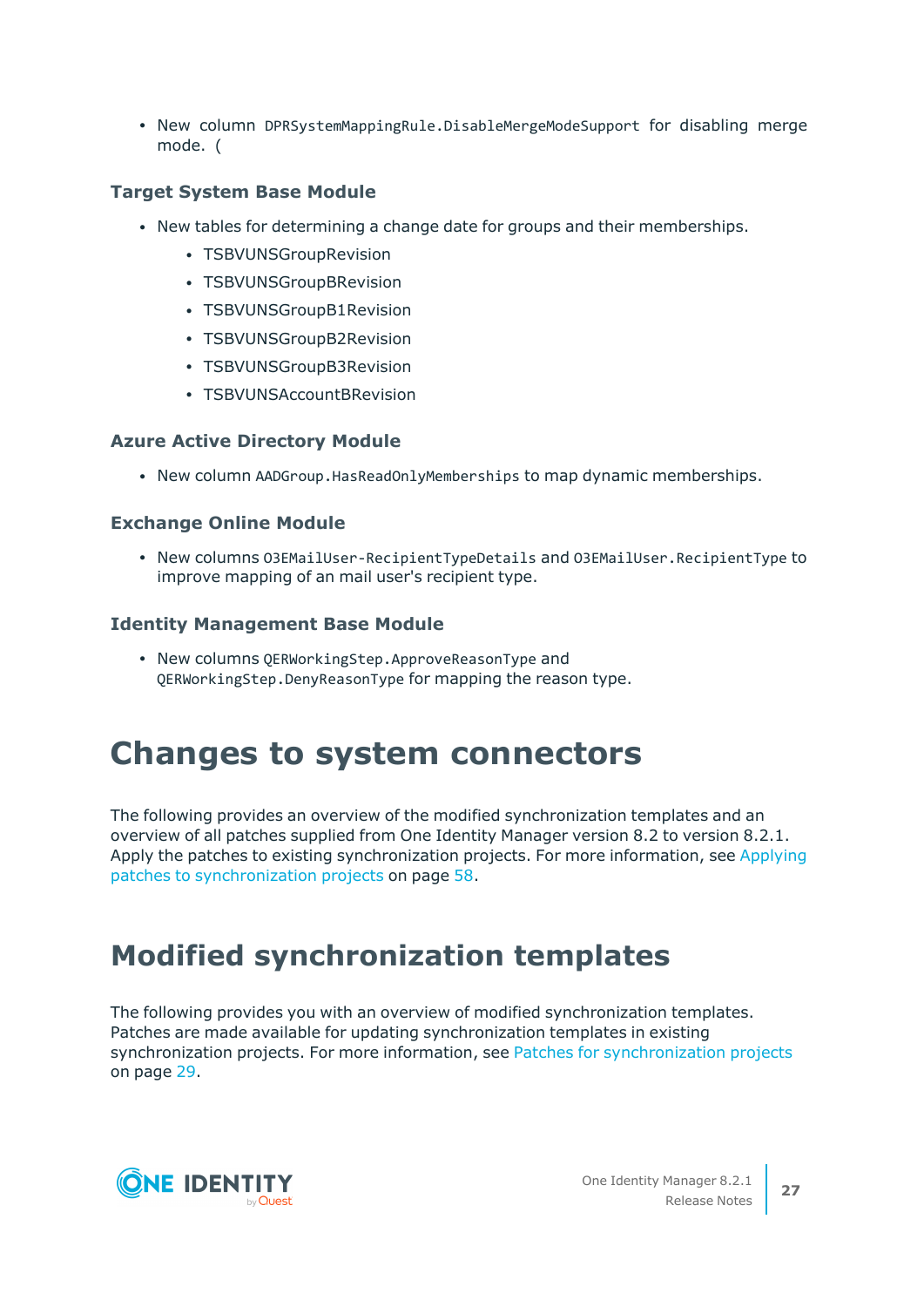- New column `DPRSystemMappingRule.DisableMergeModeSupport` for disabling merge mode. (

### Target System Base Module

- New tables for determining a change date for groups and their memberships.
  - TSBVUNSGroupRevision
  - TSBVUNSGroupBRevision
  - TSBVUNSGroupB1Revision
  - TSBVUNSGroupB2Revision
  - TSBVUNSGroupB3Revision
  - TSBVUNSAccountBRevision

### Azure Active Directory Module

- New column `AADGroup.HasReadOnlyMemberships` to map dynamic memberships.

### Exchange Online Module

- New columns `O3EMailUser-RecipientTypeDetails` and `O3EMailUser.RecipientType` to improve mapping of an mail user's recipient type.

### Identity Management Base Module

- New columns `QERWorkingStep.ApproveReasonType` and `QERWorkingStep.DenyReasonType` for mapping the reason type.

# Changes to system connectors

The following provides an overview of the modified synchronization templates and an overview of all patches supplied from One Identity Manager version 8.2 to version 8.2.1. Apply the patches to existing synchronization projects. For more information, see Applying patches to synchronization projects on page 58.

# Modified synchronization templates

The following provides you with an overview of modified synchronization templates. Patches are made available for updating synchronization templates in existing synchronization projects. For more information, see Patches for synchronization projects on page 29.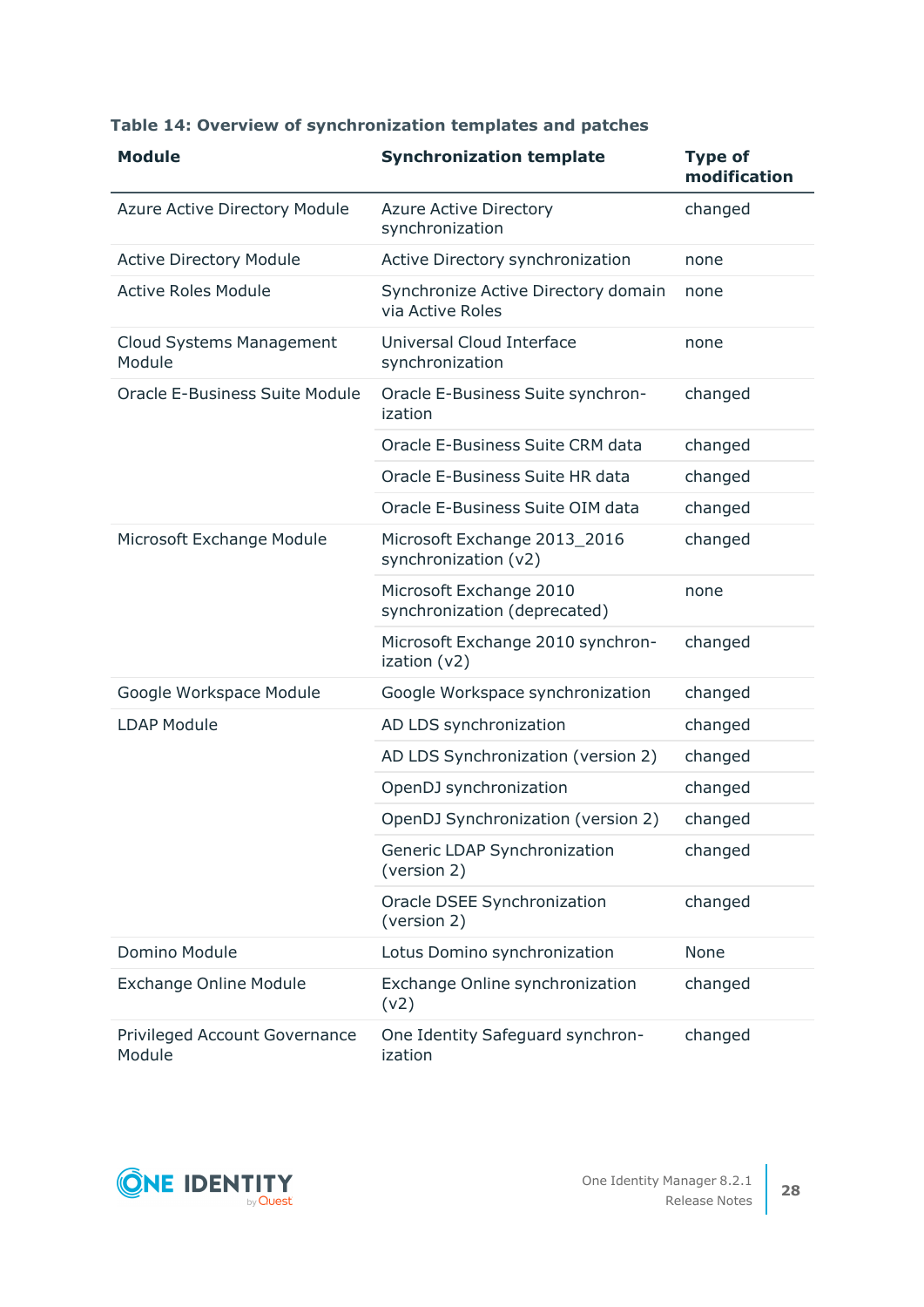**Table 14: Overview of synchronization templates and patches**

| Module | Synchronization template | Type of modification |
|---|---|---|
| Azure Active Directory Module | Azure Active Directory synchronization | changed |
| Active Directory Module | Active Directory synchronization | none |
| Active Roles Module | Synchronize Active Directory domain via Active Roles | none |
| Cloud Systems Management Module | Universal Cloud Interface synchronization | none |
| Oracle E-Business Suite Module | Oracle E-Business Suite synchronization | changed |
| | Oracle E-Business Suite CRM data | changed |
| | Oracle E-Business Suite HR data | changed |
| | Oracle E-Business Suite OIM data | changed |
| Microsoft Exchange Module | Microsoft Exchange 2013_2016 synchronization (v2) | changed |
| | Microsoft Exchange 2010 synchronization (deprecated) | none |
| | Microsoft Exchange 2010 synchronization (v2) | changed |
| Google Workspace Module | Google Workspace synchronization | changed |
| LDAP Module | AD LDS synchronization | changed |
| | AD LDS Synchronization (version 2) | changed |
| | OpenDJ synchronization | changed |
| | OpenDJ Synchronization (version 2) | changed |
| | Generic LDAP Synchronization (version 2) | changed |
| | Oracle DSEE Synchronization (version 2) | changed |
| Domino Module | Lotus Domino synchronization | None |
| Exchange Online Module | Exchange Online synchronization (v2) | changed |
| Privileged Account Governance Module | One Identity Safeguard synchronization | changed |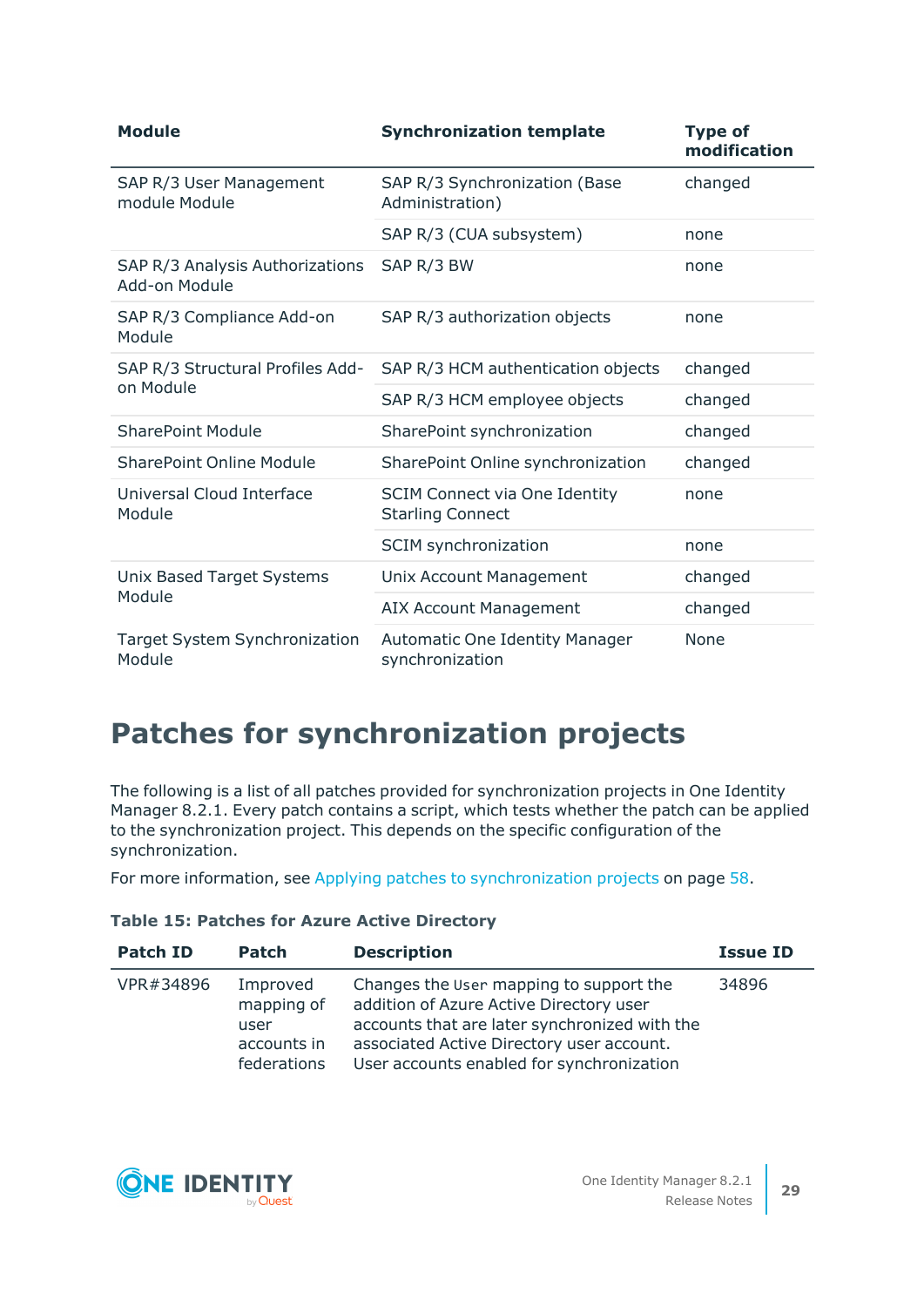| Module | Synchronization template | Type of modification |
|---|---|---|
| SAP R/3 User Management module Module | SAP R/3 Synchronization (Base Administration) | changed |
| | SAP R/3 (CUA subsystem) | none |
| SAP R/3 Analysis Authorizations Add-on Module | SAP R/3 BW | none |
| SAP R/3 Compliance Add-on Module | SAP R/3 authorization objects | none |
| SAP R/3 Structural Profiles Add-on Module | SAP R/3 HCM authentication objects | changed |
| | SAP R/3 HCM employee objects | changed |
| SharePoint Module | SharePoint synchronization | changed |
| SharePoint Online Module | SharePoint Online synchronization | changed |
| Universal Cloud Interface Module | SCIM Connect via One Identity Starling Connect | none |
| | SCIM synchronization | none |
| Unix Based Target Systems Module | Unix Account Management | changed |
| | AIX Account Management | changed |
| Target System Synchronization Module | Automatic One Identity Manager synchronization | None |

# Patches for synchronization projects

The following is a list of all patches provided for synchronization projects in One Identity Manager 8.2.1. Every patch contains a script, which tests whether the patch can be applied to the synchronization project. This depends on the specific configuration of the synchronization.

For more information, see Applying patches to synchronization projects on page 58.

**Table 15: Patches for Azure Active Directory**

| Patch ID | Patch | Description | Issue ID |
|---|---|---|---|
| VPR#34896 | Improved mapping of user accounts in federations | Changes the `User` mapping to support the addition of Azure Active Directory user accounts that are later synchronized with the associated Active Directory user account. User accounts enabled for synchronization | 34896 |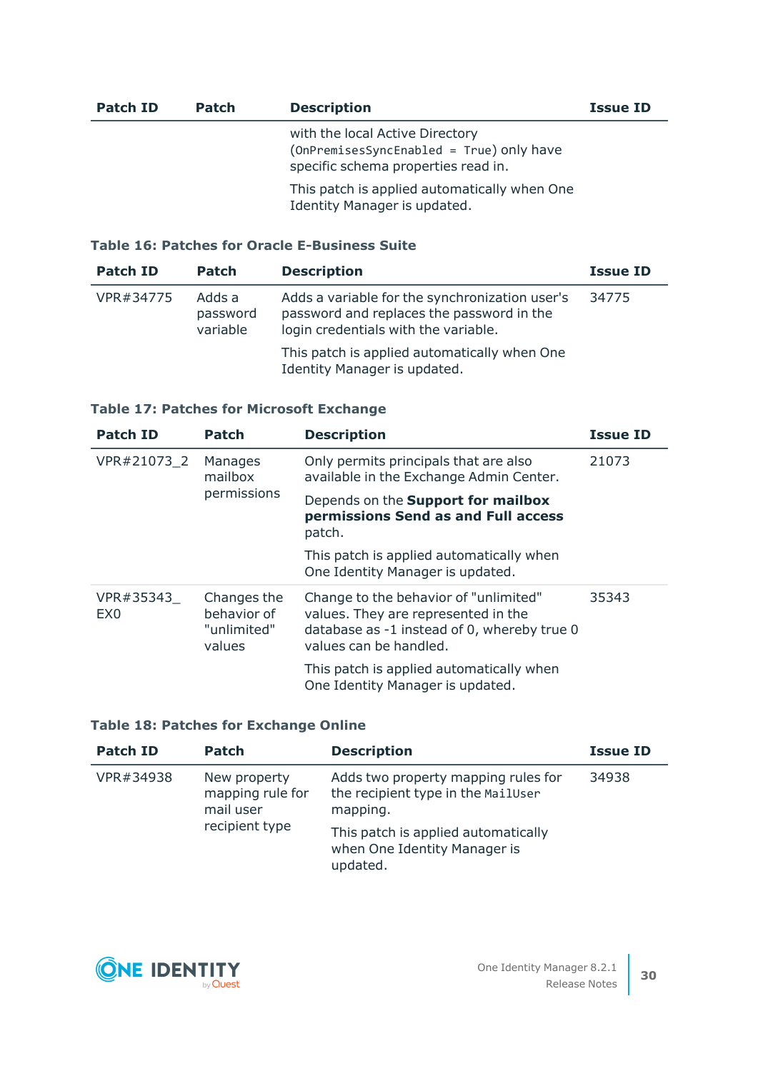| Patch ID | Patch | Description | Issue ID |
|---|---|---|---|
| | | with the local Active Directory (`OnPremisesSyncEnabled = True`) only have specific schema properties read in. This patch is applied automatically when One Identity Manager is updated. | |

**Table 16: Patches for Oracle E-Business Suite**

| Patch ID | Patch | Description | Issue ID |
|---|---|---|---|
| VPR#34775 | Adds a password variable | Adds a variable for the synchronization user's password and replaces the password in the login credentials with the variable. This patch is applied automatically when One Identity Manager is updated. | 34775 |

**Table 17: Patches for Microsoft Exchange**

| Patch ID | Patch | Description | Issue ID |
|---|---|---|---|
| VPR#21073_2 | Manages mailbox permissions | Only permits principals that are also available in the Exchange Admin Center. Depends on the **Support for mailbox permissions Send as and Full access** patch. This patch is applied automatically when One Identity Manager is updated. | 21073 |
| VPR#35343_EX0 | Changes the behavior of "unlimited" values | Change to the behavior of "unlimited" values. They are represented in the database as -1 instead of 0, whereby true 0 values can be handled. This patch is applied automatically when One Identity Manager is updated. | 35343 |

**Table 18: Patches for Exchange Online**

| Patch ID | Patch | Description | Issue ID |
|---|---|---|---|
| VPR#34938 | New property mapping rule for mail user recipient type | Adds two property mapping rules for the recipient type in the `MailUser` mapping. This patch is applied automatically when One Identity Manager is updated. | 34938 |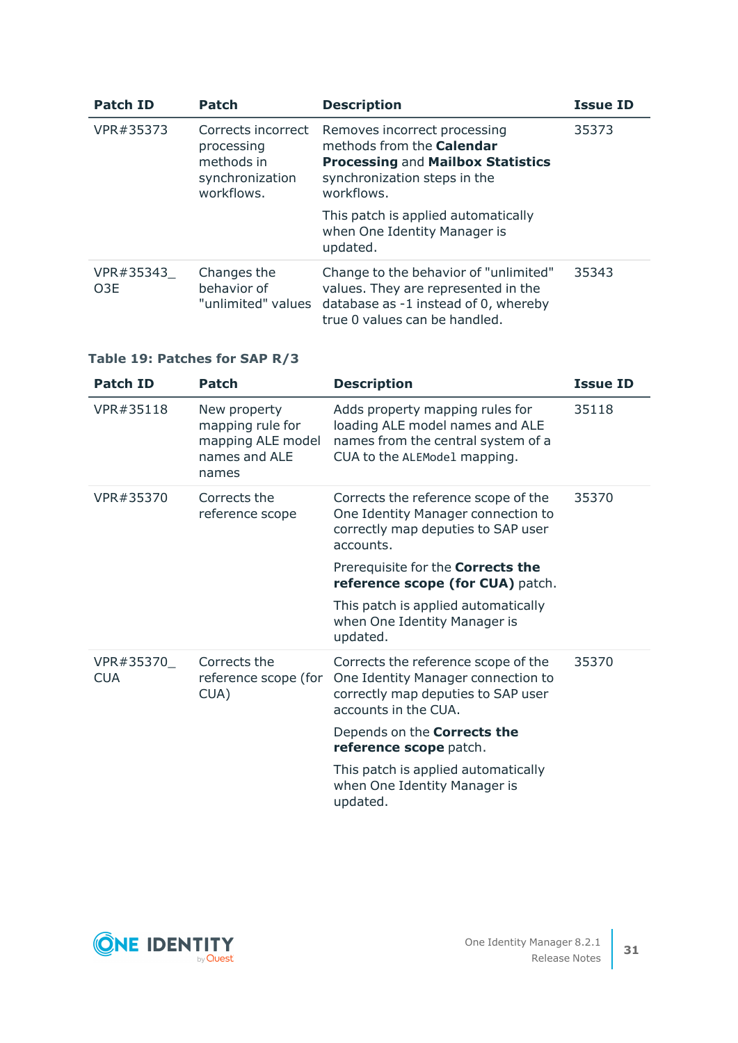| Patch ID | Patch | Description | Issue ID |
|---|---|---|---|
| VPR#35373 | Corrects incorrect processing methods in synchronization workflows. | Removes incorrect processing methods from the **Calendar Processing** and **Mailbox Statistics** synchronization steps in the workflows.<br><br>This patch is applied automatically when One Identity Manager is updated. | 35373 |
| VPR#35343_O3E | Changes the behavior of "unlimited" values | Change to the behavior of "unlimited" values. They are represented in the database as -1 instead of 0, whereby true 0 values can be handled. | 35343 |

**Table 19: Patches for SAP R/3**

| Patch ID | Patch | Description | Issue ID |
|---|---|---|---|
| VPR#35118 | New property mapping rule for mapping ALE model names and ALE names | Adds property mapping rules for loading ALE model names and ALE names from the central system of a CUA to the `ALEModel` mapping. | 35118 |
| VPR#35370 | Corrects the reference scope | Corrects the reference scope of the One Identity Manager connection to correctly map deputies to SAP user accounts.<br><br>Prerequisite for the **Corrects the reference scope (for CUA)** patch.<br><br>This patch is applied automatically when One Identity Manager is updated. | 35370 |
| VPR#35370_CUA | Corrects the reference scope (for CUA) | Corrects the reference scope of the One Identity Manager connection to correctly map deputies to SAP user accounts in the CUA.<br><br>Depends on the **Corrects the reference scope** patch.<br><br>This patch is applied automatically when One Identity Manager is updated. | 35370 |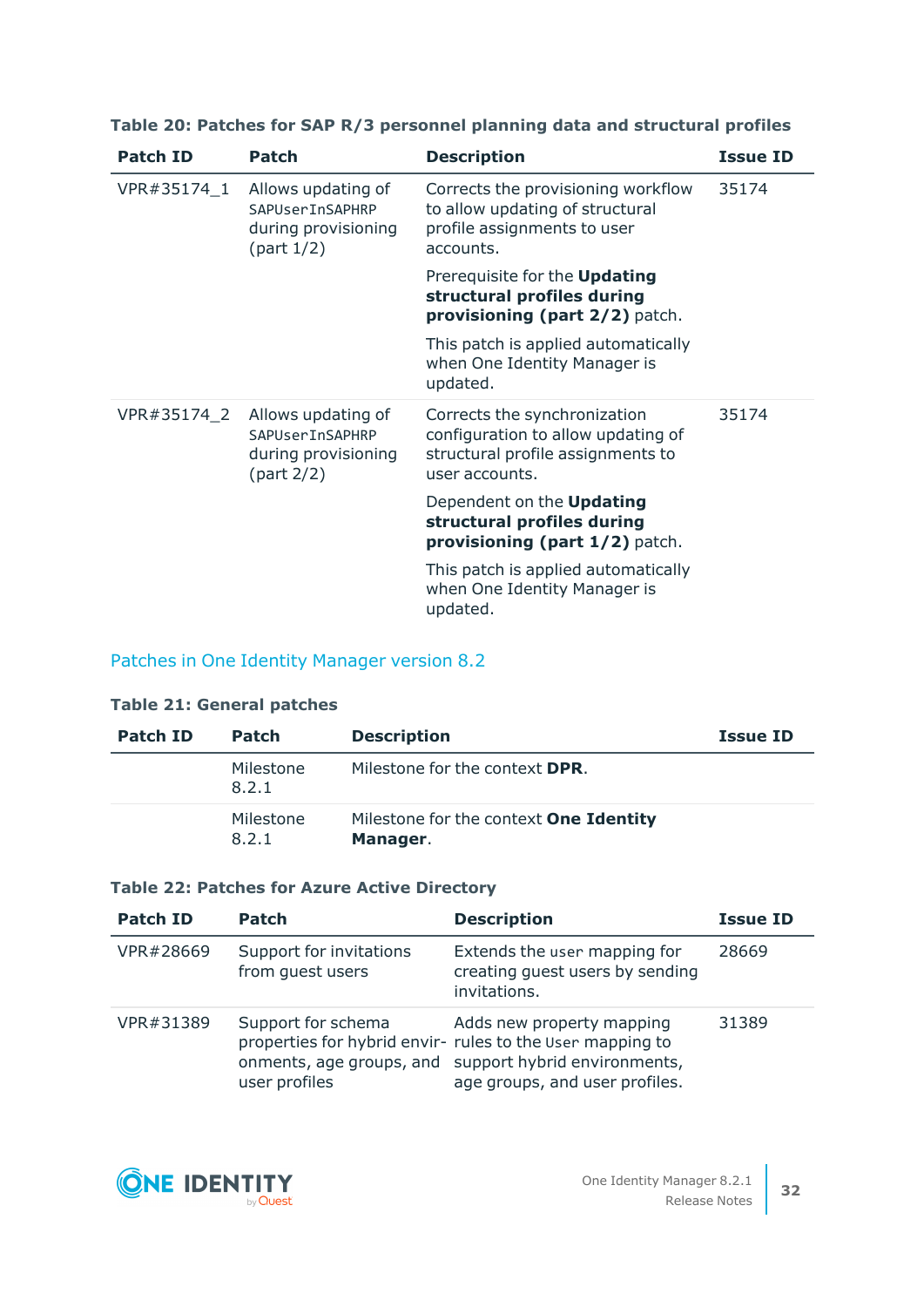**Table 20: Patches for SAP R/3 personnel planning data and structural profiles**

| Patch ID | Patch | Description | Issue ID |
|---|---|---|---|
| VPR#35174_1 | Allows updating of SAPUserInSAPHRP during provisioning (part 1/2) | Corrects the provisioning workflow to allow updating of structural profile assignments to user accounts.<br><br>Prerequisite for the **Updating structural profiles during provisioning (part 2/2)** patch.<br><br>This patch is applied automatically when One Identity Manager is updated. | 35174 |
| VPR#35174_2 | Allows updating of SAPUserInSAPHRP during provisioning (part 2/2) | Corrects the synchronization configuration to allow updating of structural profile assignments to user accounts.<br><br>Dependent on the **Updating structural profiles during provisioning (part 1/2)** patch.<br><br>This patch is applied automatically when One Identity Manager is updated. | 35174 |

## Patches in One Identity Manager version 8.2

**Table 21: General patches**

| Patch ID | Patch | Description | Issue ID |
|---|---|---|---|
| | Milestone 8.2.1 | Milestone for the context **DPR**. | |
| | Milestone 8.2.1 | Milestone for the context **One Identity Manager**. | |

**Table 22: Patches for Azure Active Directory**

| Patch ID | Patch | Description | Issue ID |
|---|---|---|---|
| VPR#28669 | Support for invitations from guest users | Extends the user mapping for creating guest users by sending invitations. | 28669 |
| VPR#31389 | Support for schema properties for hybrid environments, age groups, and user profiles | Adds new property mapping rules to the User mapping to support hybrid environments, age groups, and user profiles. | 31389 |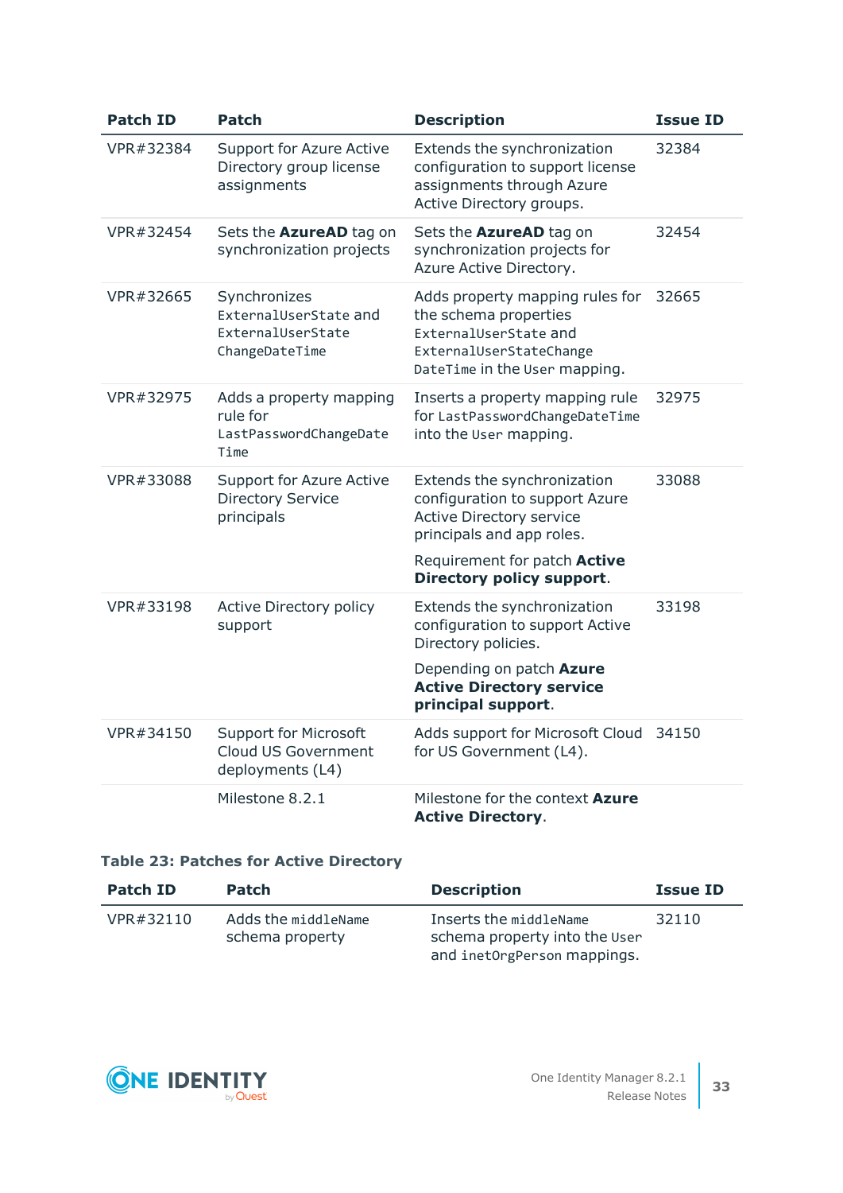| Patch ID | Patch | Description | Issue ID |
|---|---|---|---|
| VPR#32384 | Support for Azure Active Directory group license assignments | Extends the synchronization configuration to support license assignments through Azure Active Directory groups. | 32384 |
| VPR#32454 | Sets the **AzureAD** tag on synchronization projects | Sets the **AzureAD** tag on synchronization projects for Azure Active Directory. | 32454 |
| VPR#32665 | Synchronizes `ExternalUserState` and `ExternalUserStateChangeDateTime` | Adds property mapping rules for the schema properties `ExternalUserState` and `ExternalUserStateChangeDateTime` in the `User` mapping. | 32665 |
| VPR#32975 | Adds a property mapping rule for `LastPasswordChangeDateTime` | Inserts a property mapping rule for `LastPasswordChangeDateTime` into the `User` mapping. | 32975 |
| VPR#33088 | Support for Azure Active Directory Service principals | Extends the synchronization configuration to support Azure Active Directory service principals and app roles.<br><br>Requirement for patch **Active Directory policy support**. | 33088 |
| VPR#33198 | Active Directory policy support | Extends the synchronization configuration to support Active Directory policies.<br><br>Depending on patch **Azure Active Directory service principal support**. | 33198 |
| VPR#34150 | Support for Microsoft Cloud US Government deployments (L4) | Adds support for Microsoft Cloud for US Government (L4). | 34150 |
| | Milestone 8.2.1 | Milestone for the context **Azure Active Directory**. | |

**Table 23: Patches for Active Directory**

| Patch ID | Patch | Description | Issue ID |
|---|---|---|---|
| VPR#32110 | Adds the `middleName` schema property | Inserts the `middleName` schema property into the `User` and `inetOrgPerson` mappings. | 32110 |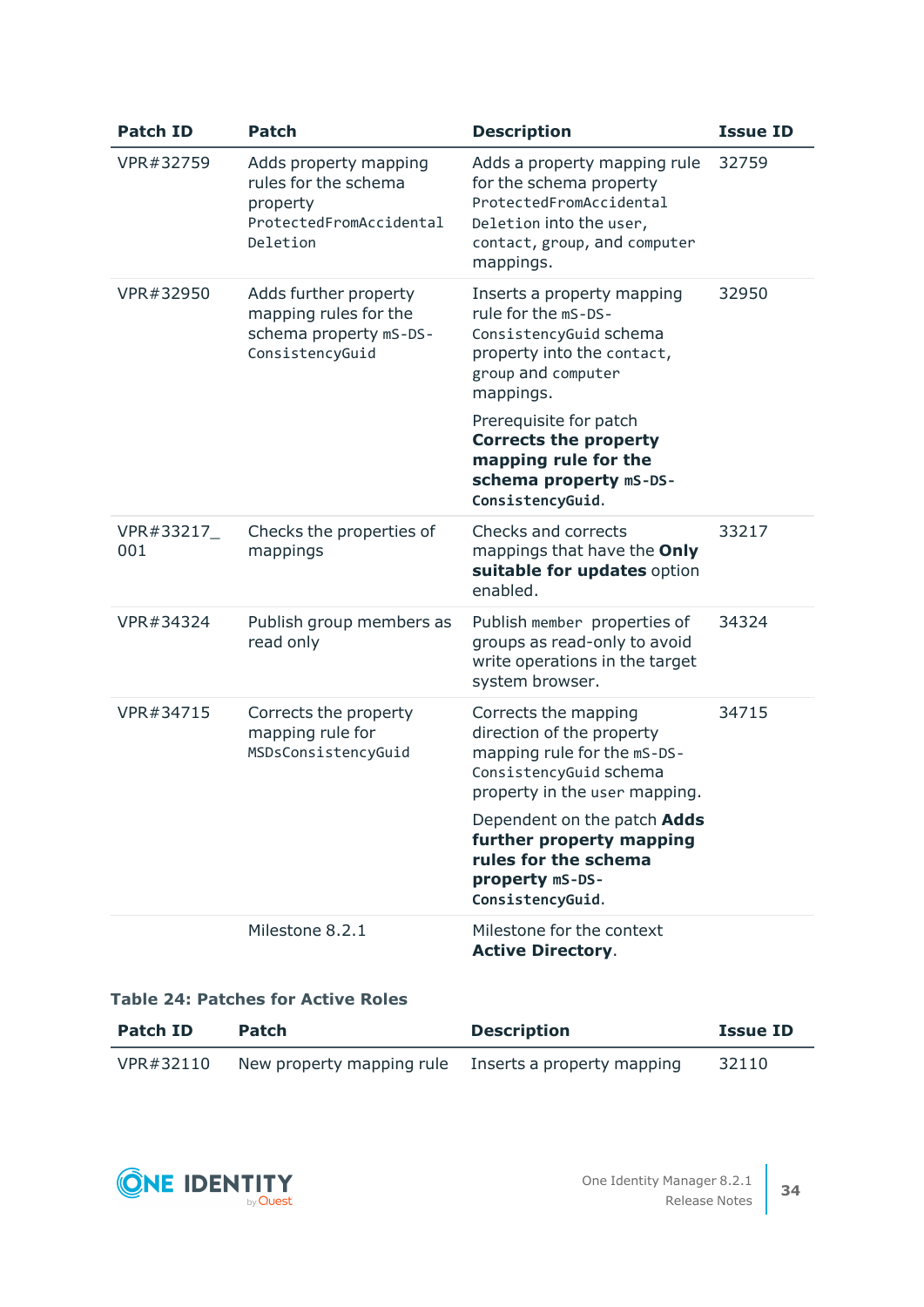| Patch ID | Patch | Description | Issue ID |
| --- | --- | --- | --- |
| VPR#32759 | Adds property mapping rules for the schema property `ProtectedFromAccidentalDeletion` | Adds a property mapping rule for the schema property `ProtectedFromAccidentalDeletion` into the `user`, `contact`, `group`, and `computer` mappings. | 32759 |
| VPR#32950 | Adds further property mapping rules for the schema property `mS-DS-ConsistencyGuid` | Inserts a property mapping rule for the `mS-DS-ConsistencyGuid` schema property into the `contact`, `group` and `computer` mappings.<br><br>Prerequisite for patch **Corrects the property mapping rule for the schema property `mS-DS-ConsistencyGuid`**. | 32950 |
| VPR#33217_001 | Checks the properties of mappings | Checks and corrects mappings that have the **Only suitable for updates** option enabled. | 33217 |
| VPR#34324 | Publish group members as read only | Publish `member` properties of groups as read-only to avoid write operations in the target system browser. | 34324 |
| VPR#34715 | Corrects the property mapping rule for `MSDsConsistencyGuid` | Corrects the mapping direction of the property mapping rule for the `mS-DS-ConsistencyGuid` schema property in the `user` mapping.<br><br>Dependent on the patch **Adds further property mapping rules for the schema property `mS-DS-ConsistencyGuid`**. | 34715 |
| | Milestone 8.2.1 | Milestone for the context **Active Directory**. | |

**Table 24: Patches for Active Roles**

| Patch ID | Patch | Description | Issue ID |
| --- | --- | --- | --- |
| VPR#32110 | New property mapping rule | Inserts a property mapping | 32110 |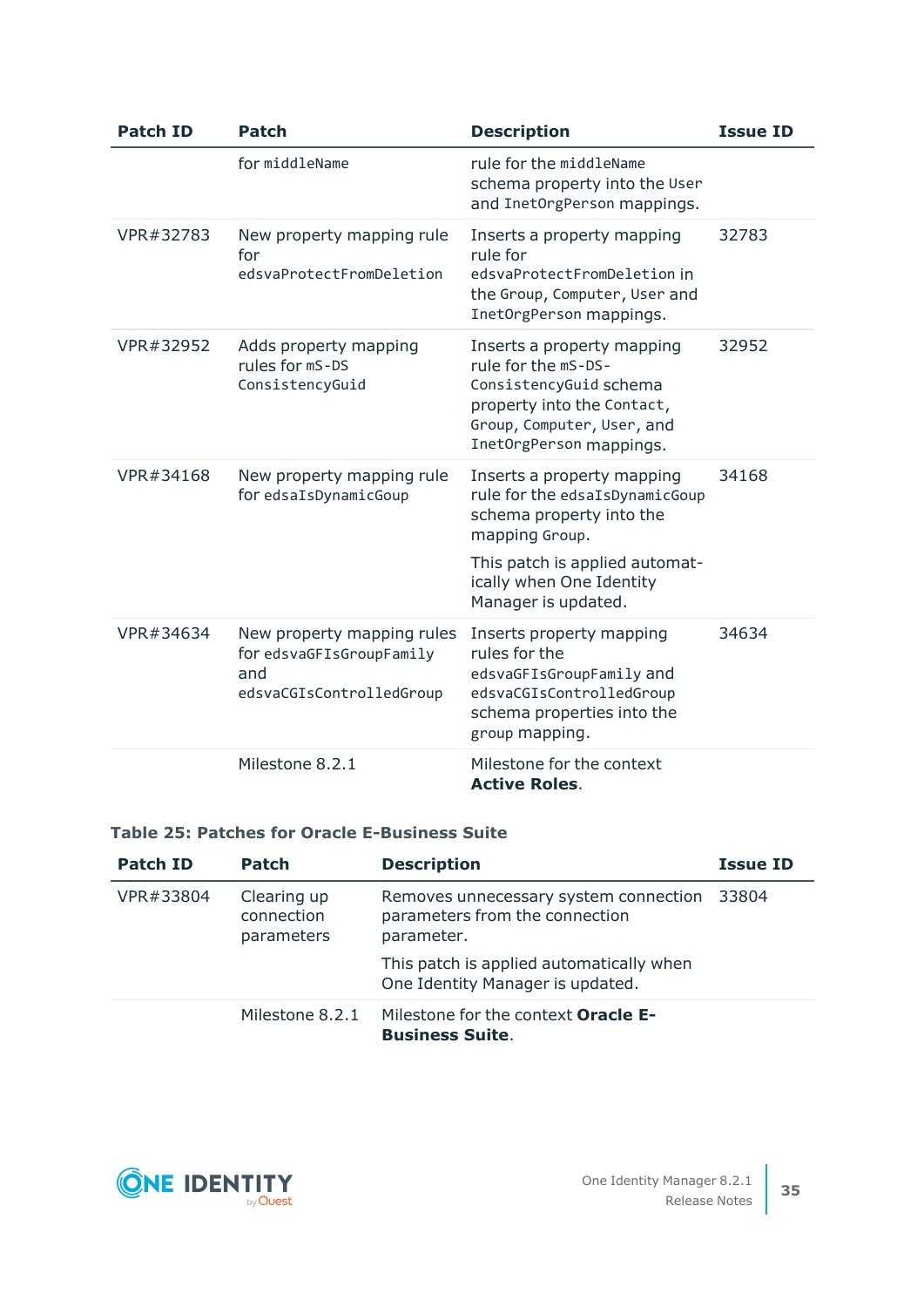| Patch ID | Patch | Description | Issue ID |
|---|---|---|---|
| | for middleName | rule for the middleName schema property into the User and InetOrgPerson mappings. | |
| VPR#32783 | New property mapping rule for edsvaProtectFromDeletion | Inserts a property mapping rule for edsvaProtectFromDeletion in the Group, Computer, User and InetOrgPerson mappings. | 32783 |
| VPR#32952 | Adds property mapping rules for mS-DS ConsistencyGuid | Inserts a property mapping rule for the mS-DS-ConsistencyGuid schema property into the Contact, Group, Computer, User, and InetOrgPerson mappings. | 32952 |
| VPR#34168 | New property mapping rule for edsaIsDynamicGoup | Inserts a property mapping rule for the edsaIsDynamicGoup schema property into the mapping Group.<br><br>This patch is applied automatically when One Identity Manager is updated. | 34168 |
| VPR#34634 | New property mapping rules for edsvaGFIsGroupFamily and edsvaCGIsControlledGroup | Inserts property mapping rules for the edsvaGFIsGroupFamily and edsvaCGIsControlledGroup schema properties into the group mapping. | 34634 |
| | Milestone 8.2.1 | Milestone for the context **Active Roles**. | |

**Table 25: Patches for Oracle E-Business Suite**

| Patch ID | Patch | Description | Issue ID |
|---|---|---|---|
| VPR#33804 | Clearing up connection parameters | Removes unnecessary system connection parameters from the connection parameter.<br><br>This patch is applied automatically when One Identity Manager is updated. | 33804 |
| | Milestone 8.2.1 | Milestone for the context **Oracle E-Business Suite**. | |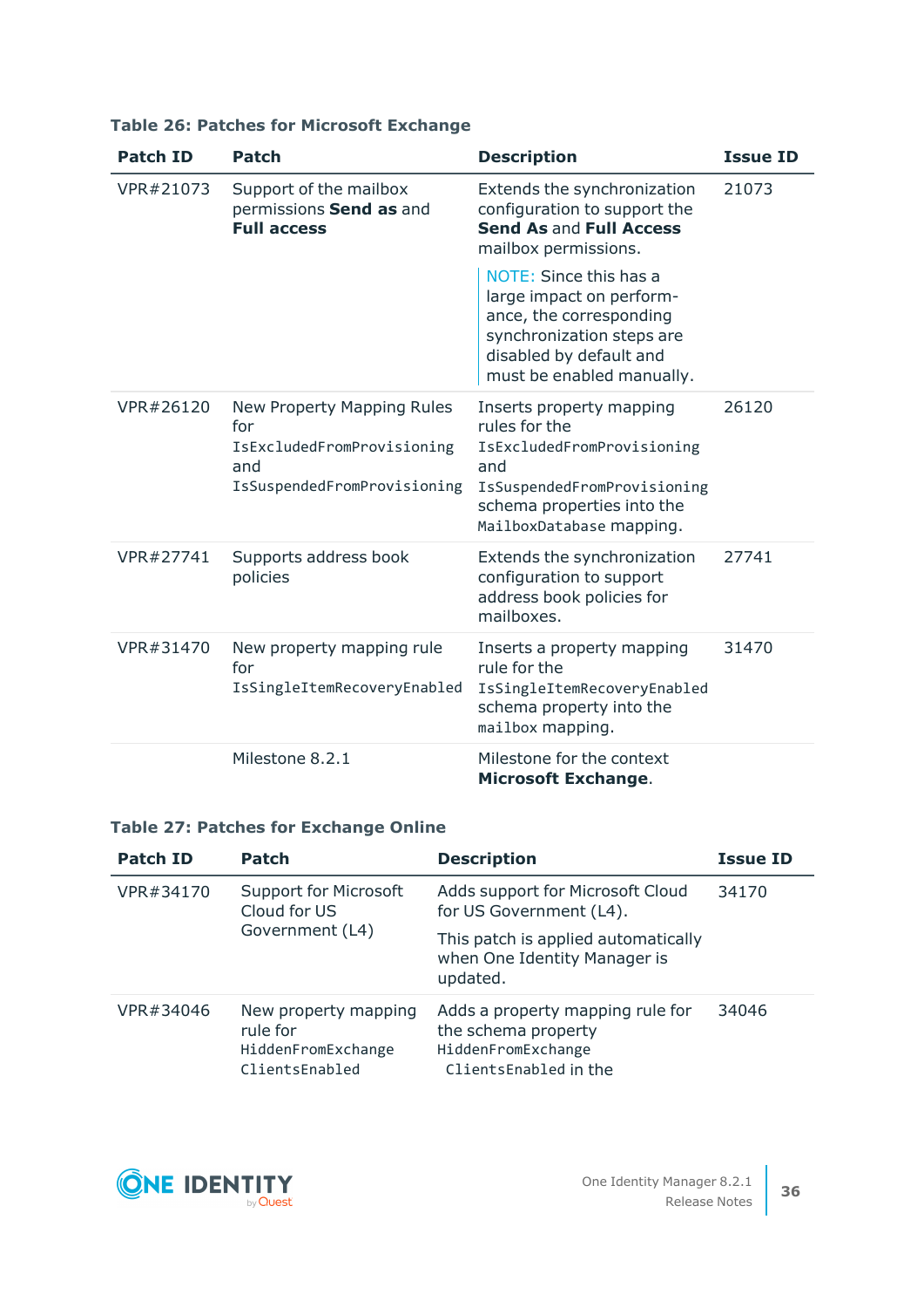**Table 26: Patches for Microsoft Exchange**

| Patch ID | Patch | Description | Issue ID |
|---|---|---|---|
| VPR#21073 | Support of the mailbox permissions **Send as** and **Full access** | Extends the synchronization configuration to support the **Send As** and **Full Access** mailbox permissions. NOTE: Since this has a large impact on performance, the corresponding synchronization steps are disabled by default and must be enabled manually. | 21073 |
| VPR#26120 | New Property Mapping Rules for `IsExcludedFromProvisioning` and `IsSuspendedFromProvisioning` | Inserts property mapping rules for the `IsExcludedFromProvisioning` and `IsSuspendedFromProvisioning` schema properties into the `MailboxDatabase` mapping. | 26120 |
| VPR#27741 | Supports address book policies | Extends the synchronization configuration to support address book policies for mailboxes. | 27741 |
| VPR#31470 | New property mapping rule for `IsSingleItemRecoveryEnabled` | Inserts a property mapping rule for the `IsSingleItemRecoveryEnabled` schema property into the `mailbox` mapping. | 31470 |
| | Milestone 8.2.1 | Milestone for the context **Microsoft Exchange**. | |

**Table 27: Patches for Exchange Online**

| Patch ID | Patch | Description | Issue ID |
|---|---|---|---|
| VPR#34170 | Support for Microsoft Cloud for US Government (L4) | Adds support for Microsoft Cloud for US Government (L4). This patch is applied automatically when One Identity Manager is updated. | 34170 |
| VPR#34046 | New property mapping rule for `HiddenFromExchange ClientsEnabled` | Adds a property mapping rule for the schema property `HiddenFromExchange ClientsEnabled` in the | 34046 |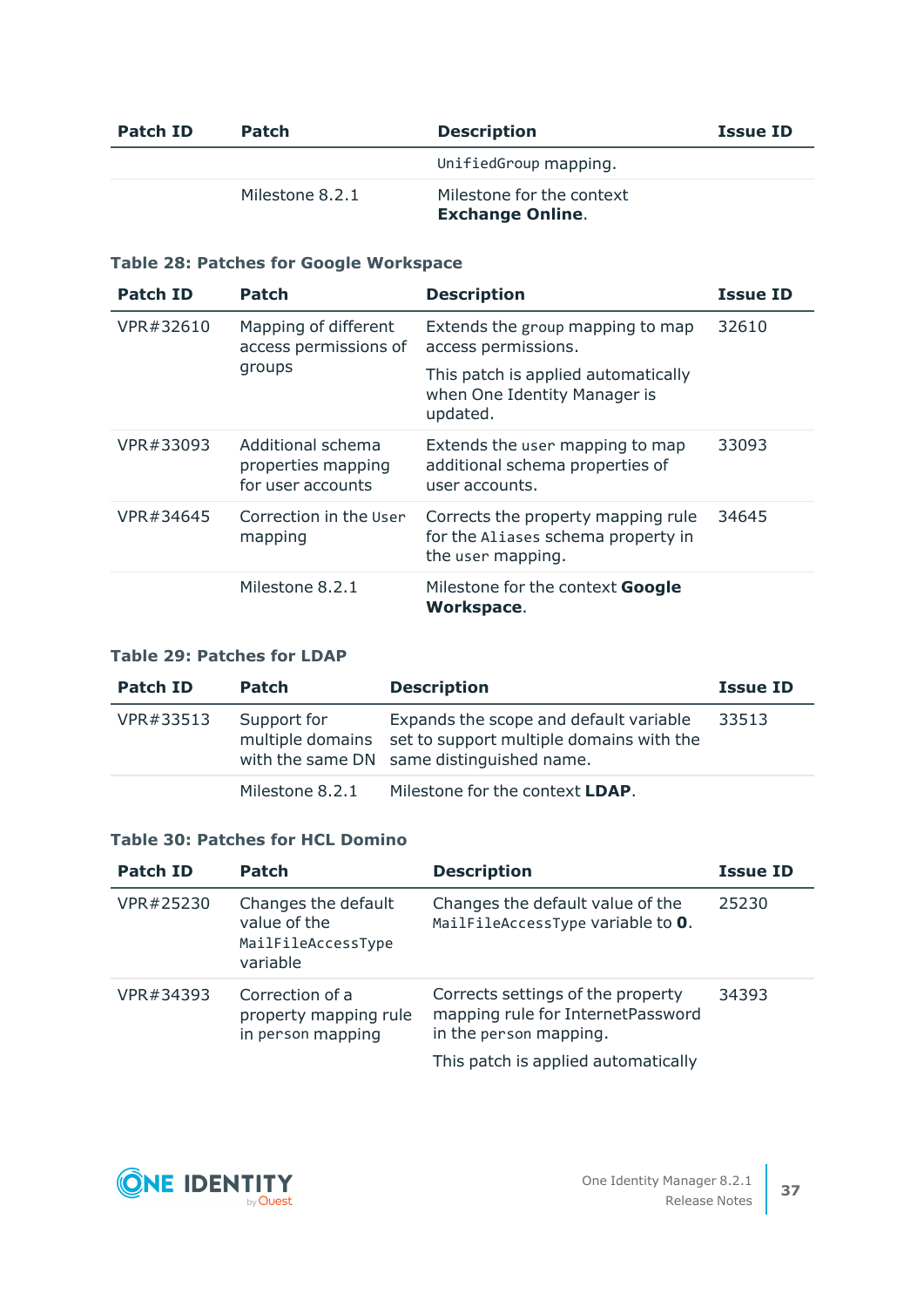| Patch ID | Patch | Description | Issue ID |
|---|---|---|---|
| | | `UnifiedGroup` mapping. | |
| | Milestone 8.2.1 | Milestone for the context **Exchange Online**. | |

**Table 28: Patches for Google Workspace**

| Patch ID | Patch | Description | Issue ID |
|---|---|---|---|
| VPR#32610 | Mapping of different access permissions of groups | Extends the `group` mapping to map access permissions.<br><br>This patch is applied automatically when One Identity Manager is updated. | 32610 |
| VPR#33093 | Additional schema properties mapping for user accounts | Extends the `user` mapping to map additional schema properties of user accounts. | 33093 |
| VPR#34645 | Correction in the `User` mapping | Corrects the property mapping rule for the `Aliases` schema property in the `user` mapping. | 34645 |
| | Milestone 8.2.1 | Milestone for the context **Google Workspace**. | |

**Table 29: Patches for LDAP**

| Patch ID | Patch | Description | Issue ID |
|---|---|---|---|
| VPR#33513 | Support for multiple domains with the same DN | Expands the scope and default variable set to support multiple domains with the same distinguished name. | 33513 |
| | Milestone 8.2.1 | Milestone for the context **LDAP**. | |

**Table 30: Patches for HCL Domino**

| Patch ID | Patch | Description | Issue ID |
|---|---|---|---|
| VPR#25230 | Changes the default value of the `MailFileAccessType` variable | Changes the default value of the `MailFileAccessType` variable to **0**. | 25230 |
| VPR#34393 | Correction of a property mapping rule in `person` mapping | Corrects settings of the property mapping rule for InternetPassword in the `person` mapping.<br><br>This patch is applied automatically | 34393 |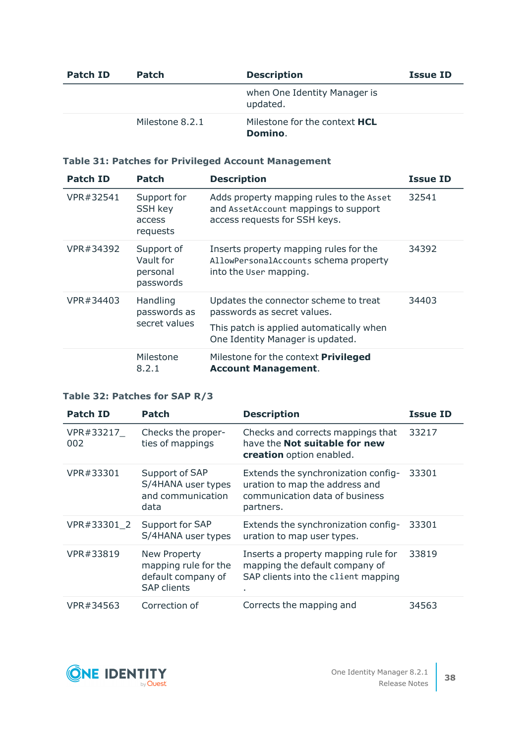| Patch ID | Patch | Description | Issue ID |
|---|---|---|---|
| | | when One Identity Manager is updated. | |
| | Milestone 8.2.1 | Milestone for the context **HCL Domino**. | |

**Table 31: Patches for Privileged Account Management**

| Patch ID | Patch | Description | Issue ID |
|---|---|---|---|
| VPR#32541 | Support for SSH key access requests | Adds property mapping rules to the `Asset` and `AssetAccount` mappings to support access requests for SSH keys. | 32541 |
| VPR#34392 | Support of Vault for personal passwords | Inserts property mapping rules for the `AllowPersonalAccounts` schema property into the `User` mapping. | 34392 |
| VPR#34403 | Handling passwords as secret values | Updates the connector scheme to treat passwords as secret values. This patch is applied automatically when One Identity Manager is updated. | 34403 |
| | Milestone 8.2.1 | Milestone for the context **Privileged Account Management**. | |

**Table 32: Patches for SAP R/3**

| Patch ID | Patch | Description | Issue ID |
|---|---|---|---|
| VPR#33217_002 | Checks the properties of mappings | Checks and corrects mappings that have the **Not suitable for new creation** option enabled. | 33217 |
| VPR#33301 | Support of SAP S/4HANA user types and communication data | Extends the synchronization configuration to map the address and communication data of business partners. | 33301 |
| VPR#33301_2 | Support for SAP S/4HANA user types | Extends the synchronization configuration to map user types. | 33301 |
| VPR#33819 | New Property mapping rule for the default company of SAP clients | Inserts a property mapping rule for mapping the default company of SAP clients into the `client` mapping . | 33819 |
| VPR#34563 | Correction of | Corrects the mapping and | 34563 |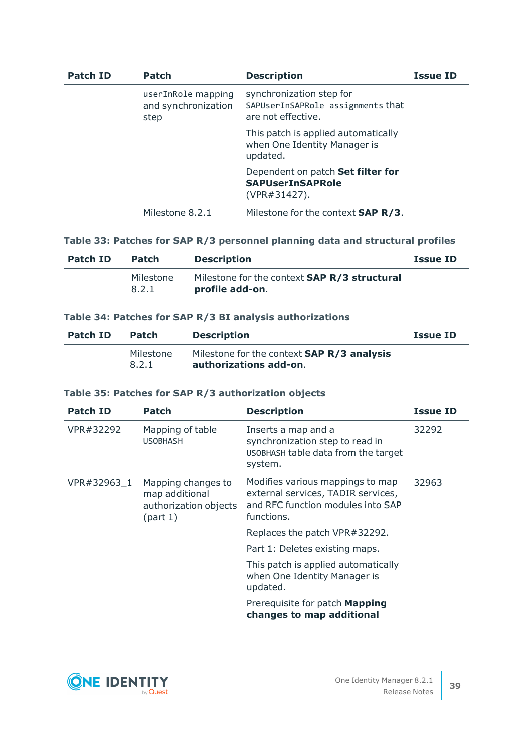| Patch ID | Patch | Description | Issue ID |
|---|---|---|---|
| | userInRole mapping and synchronization step | synchronization step for SAPUserInSAPRole assignments that are not effective.<br>This patch is applied automatically when One Identity Manager is updated.<br>Dependent on patch **Set filter for SAPUserInSAPRole** (VPR#31427). | |
| | Milestone 8.2.1 | Milestone for the context **SAP R/3**. | |

**Table 33: Patches for SAP R/3 personnel planning data and structural profiles**

| Patch ID | Patch | Description | Issue ID |
|---|---|---|---|
| | Milestone 8.2.1 | Milestone for the context **SAP R/3 structural profile add-on**. | |

**Table 34: Patches for SAP R/3 BI analysis authorizations**

| Patch ID | Patch | Description | Issue ID |
|---|---|---|---|
| | Milestone 8.2.1 | Milestone for the context **SAP R/3 analysis authorizations add-on**. | |

**Table 35: Patches for SAP R/3 authorization objects**

| Patch ID | Patch | Description | Issue ID |
|---|---|---|---|
| VPR#32292 | Mapping of table USOBHASH | Inserts a map and a synchronization step to read in USOBHASH table data from the target system. | 32292 |
| VPR#32963_1 | Mapping changes to map additional authorization objects (part 1) | Modifies various mappings to map external services, TADIR services, and RFC function modules into SAP functions.<br>Replaces the patch VPR#32292.<br>Part 1: Deletes existing maps.<br>This patch is applied automatically when One Identity Manager is updated.<br>Prerequisite for patch **Mapping changes to map additional** | 32963 |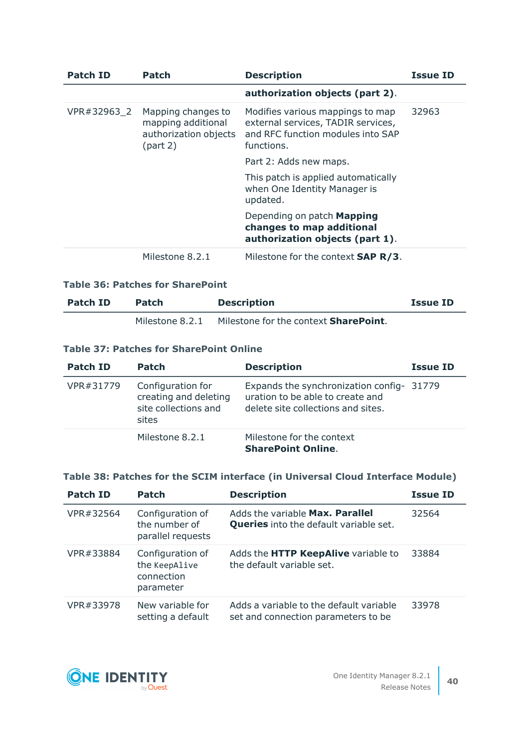| Patch ID | Patch | Description | Issue ID |
|---|---|---|---|
| | | **authorization objects (part 2)**. | |
| VPR#32963_2 | Mapping changes to mapping additional authorization objects (part 2) | Modifies various mappings to map external services, TADIR services, and RFC function modules into SAP functions.<br><br>Part 2: Adds new maps.<br><br>This patch is applied automatically when One Identity Manager is updated.<br><br>Depending on patch **Mapping changes to map additional authorization objects (part 1)**. | 32963 |
| | Milestone 8.2.1 | Milestone for the context **SAP R/3**. | |

**Table 36: Patches for SharePoint**

| Patch ID | Patch | Description | Issue ID |
|---|---|---|---|
| | Milestone 8.2.1 | Milestone for the context **SharePoint**. | |

**Table 37: Patches for SharePoint Online**

| Patch ID | Patch | Description | Issue ID |
|---|---|---|---|
| VPR#31779 | Configuration for creating and deleting site collections and sites | Expands the synchronization configuration to be able to create and delete site collections and sites. | 31779 |
| | Milestone 8.2.1 | Milestone for the context **SharePoint Online**. | |

**Table 38: Patches for the SCIM interface (in Universal Cloud Interface Module)**

| Patch ID | Patch | Description | Issue ID |
|---|---|---|---|
| VPR#32564 | Configuration of the number of parallel requests | Adds the variable **Max. Parallel Queries** into the default variable set. | 32564 |
| VPR#33884 | Configuration of the `KeepAlive` connection parameter | Adds the **HTTP KeepAlive** variable to the default variable set. | 33884 |
| VPR#33978 | New variable for setting a default | Adds a variable to the default variable set and connection parameters to be | 33978 |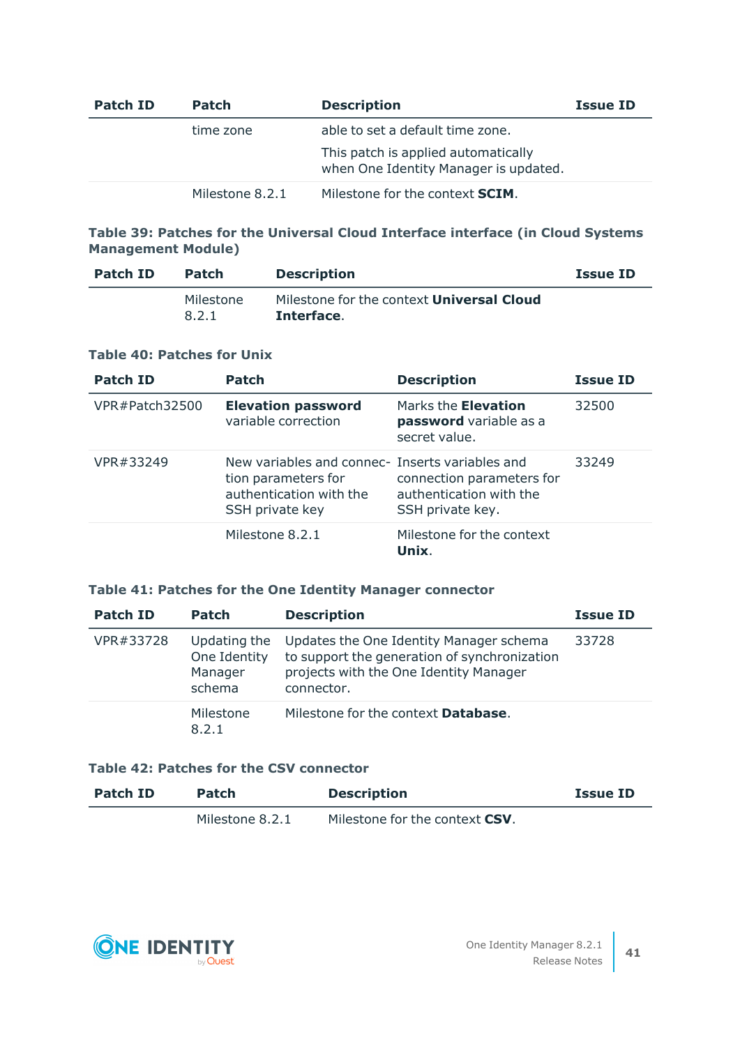| Patch ID | Patch | Description | Issue ID |
|---|---|---|---|
| | time zone | able to set a default time zone. This patch is applied automatically when One Identity Manager is updated. | |
| | Milestone 8.2.1 | Milestone for the context **SCIM**. | |

**Table 39: Patches for the Universal Cloud Interface interface (in Cloud Systems Management Module)**

| Patch ID | Patch | Description | Issue ID |
|---|---|---|---|
| | Milestone 8.2.1 | Milestone for the context **Universal Cloud Interface**. | |

**Table 40: Patches for Unix**

| Patch ID | Patch | Description | Issue ID |
|---|---|---|---|
| VPR#Patch32500 | **Elevation password** variable correction | Marks the **Elevation password** variable as a secret value. | 32500 |
| VPR#33249 | New variables and connection parameters for authentication with the SSH private key | Inserts variables and connection parameters for authentication with the SSH private key. | 33249 |
| | Milestone 8.2.1 | Milestone for the context **Unix**. | |

**Table 41: Patches for the One Identity Manager connector**

| Patch ID | Patch | Description | Issue ID |
|---|---|---|---|
| VPR#33728 | Updating the One Identity Manager schema | Updates the One Identity Manager schema to support the generation of synchronization projects with the One Identity Manager connector. | 33728 |
| | Milestone 8.2.1 | Milestone for the context **Database**. | |

**Table 42: Patches for the CSV connector**

| Patch ID | Patch | Description | Issue ID |
|---|---|---|---|
| | Milestone 8.2.1 | Milestone for the context **CSV**. | |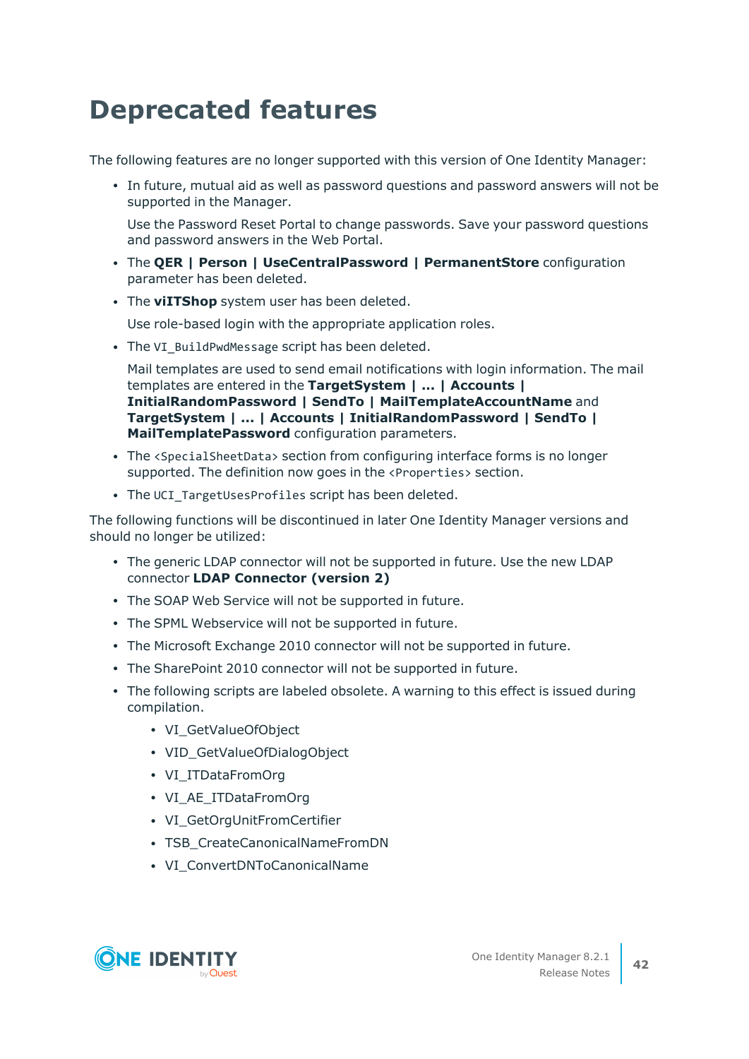# Deprecated features

The following features are no longer supported with this version of One Identity Manager:

- In future, mutual aid as well as password questions and password answers will not be supported in the Manager.

  Use the Password Reset Portal to change passwords. Save your password questions and password answers in the Web Portal.
- The **QER | Person | UseCentralPassword | PermanentStore** configuration parameter has been deleted.
- The **viITShop** system user has been deleted.

  Use role-based login with the appropriate application roles.
- The `VI_BuildPwdMessage` script has been deleted.

  Mail templates are used to send email notifications with login information. The mail templates are entered in the **TargetSystem | ... | Accounts | InitialRandomPassword | SendTo | MailTemplateAccountName** and **TargetSystem | ... | Accounts | InitialRandomPassword | SendTo | MailTemplatePassword** configuration parameters.
- The `<SpecialSheetData>` section from configuring interface forms is no longer supported. The definition now goes in the `<Properties>` section.
- The `UCI_TargetUsesProfiles` script has been deleted.

The following functions will be discontinued in later One Identity Manager versions and should no longer be utilized:

- The generic LDAP connector will not be supported in future. Use the new LDAP connector **LDAP Connector (version 2)**
- The SOAP Web Service will not be supported in future.
- The SPML Webservice will not be supported in future.
- The Microsoft Exchange 2010 connector will not be supported in future.
- The SharePoint 2010 connector will not be supported in future.
- The following scripts are labeled obsolete. A warning to this effect is issued during compilation.
  - VI_GetValueOfObject
  - VID_GetValueOfDialogObject
  - VI_ITDataFromOrg
  - VI_AE_ITDataFromOrg
  - VI_GetOrgUnitFromCertifier
  - TSB_CreateCanonicalNameFromDN
  - VI_ConvertDNToCanonicalName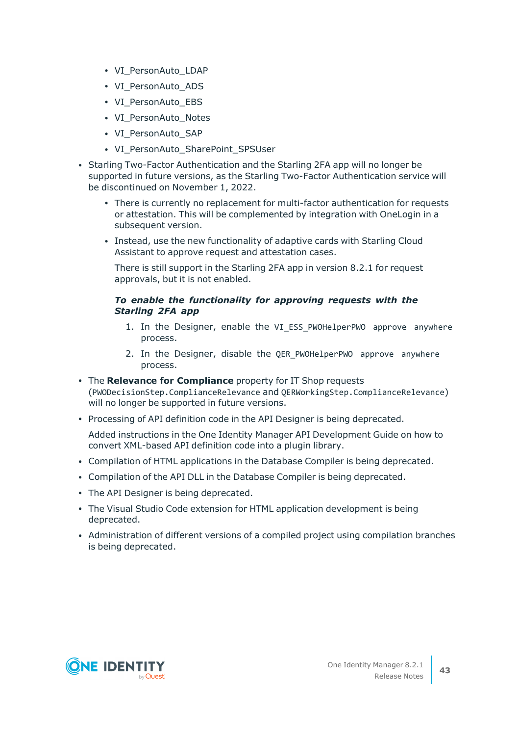- VI_PersonAuto_LDAP
    - VI_PersonAuto_ADS
    - VI_PersonAuto_EBS
    - VI_PersonAuto_Notes
    - VI_PersonAuto_SAP
    - VI_PersonAuto_SharePoint_SPSUser

- Starling Two-Factor Authentication and the Starling 2FA app will no longer be supported in future versions, as the Starling Two-Factor Authentication service will be discontinued on November 1, 2022.
    - There is currently no replacement for multi-factor authentication for requests or attestation. This will be complemented by integration with OneLogin in a subsequent version.
    - Instead, use the new functionality of adaptive cards with Starling Cloud Assistant to approve request and attestation cases.

      There is still support in the Starling 2FA app in version 8.2.1 for request approvals, but it is not enabled.

    ***To enable the functionality for approving requests with the Starling 2FA app***

    1. In the Designer, enable the `VI_ESS_PWOHelperPWO approve anywhere` process.
    2. In the Designer, disable the `QER_PWOHelperPWO approve anywhere` process.

- The **Relevance for Compliance** property for IT Shop requests (`PWODecisionStep.ComplianceRelevance` and `QERWorkingStep.ComplianceRelevance`) will no longer be supported in future versions.
- Processing of API definition code in the API Designer is being deprecated.

  Added instructions in the One Identity Manager API Development Guide on how to convert XML-based API definition code into a plugin library.

- Compilation of HTML applications in the Database Compiler is being deprecated.
- Compilation of the API DLL in the Database Compiler is being deprecated.
- The API Designer is being deprecated.
- The Visual Studio Code extension for HTML application development is being deprecated.
- Administration of different versions of a compiled project using compilation branches is being deprecated.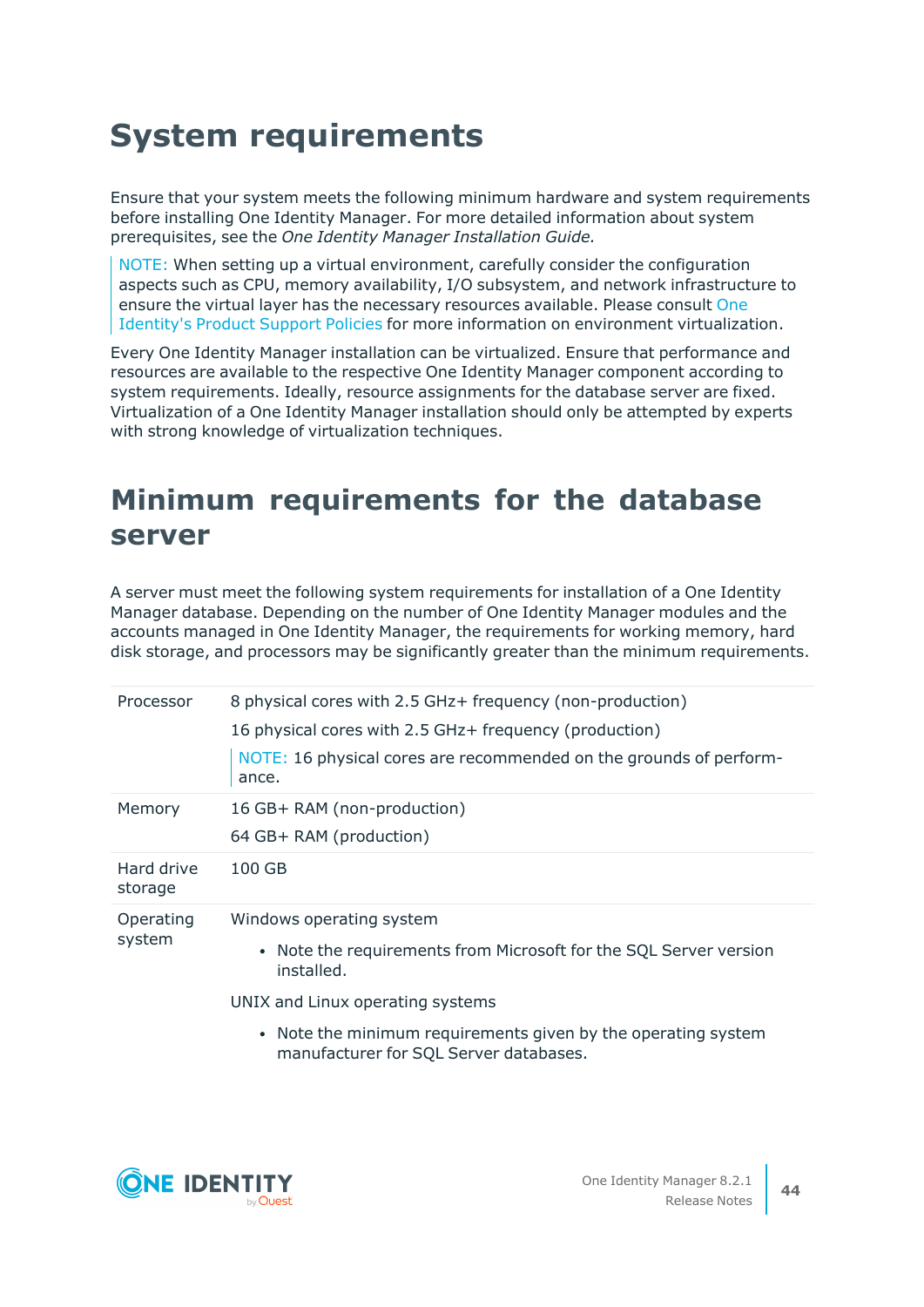# System requirements

Ensure that your system meets the following minimum hardware and system requirements before installing One Identity Manager. For more detailed information about system prerequisites, see the *One Identity Manager Installation Guide.*

> NOTE: When setting up a virtual environment, carefully consider the configuration aspects such as CPU, memory availability, I/O subsystem, and network infrastructure to ensure the virtual layer has the necessary resources available. Please consult One Identity's Product Support Policies for more information on environment virtualization.

Every One Identity Manager installation can be virtualized. Ensure that performance and resources are available to the respective One Identity Manager component according to system requirements. Ideally, resource assignments for the database server are fixed. Virtualization of a One Identity Manager installation should only be attempted by experts with strong knowledge of virtualization techniques.

## Minimum requirements for the database server

A server must meet the following system requirements for installation of a One Identity Manager database. Depending on the number of One Identity Manager modules and the accounts managed in One Identity Manager, the requirements for working memory, hard disk storage, and processors may be significantly greater than the minimum requirements.

| | |
|---|---|
| Processor | 8 physical cores with 2.5 GHz+ frequency (non-production)<br><br>16 physical cores with 2.5 GHz+ frequency (production)<br><br>NOTE: 16 physical cores are recommended on the grounds of performance. |
| Memory | 16 GB+ RAM (non-production)<br><br>64 GB+ RAM (production) |
| Hard drive storage | 100 GB |
| Operating system | Windows operating system<br><br>• Note the requirements from Microsoft for the SQL Server version installed.<br><br>UNIX and Linux operating systems<br><br>• Note the minimum requirements given by the operating system manufacturer for SQL Server databases. |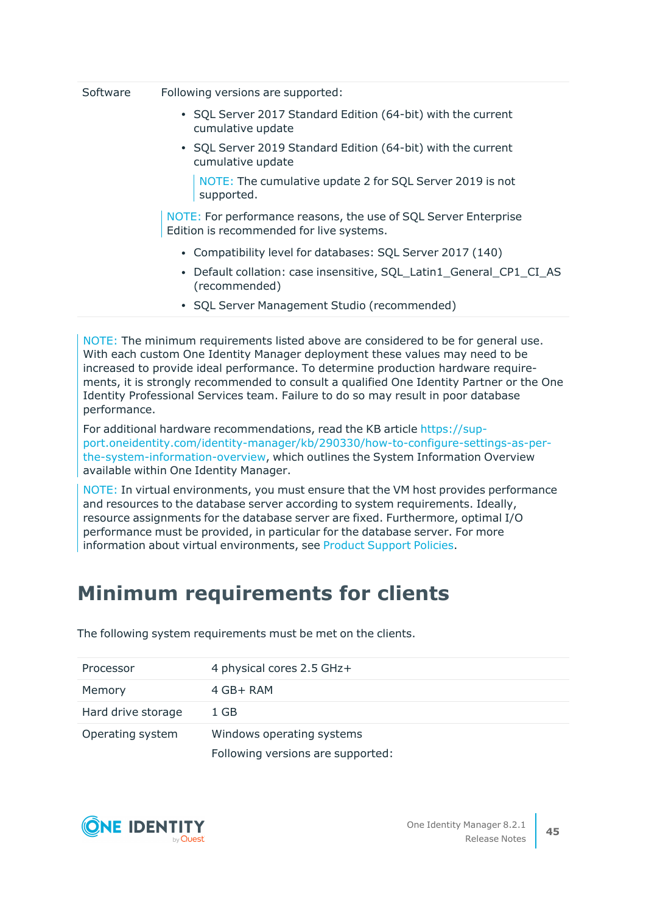| | |
|---|---|
| Software | Following versions are supported:<br>• SQL Server 2017 Standard Edition (64-bit) with the current cumulative update<br>• SQL Server 2019 Standard Edition (64-bit) with the current cumulative update<br>NOTE: The cumulative update 2 for SQL Server 2019 is not supported.<br>NOTE: For performance reasons, the use of SQL Server Enterprise Edition is recommended for live systems.<br>• Compatibility level for databases: SQL Server 2017 (140)<br>• Default collation: case insensitive, SQL_Latin1_General_CP1_CI_AS (recommended)<br>• SQL Server Management Studio (recommended) |

NOTE: The minimum requirements listed above are considered to be for general use. With each custom One Identity Manager deployment these values may need to be increased to provide ideal performance. To determine production hardware requirements, it is strongly recommended to consult a qualified One Identity Partner or the One Identity Professional Services team. Failure to do so may result in poor database performance.

For additional hardware recommendations, read the KB article https://support.oneidentity.com/identity-manager/kb/290330/how-to-configure-settings-as-per-the-system-information-overview, which outlines the System Information Overview available within One Identity Manager.

NOTE: In virtual environments, you must ensure that the VM host provides performance and resources to the database server according to system requirements. Ideally, resource assignments for the database server are fixed. Furthermore, optimal I/O performance must be provided, in particular for the database server. For more information about virtual environments, see Product Support Policies.

# Minimum requirements for clients

The following system requirements must be met on the clients.

| | |
|---|---|
| Processor | 4 physical cores 2.5 GHz+ |
| Memory | 4 GB+ RAM |
| Hard drive storage | 1 GB |
| Operating system | Windows operating systems<br>Following versions are supported: |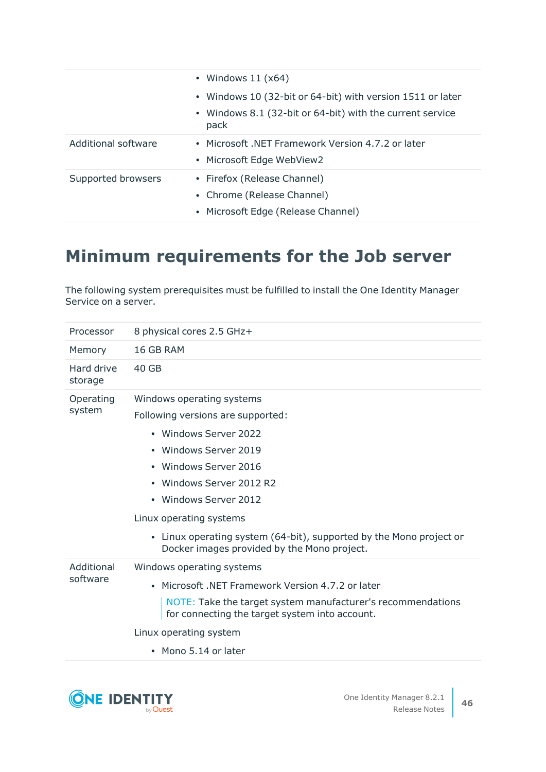| | |
|---|---|
| | • Windows 11 (x64)<br>• Windows 10 (32-bit or 64-bit) with version 1511 or later<br>• Windows 8.1 (32-bit or 64-bit) with the current service pack |
| Additional software | • Microsoft .NET Framework Version 4.7.2 or later<br>• Microsoft Edge WebView2 |
| Supported browsers | • Firefox (Release Channel)<br>• Chrome (Release Channel)<br>• Microsoft Edge (Release Channel) |

# Minimum requirements for the Job server

The following system prerequisites must be fulfilled to install the One Identity Manager Service on a server.

| | |
|---|---|
| Processor | 8 physical cores 2.5 GHz+ |
| Memory | 16 GB RAM |
| Hard drive storage | 40 GB |
| Operating system | Windows operating systems<br>Following versions are supported:<br>• Windows Server 2022<br>• Windows Server 2019<br>• Windows Server 2016<br>• Windows Server 2012 R2<br>• Windows Server 2012<br>Linux operating systems<br>• Linux operating system (64-bit), supported by the Mono project or Docker images provided by the Mono project. |
| Additional software | Windows operating systems<br>• Microsoft .NET Framework Version 4.7.2 or later<br>NOTE: Take the target system manufacturer's recommendations for connecting the target system into account.<br>Linux operating system<br>• Mono 5.14 or later |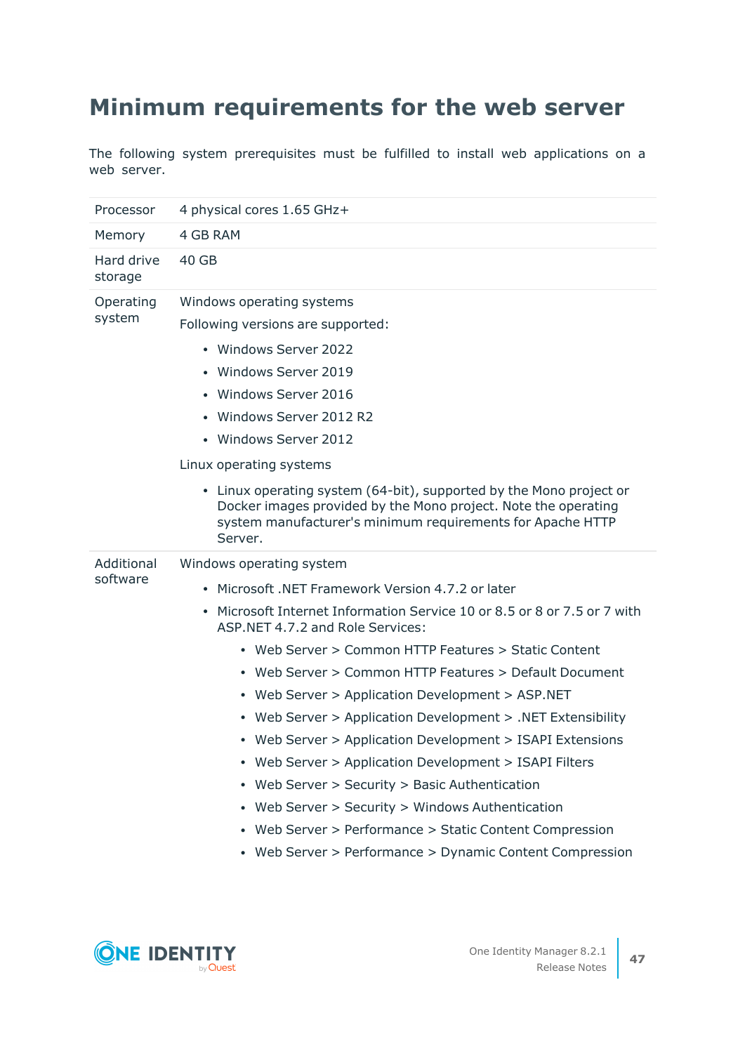# Minimum requirements for the web server

The following system prerequisites must be fulfilled to install web applications on a web server.

| | |
|---|---|
| Processor | 4 physical cores 1.65 GHz+ |
| Memory | 4 GB RAM |
| Hard drive storage | 40 GB |
| Operating system | Windows operating systems<br>Following versions are supported:<br>• Windows Server 2022<br>• Windows Server 2019<br>• Windows Server 2016<br>• Windows Server 2012 R2<br>• Windows Server 2012<br>Linux operating systems<br>• Linux operating system (64-bit), supported by the Mono project or Docker images provided by the Mono project. Note the operating system manufacturer's minimum requirements for Apache HTTP Server. |
| Additional software | Windows operating system<br>• Microsoft .NET Framework Version 4.7.2 or later<br>• Microsoft Internet Information Service 10 or 8.5 or 8 or 7.5 or 7 with ASP.NET 4.7.2 and Role Services:<br>&nbsp;&nbsp;• Web Server > Common HTTP Features > Static Content<br>&nbsp;&nbsp;• Web Server > Common HTTP Features > Default Document<br>&nbsp;&nbsp;• Web Server > Application Development > ASP.NET<br>&nbsp;&nbsp;• Web Server > Application Development > .NET Extensibility<br>&nbsp;&nbsp;• Web Server > Application Development > ISAPI Extensions<br>&nbsp;&nbsp;• Web Server > Application Development > ISAPI Filters<br>&nbsp;&nbsp;• Web Server > Security > Basic Authentication<br>&nbsp;&nbsp;• Web Server > Security > Windows Authentication<br>&nbsp;&nbsp;• Web Server > Performance > Static Content Compression<br>&nbsp;&nbsp;• Web Server > Performance > Dynamic Content Compression |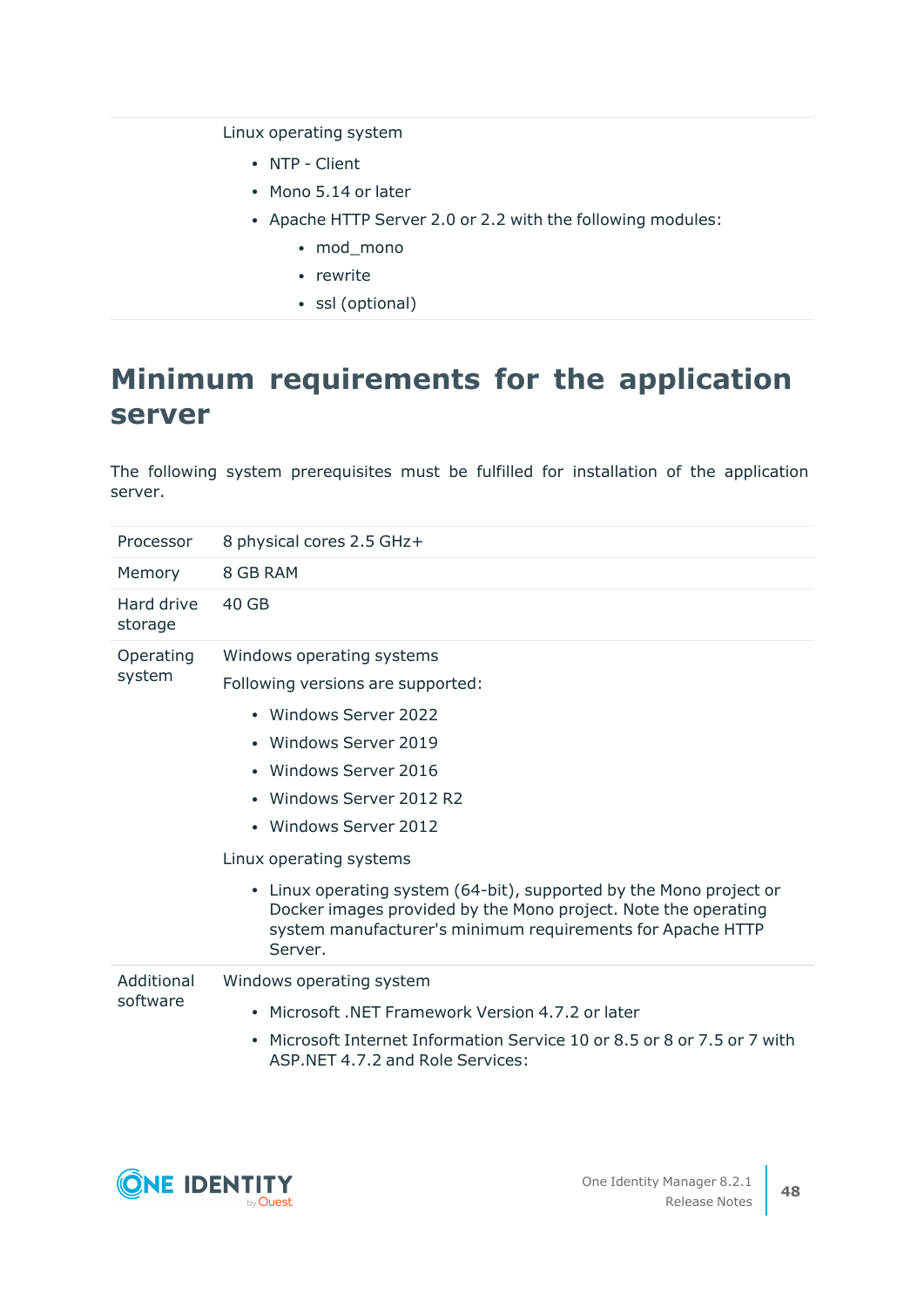| | |
|---|---|
| | Linux operating system<br><br>• NTP - Client<br>• Mono 5.14 or later<br>• Apache HTTP Server 2.0 or 2.2 with the following modules:<br>&nbsp;&nbsp;&nbsp;&nbsp;• mod_mono<br>&nbsp;&nbsp;&nbsp;&nbsp;• rewrite<br>&nbsp;&nbsp;&nbsp;&nbsp;• ssl (optional) |

# Minimum requirements for the application server

The following system prerequisites must be fulfilled for installation of the application server.

| | |
|---|---|
| Processor | 8 physical cores 2.5 GHz+ |
| Memory | 8 GB RAM |
| Hard drive storage | 40 GB |
| Operating system | Windows operating systems<br><br>Following versions are supported:<br><br>• Windows Server 2022<br>• Windows Server 2019<br>• Windows Server 2016<br>• Windows Server 2012 R2<br>• Windows Server 2012<br><br>Linux operating systems<br><br>• Linux operating system (64-bit), supported by the Mono project or Docker images provided by the Mono project. Note the operating system manufacturer's minimum requirements for Apache HTTP Server. |
| Additional software | Windows operating system<br><br>• Microsoft .NET Framework Version 4.7.2 or later<br>• Microsoft Internet Information Service 10 or 8.5 or 8 or 7.5 or 7 with ASP.NET 4.7.2 and Role Services: |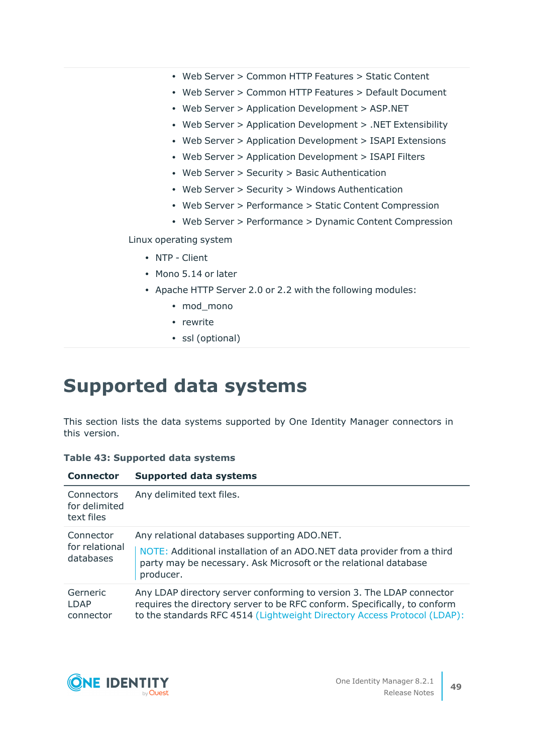- Web Server > Common HTTP Features > Static Content
- Web Server > Common HTTP Features > Default Document
- Web Server > Application Development > ASP.NET
- Web Server > Application Development > .NET Extensibility
- Web Server > Application Development > ISAPI Extensions
- Web Server > Application Development > ISAPI Filters
- Web Server > Security > Basic Authentication
- Web Server > Security > Windows Authentication
- Web Server > Performance > Static Content Compression
- Web Server > Performance > Dynamic Content Compression

Linux operating system

- NTP - Client
- Mono 5.14 or later
- Apache HTTP Server 2.0 or 2.2 with the following modules:
  - mod_mono
  - rewrite
  - ssl (optional)

# Supported data systems

This section lists the data systems supported by One Identity Manager connectors in this version.

**Table 43: Supported data systems**

| Connector | Supported data systems |
|---|---|
| Connectors for delimited text files | Any delimited text files. |
| Connector for relational databases | Any relational databases supporting ADO.NET.<br>NOTE: Additional installation of an ADO.NET data provider from a third party may be necessary. Ask Microsoft or the relational database producer. |
| Gerneric LDAP connector | Any LDAP directory server conforming to version 3. The LDAP connector requires the directory server to be RFC conform. Specifically, to conform to the standards RFC 4514 (Lightweight Directory Access Protocol (LDAP): |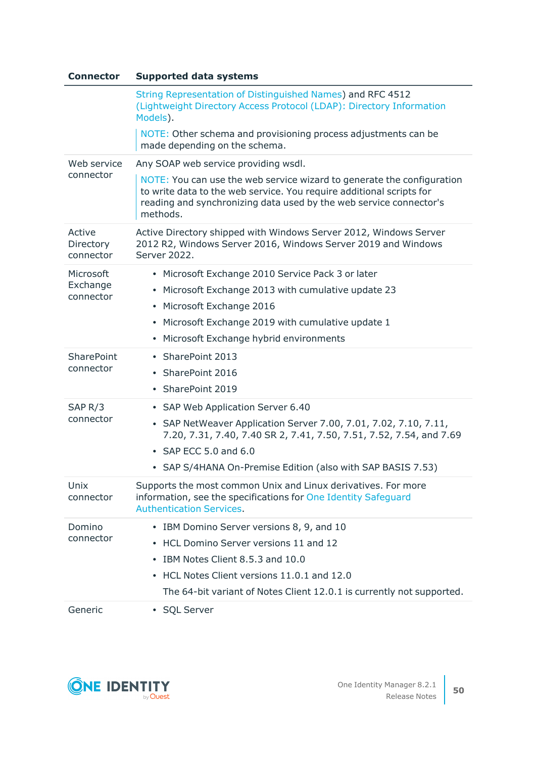| Connector | Supported data systems |
|---|---|
| | String Representation of Distinguished Names) and RFC 4512 (Lightweight Directory Access Protocol (LDAP): Directory Information Models).<br><br>NOTE: Other schema and provisioning process adjustments can be made depending on the schema. |
| Web service connector | Any SOAP web service providing wsdl.<br><br>NOTE: You can use the web service wizard to generate the configuration to write data to the web service. You require additional scripts for reading and synchronizing data used by the web service connector's methods. |
| Active Directory connector | Active Directory shipped with Windows Server 2012, Windows Server 2012 R2, Windows Server 2016, Windows Server 2019 and Windows Server 2022. |
| Microsoft Exchange connector | • Microsoft Exchange 2010 Service Pack 3 or later<br>• Microsoft Exchange 2013 with cumulative update 23<br>• Microsoft Exchange 2016<br>• Microsoft Exchange 2019 with cumulative update 1<br>• Microsoft Exchange hybrid environments |
| SharePoint connector | • SharePoint 2013<br>• SharePoint 2016<br>• SharePoint 2019 |
| SAP R/3 connector | • SAP Web Application Server 6.40<br>• SAP NetWeaver Application Server 7.00, 7.01, 7.02, 7.10, 7.11, 7.20, 7.31, 7.40, 7.40 SR 2, 7.41, 7.50, 7.51, 7.52, 7.54, and 7.69<br>• SAP ECC 5.0 and 6.0<br>• SAP S/4HANA On-Premise Edition (also with SAP BASIS 7.53) |
| Unix connector | Supports the most common Unix and Linux derivatives. For more information, see the specifications for One Identity Safeguard Authentication Services. |
| Domino connector | • IBM Domino Server versions 8, 9, and 10<br>• HCL Domino Server versions 11 and 12<br>• IBM Notes Client 8.5.3 and 10.0<br>• HCL Notes Client versions 11.0.1 and 12.0<br>The 64-bit variant of Notes Client 12.0.1 is currently not supported. |
| Generic | • SQL Server |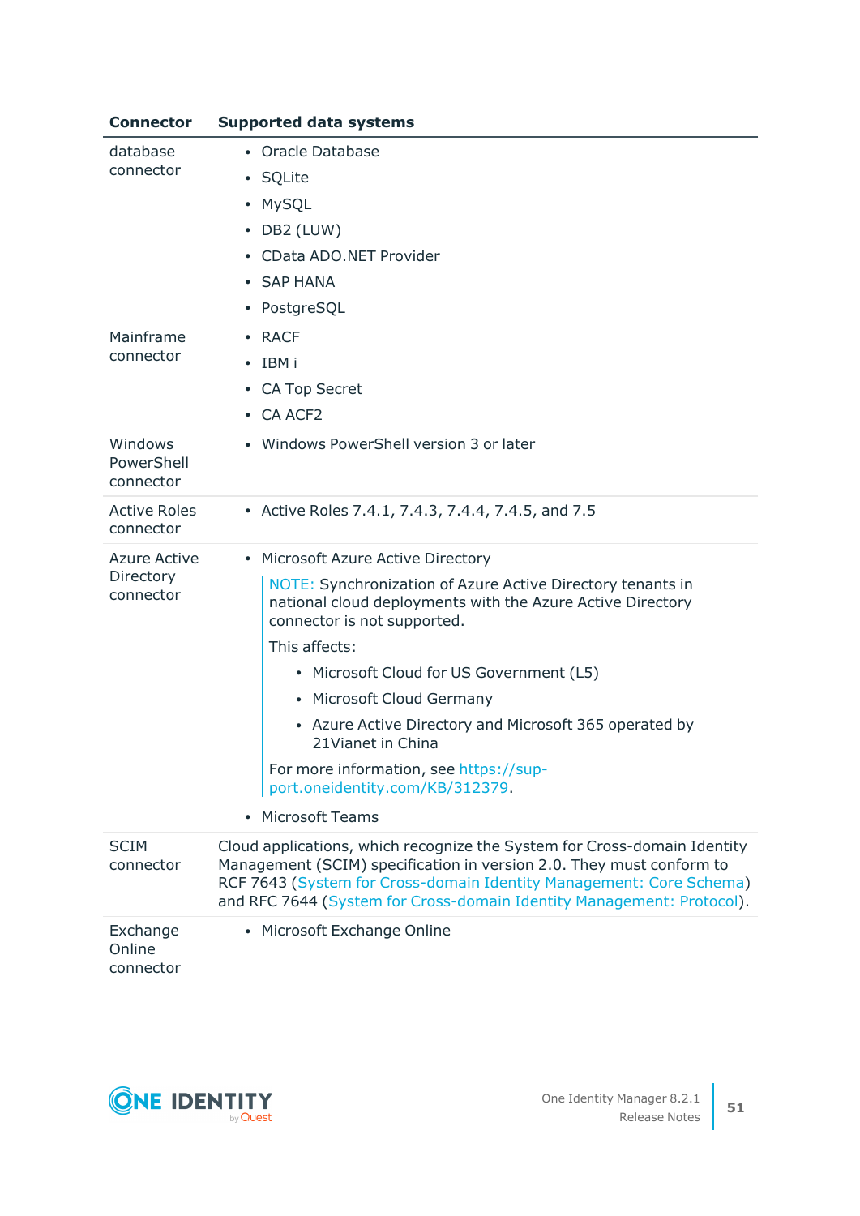| Connector | Supported data systems |
|---|---|
| database connector | • Oracle Database<br>• SQLite<br>• MySQL<br>• DB2 (LUW)<br>• CData ADO.NET Provider<br>• SAP HANA<br>• PostgreSQL |
| Mainframe connector | • RACF<br>• IBM i<br>• CA Top Secret<br>• CA ACF2 |
| Windows PowerShell connector | • Windows PowerShell version 3 or later |
| Active Roles connector | • Active Roles 7.4.1, 7.4.3, 7.4.4, 7.4.5, and 7.5 |
| Azure Active Directory connector | • Microsoft Azure Active Directory<br>NOTE: Synchronization of Azure Active Directory tenants in national cloud deployments with the Azure Active Directory connector is not supported.<br>This affects:<br>• Microsoft Cloud for US Government (L5)<br>• Microsoft Cloud Germany<br>• Azure Active Directory and Microsoft 365 operated by 21Vianet in China<br>For more information, see https://support.oneidentity.com/KB/312379.<br>• Microsoft Teams |
| SCIM connector | Cloud applications, which recognize the System for Cross-domain Identity Management (SCIM) specification in version 2.0. They must conform to RCF 7643 (System for Cross-domain Identity Management: Core Schema) and RFC 7644 (System for Cross-domain Identity Management: Protocol). |
| Exchange Online connector | • Microsoft Exchange Online |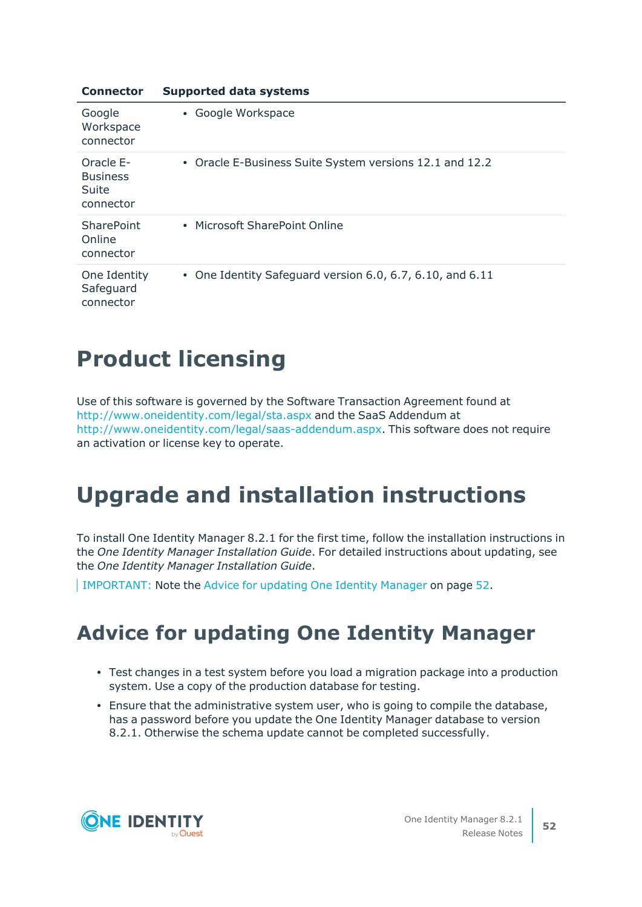| Connector | Supported data systems |
|---|---|
| Google Workspace connector | • Google Workspace |
| Oracle E-Business Suite connector | • Oracle E-Business Suite System versions 12.1 and 12.2 |
| SharePoint Online connector | • Microsoft SharePoint Online |
| One Identity Safeguard connector | • One Identity Safeguard version 6.0, 6.7, 6.10, and 6.11 |

# Product licensing

Use of this software is governed by the Software Transaction Agreement found at http://www.oneidentity.com/legal/sta.aspx and the SaaS Addendum at http://www.oneidentity.com/legal/saas-addendum.aspx. This software does not require an activation or license key to operate.

# Upgrade and installation instructions

To install One Identity Manager 8.2.1 for the first time, follow the installation instructions in the *One Identity Manager Installation Guide*. For detailed instructions about updating, see the *One Identity Manager Installation Guide*.

> IMPORTANT: Note the Advice for updating One Identity Manager on page 52.

## Advice for updating One Identity Manager

- Test changes in a test system before you load a migration package into a production system. Use a copy of the production database for testing.
- Ensure that the administrative system user, who is going to compile the database, has a password before you update the One Identity Manager database to version 8.2.1. Otherwise the schema update cannot be completed successfully.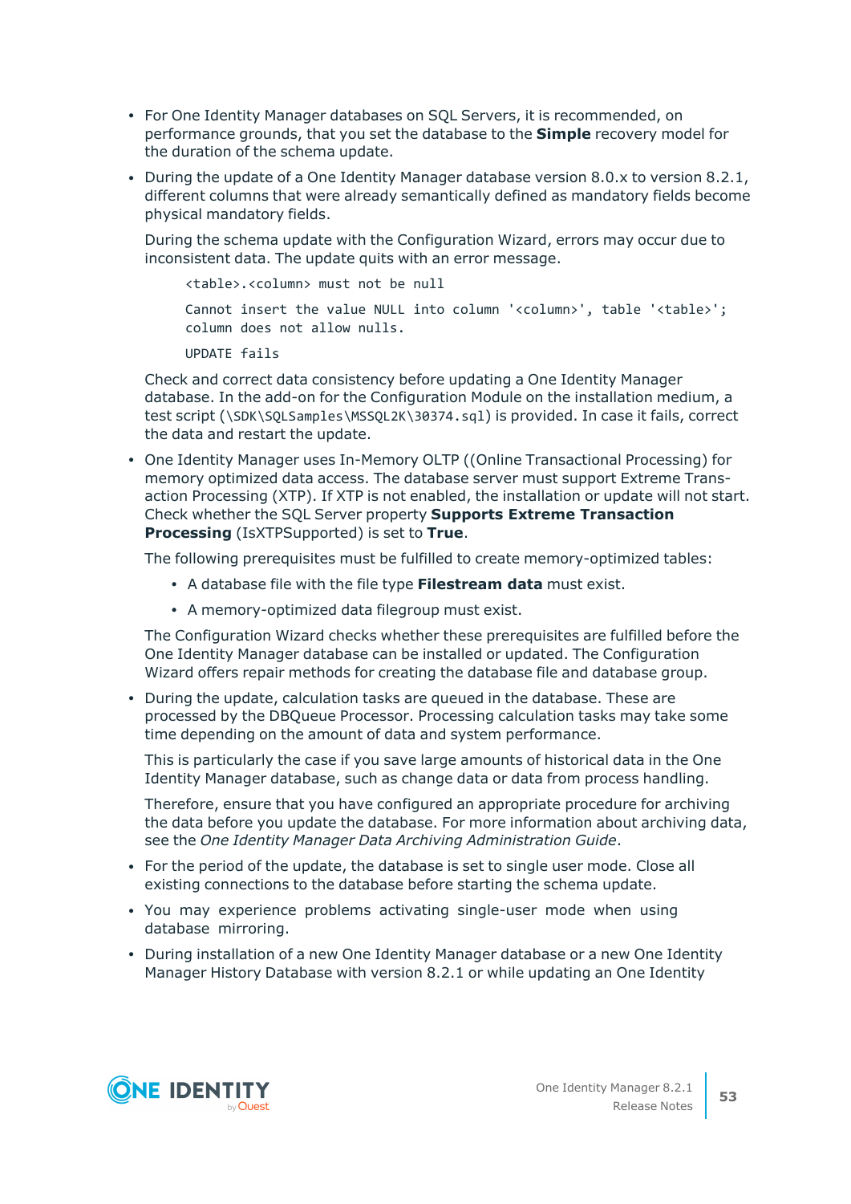- For One Identity Manager databases on SQL Servers, it is recommended, on performance grounds, that you set the database to the **Simple** recovery model for the duration of the schema update.
- During the update of a One Identity Manager database version 8.0.x to version 8.2.1, different columns that were already semantically defined as mandatory fields become physical mandatory fields.

  During the schema update with the Configuration Wizard, errors may occur due to inconsistent data. The update quits with an error message.

  ```
  <table>.<column> must not be null
  
  Cannot insert the value NULL into column '<column>', table '<table>';
  column does not allow nulls.
  
  UPDATE fails
  ```

  Check and correct data consistency before updating a One Identity Manager database. In the add-on for the Configuration Module on the installation medium, a test script (`\SDK\SQLSamples\MSSQL2K\30374.sql`) is provided. In case it fails, correct the data and restart the update.
- One Identity Manager uses In-Memory OLTP ((Online Transactional Processing) for memory optimized data access. The database server must support Extreme Transaction Processing (XTP). If XTP is not enabled, the installation or update will not start. Check whether the SQL Server property **Supports Extreme Transaction Processing** (IsXTPSupported) is set to **True**.

  The following prerequisites must be fulfilled to create memory-optimized tables:

  - A database file with the file type **Filestream data** must exist.
  - A memory-optimized data filegroup must exist.

  The Configuration Wizard checks whether these prerequisites are fulfilled before the One Identity Manager database can be installed or updated. The Configuration Wizard offers repair methods for creating the database file and database group.
- During the update, calculation tasks are queued in the database. These are processed by the DBQueue Processor. Processing calculation tasks may take some time depending on the amount of data and system performance.

  This is particularly the case if you save large amounts of historical data in the One Identity Manager database, such as change data or data from process handling.

  Therefore, ensure that you have configured an appropriate procedure for archiving the data before you update the database. For more information about archiving data, see the *One Identity Manager Data Archiving Administration Guide*.
- For the period of the update, the database is set to single user mode. Close all existing connections to the database before starting the schema update.
- You may experience problems activating single-user mode when using database mirroring.
- During installation of a new One Identity Manager database or a new One Identity Manager History Database with version 8.2.1 or while updating an One Identity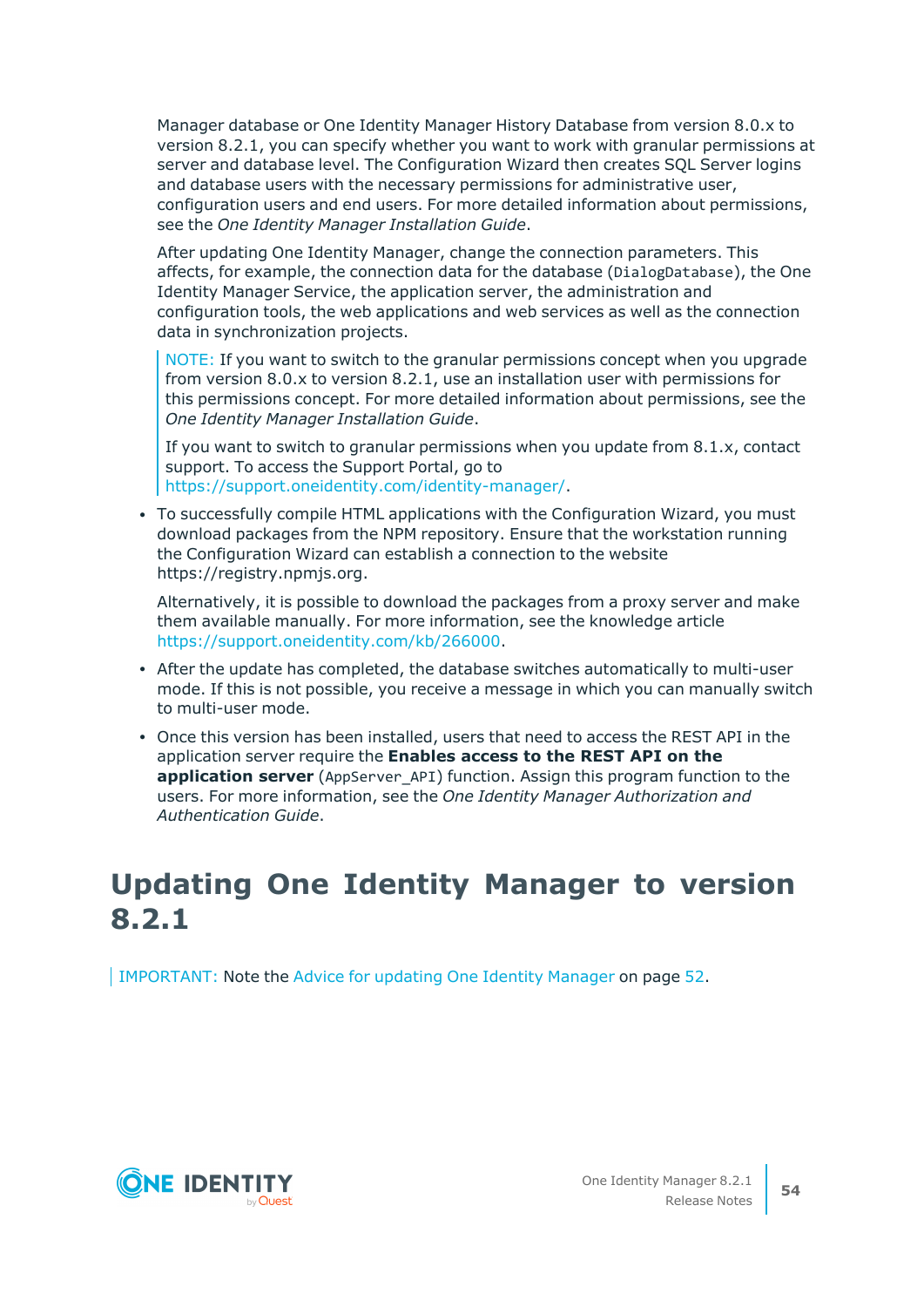Manager database or One Identity Manager History Database from version 8.0.x to version 8.2.1, you can specify whether you want to work with granular permissions at server and database level. The Configuration Wizard then creates SQL Server logins and database users with the necessary permissions for administrative user, configuration users and end users. For more detailed information about permissions, see the *One Identity Manager Installation Guide*.

After updating One Identity Manager, change the connection parameters. This affects, for example, the connection data for the database (`DialogDatabase`), the One Identity Manager Service, the application server, the administration and configuration tools, the web applications and web services as well as the connection data in synchronization projects.

> NOTE: If you want to switch to the granular permissions concept when you upgrade from version 8.0.x to version 8.2.1, use an installation user with permissions for this permissions concept. For more detailed information about permissions, see the *One Identity Manager Installation Guide*.
>
> If you want to switch to granular permissions when you update from 8.1.x, contact support. To access the Support Portal, go to https://support.oneidentity.com/identity-manager/.

- To successfully compile HTML applications with the Configuration Wizard, you must download packages from the NPM repository. Ensure that the workstation running the Configuration Wizard can establish a connection to the website https://registry.npmjs.org.

  Alternatively, it is possible to download the packages from a proxy server and make them available manually. For more information, see the knowledge article https://support.oneidentity.com/kb/266000.

- After the update has completed, the database switches automatically to multi-user mode. If this is not possible, you receive a message in which you can manually switch to multi-user mode.

- Once this version has been installed, users that need to access the REST API in the application server require the **Enables access to the REST API on the application server** (`AppServer_API`) function. Assign this program function to the users. For more information, see the *One Identity Manager Authorization and Authentication Guide*.

# Updating One Identity Manager to version 8.2.1

> IMPORTANT: Note the Advice for updating One Identity Manager on page 52.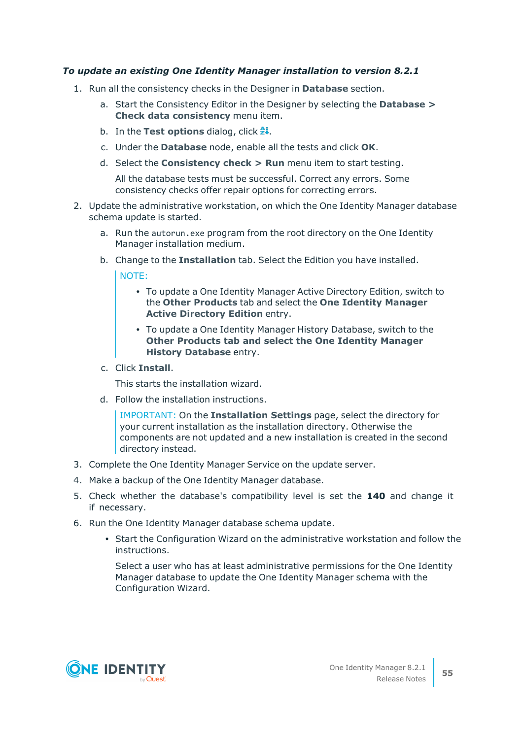***To update an existing One Identity Manager installation to version 8.2.1***

1. Run all the consistency checks in the Designer in **Database** section.
   a. Start the Consistency Editor in the Designer by selecting the **Database > Check data consistency** menu item.
   b. In the **Test options** dialog, click .
   c. Under the **Database** node, enable all the tests and click **OK**.
   d. Select the **Consistency check > Run** menu item to start testing.

      All the database tests must be successful. Correct any errors. Some consistency checks offer repair options for correcting errors.
2. Update the administrative workstation, on which the One Identity Manager database schema update is started.
   a. Run the `autorun.exe` program from the root directory on the One Identity Manager installation medium.
   b. Change to the **Installation** tab. Select the Edition you have installed.

      NOTE:

      - To update a One Identity Manager Active Directory Edition, switch to the **Other Products** tab and select the **One Identity Manager Active Directory Edition** entry.
      - To update a One Identity Manager History Database, switch to the **Other Products tab and select the One Identity Manager History Database** entry.
   c. Click **Install**.

      This starts the installation wizard.
   d. Follow the installation instructions.

      IMPORTANT: On the **Installation Settings** page, select the directory for your current installation as the installation directory. Otherwise the components are not updated and a new installation is created in the second directory instead.
3. Complete the One Identity Manager Service on the update server.
4. Make a backup of the One Identity Manager database.
5. Check whether the database's compatibility level is set the **140** and change it if necessary.
6. Run the One Identity Manager database schema update.
   - Start the Configuration Wizard on the administrative workstation and follow the instructions.

     Select a user who has at least administrative permissions for the One Identity Manager database to update the One Identity Manager schema with the Configuration Wizard.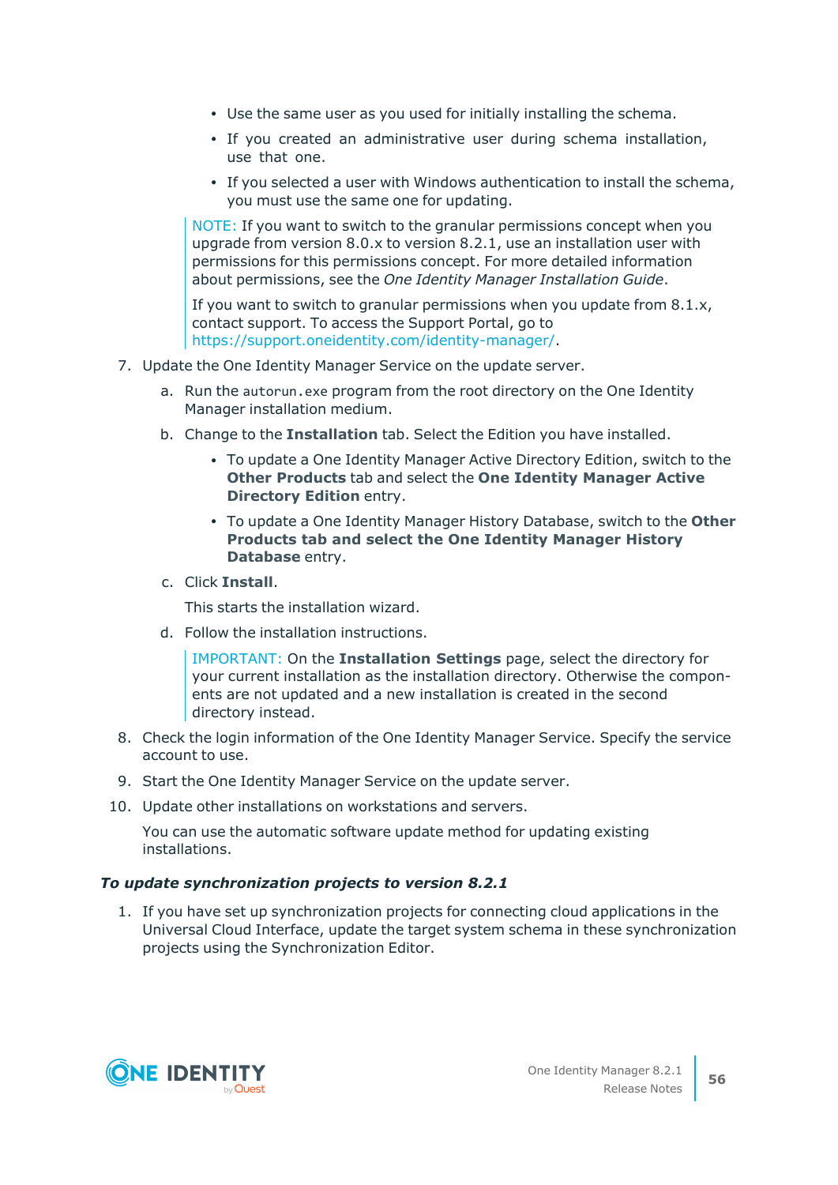- Use the same user as you used for initially installing the schema.
- If you created an administrative user during schema installation, use that one.
- If you selected a user with Windows authentication to install the schema, you must use the same one for updating.

> NOTE: If you want to switch to the granular permissions concept when you upgrade from version 8.0.x to version 8.2.1, use an installation user with permissions for this permissions concept. For more detailed information about permissions, see the *One Identity Manager Installation Guide*.
>
> If you want to switch to granular permissions when you update from 8.1.x, contact support. To access the Support Portal, go to https://support.oneidentity.com/identity-manager/.

7. Update the One Identity Manager Service on the update server.
   a. Run the `autorun.exe` program from the root directory on the One Identity Manager installation medium.
   b. Change to the **Installation** tab. Select the Edition you have installed.
      - To update a One Identity Manager Active Directory Edition, switch to the **Other Products** tab and select the **One Identity Manager Active Directory Edition** entry.
      - To update a One Identity Manager History Database, switch to the **Other Products tab and select the One Identity Manager History Database** entry.
   c. Click **Install**.

      This starts the installation wizard.
   d. Follow the installation instructions.

      > IMPORTANT: On the **Installation Settings** page, select the directory for your current installation as the installation directory. Otherwise the components are not updated and a new installation is created in the second directory instead.
8. Check the login information of the One Identity Manager Service. Specify the service account to use.
9. Start the One Identity Manager Service on the update server.
10. Update other installations on workstations and servers.

    You can use the automatic software update method for updating existing installations.

***To update synchronization projects to version 8.2.1***

1. If you have set up synchronization projects for connecting cloud applications in the Universal Cloud Interface, update the target system schema in these synchronization projects using the Synchronization Editor.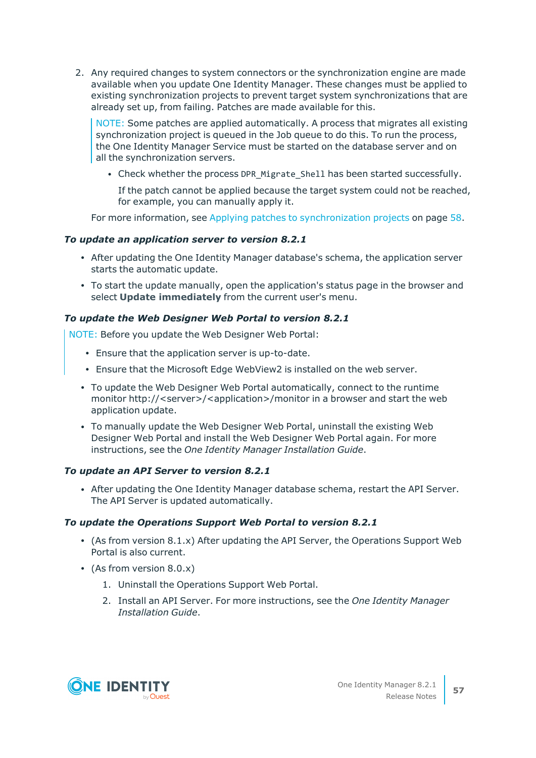2. Any required changes to system connectors or the synchronization engine are made available when you update One Identity Manager. These changes must be applied to existing synchronization projects to prevent target system synchronizations that are already set up, from failing. Patches are made available for this.

   > NOTE: Some patches are applied automatically. A process that migrates all existing synchronization project is queued in the Job queue to do this. To run the process, the One Identity Manager Service must be started on the database server and on all the synchronization servers.

   - Check whether the process `DPR_Migrate_Shell` has been started successfully.

     If the patch cannot be applied because the target system could not be reached, for example, you can manually apply it.

   For more information, see Applying patches to synchronization projects on page 58.

***To update an application server to version 8.2.1***

- After updating the One Identity Manager database's schema, the application server starts the automatic update.
- To start the update manually, open the application's status page in the browser and select **Update immediately** from the current user's menu.

***To update the Web Designer Web Portal to version 8.2.1***

> NOTE: Before you update the Web Designer Web Portal:
>
> - Ensure that the application server is up-to-date.
> - Ensure that the Microsoft Edge WebView2 is installed on the web server.

- To update the Web Designer Web Portal automatically, connect to the runtime monitor http://<server>/<application>/monitor in a browser and start the web application update.
- To manually update the Web Designer Web Portal, uninstall the existing Web Designer Web Portal and install the Web Designer Web Portal again. For more instructions, see the *One Identity Manager Installation Guide*.

***To update an API Server to version 8.2.1***

- After updating the One Identity Manager database schema, restart the API Server. The API Server is updated automatically.

***To update the Operations Support Web Portal to version 8.2.1***

- (As from version 8.1.x) After updating the API Server, the Operations Support Web Portal is also current.
- (As from version 8.0.x)
  1. Uninstall the Operations Support Web Portal.
  2. Install an API Server. For more instructions, see the *One Identity Manager Installation Guide*.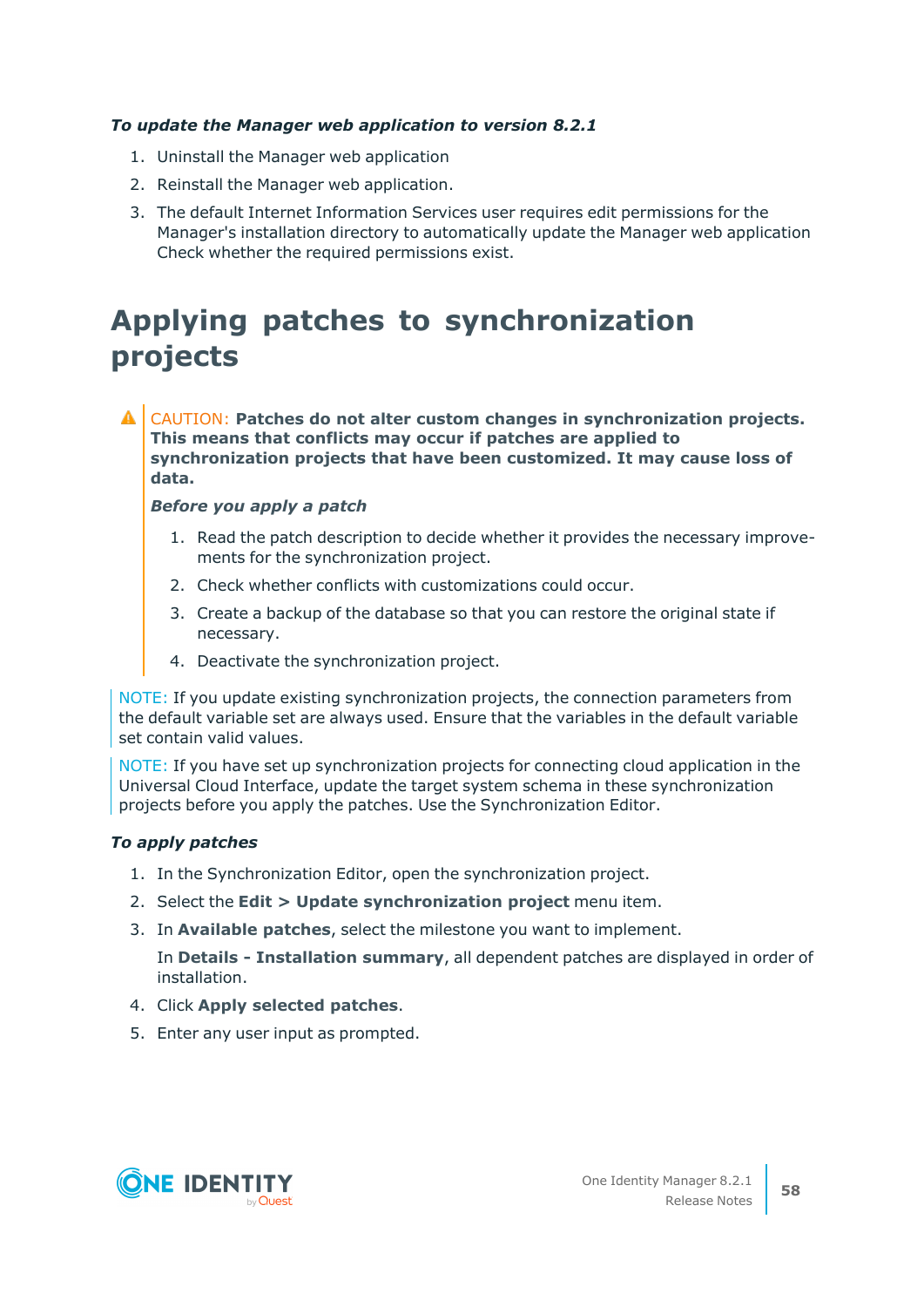***To update the Manager web application to version 8.2.1***

1. Uninstall the Manager web application
2. Reinstall the Manager web application.
3. The default Internet Information Services user requires edit permissions for the Manager's installation directory to automatically update the Manager web application Check whether the required permissions exist.

# Applying patches to synchronization projects

CAUTION: **Patches do not alter custom changes in synchronization projects. This means that conflicts may occur if patches are applied to synchronization projects that have been customized. It may cause loss of data.**

***Before you apply a patch***

1. Read the patch description to decide whether it provides the necessary improvements for the synchronization project.
2. Check whether conflicts with customizations could occur.
3. Create a backup of the database so that you can restore the original state if necessary.
4. Deactivate the synchronization project.

NOTE: If you update existing synchronization projects, the connection parameters from the default variable set are always used. Ensure that the variables in the default variable set contain valid values.

NOTE: If you have set up synchronization projects for connecting cloud application in the Universal Cloud Interface, update the target system schema in these synchronization projects before you apply the patches. Use the Synchronization Editor.

***To apply patches***

1. In the Synchronization Editor, open the synchronization project.
2. Select the **Edit > Update synchronization project** menu item.
3. In **Available patches**, select the milestone you want to implement.

   In **Details - Installation summary**, all dependent patches are displayed in order of installation.
4. Click **Apply selected patches**.
5. Enter any user input as prompted.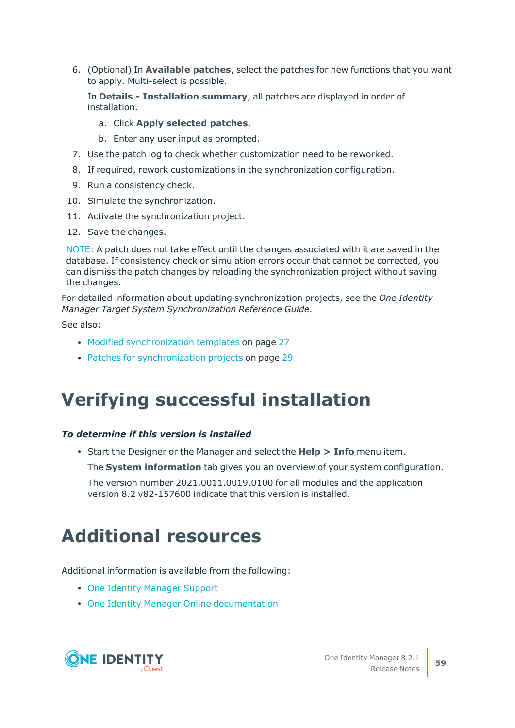6. (Optional) In **Available patches**, select the patches for new functions that you want to apply. Multi-select is possible.

   In **Details - Installation summary**, all patches are displayed in order of installation.

   a. Click **Apply selected patches**.

   b. Enter any user input as prompted.

7. Use the patch log to check whether customization need to be reworked.
8. If required, rework customizations in the synchronization configuration.
9. Run a consistency check.
10. Simulate the synchronization.
11. Activate the synchronization project.
12. Save the changes.

NOTE: A patch does not take effect until the changes associated with it are saved in the database. If consistency check or simulation errors occur that cannot be corrected, you can dismiss the patch changes by reloading the synchronization project without saving the changes.

For detailed information about updating synchronization projects, see the *One Identity Manager Target System Synchronization Reference Guide*.

See also:

- Modified synchronization templates on page 27
- Patches for synchronization projects on page 29

# Verifying successful installation

***To determine if this version is installed***

- Start the Designer or the Manager and select the **Help > Info** menu item.

  The **System information** tab gives you an overview of your system configuration.

  The version number 2021.0011.0019.0100 for all modules and the application version 8.2 v82-157600 indicate that this version is installed.

# Additional resources

Additional information is available from the following:

- One Identity Manager Support
- One Identity Manager Online documentation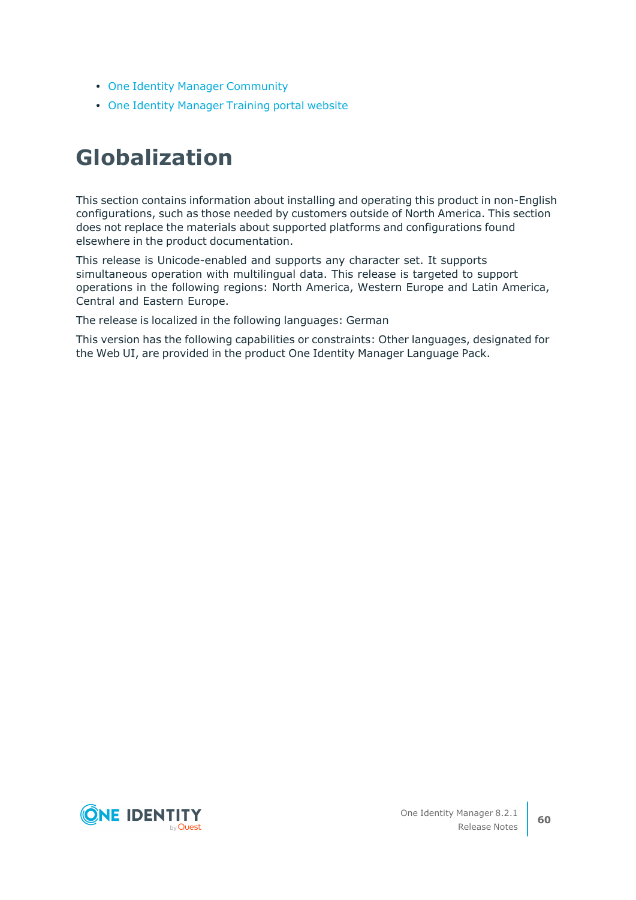- One Identity Manager Community
- One Identity Manager Training portal website

# Globalization

This section contains information about installing and operating this product in non-English configurations, such as those needed by customers outside of North America. This section does not replace the materials about supported platforms and configurations found elsewhere in the product documentation.

This release is Unicode-enabled and supports any character set. It supports simultaneous operation with multilingual data. This release is targeted to support operations in the following regions: North America, Western Europe and Latin America, Central and Eastern Europe.

The release is localized in the following languages: German

This version has the following capabilities or constraints: Other languages, designated for the Web UI, are provided in the product One Identity Manager Language Pack.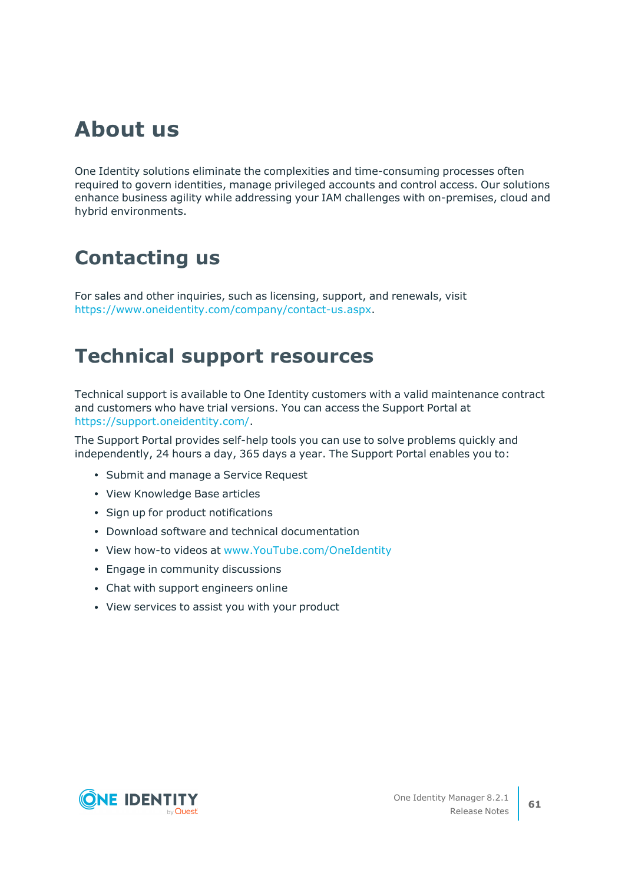# About us

One Identity solutions eliminate the complexities and time-consuming processes often required to govern identities, manage privileged accounts and control access. Our solutions enhance business agility while addressing your IAM challenges with on-premises, cloud and hybrid environments.

# Contacting us

For sales and other inquiries, such as licensing, support, and renewals, visit https://www.oneidentity.com/company/contact-us.aspx.

# Technical support resources

Technical support is available to One Identity customers with a valid maintenance contract and customers who have trial versions. You can access the Support Portal at https://support.oneidentity.com/.

The Support Portal provides self-help tools you can use to solve problems quickly and independently, 24 hours a day, 365 days a year. The Support Portal enables you to:

- Submit and manage a Service Request
- View Knowledge Base articles
- Sign up for product notifications
- Download software and technical documentation
- View how-to videos at www.YouTube.com/OneIdentity
- Engage in community discussions
- Chat with support engineers online
- View services to assist you with your product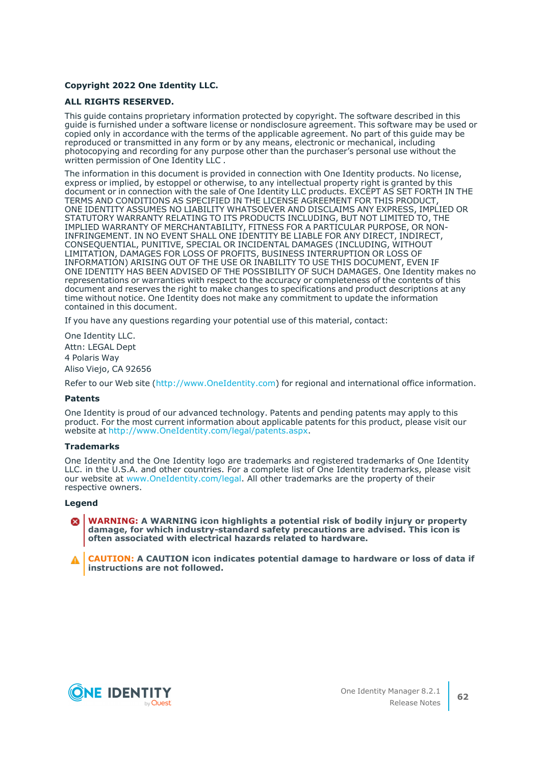**Copyright 2022 One Identity LLC.**

**ALL RIGHTS RESERVED.**

This guide contains proprietary information protected by copyright. The software described in this guide is furnished under a software license or nondisclosure agreement. This software may be used or copied only in accordance with the terms of the applicable agreement. No part of this guide may be reproduced or transmitted in any form or by any means, electronic or mechanical, including photocopying and recording for any purpose other than the purchaser's personal use without the written permission of One Identity LLC .

The information in this document is provided in connection with One Identity products. No license, express or implied, by estoppel or otherwise, to any intellectual property right is granted by this document or in connection with the sale of One Identity LLC products. EXCEPT AS SET FORTH IN THE TERMS AND CONDITIONS AS SPECIFIED IN THE LICENSE AGREEMENT FOR THIS PRODUCT, ONE IDENTITY ASSUMES NO LIABILITY WHATSOEVER AND DISCLAIMS ANY EXPRESS, IMPLIED OR STATUTORY WARRANTY RELATING TO ITS PRODUCTS INCLUDING, BUT NOT LIMITED TO, THE IMPLIED WARRANTY OF MERCHANTABILITY, FITNESS FOR A PARTICULAR PURPOSE, OR NON-INFRINGEMENT. IN NO EVENT SHALL ONE IDENTITY BE LIABLE FOR ANY DIRECT, INDIRECT, CONSEQUENTIAL, PUNITIVE, SPECIAL OR INCIDENTAL DAMAGES (INCLUDING, WITHOUT LIMITATION, DAMAGES FOR LOSS OF PROFITS, BUSINESS INTERRUPTION OR LOSS OF INFORMATION) ARISING OUT OF THE USE OR INABILITY TO USE THIS DOCUMENT, EVEN IF ONE IDENTITY HAS BEEN ADVISED OF THE POSSIBILITY OF SUCH DAMAGES. One Identity makes no representations or warranties with respect to the accuracy or completeness of the contents of this document and reserves the right to make changes to specifications and product descriptions at any time without notice. One Identity does not make any commitment to update the information contained in this document.

If you have any questions regarding your potential use of this material, contact:

One Identity LLC.
Attn: LEGAL Dept
4 Polaris Way
Aliso Viejo, CA 92656

Refer to our Web site (http://www.OneIdentity.com) for regional and international office information.

### Patents

One Identity is proud of our advanced technology. Patents and pending patents may apply to this product. For the most current information about applicable patents for this product, please visit our website at http://www.OneIdentity.com/legal/patents.aspx.

### Trademarks

One Identity and the One Identity logo are trademarks and registered trademarks of One Identity LLC. in the U.S.A. and other countries. For a complete list of One Identity trademarks, please visit our website at www.OneIdentity.com/legal. All other trademarks are the property of their respective owners.

### Legend

**WARNING: A WARNING icon highlights a potential risk of bodily injury or property damage, for which industry-standard safety precautions are advised. This icon is often associated with electrical hazards related to hardware.**

**CAUTION: A CAUTION icon indicates potential damage to hardware or loss of data if instructions are not followed.**